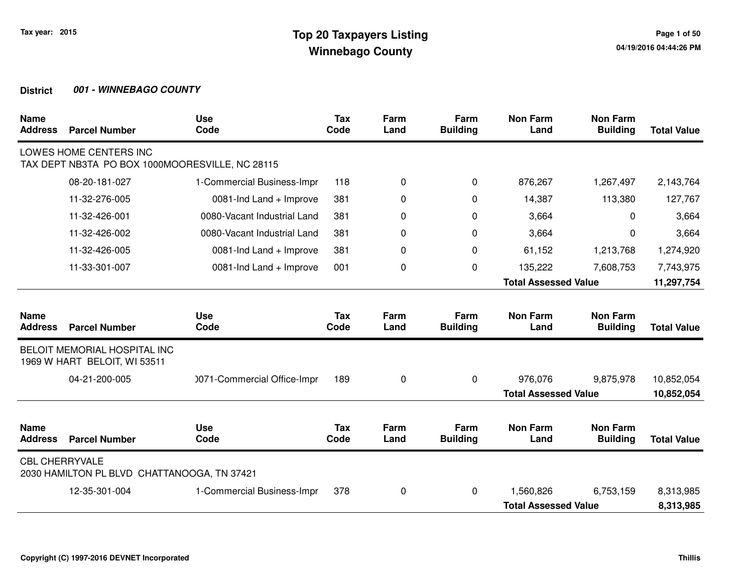Tax year: 2015

# Top 20 Taxpayers Listing
## Winnebago County

**District** ***001 - WINNEBAGO COUNTY***

| Name / Address | Parcel Number | Use Code | Tax Code | Farm Land | Farm Building | Non Farm Land | Non Farm Building | Total Value |
|---|---|---|---|---|---|---|---|---|
| LOWES HOME CENTERS INC<br>TAX DEPT NB3TA PO BOX 1000MOORESVILLE, NC 28115 | | | | | | | | |
| | 08-20-181-027 | 1-Commercial Business-Impr | 118 | 0 | 0 | 876,267 | 1,267,497 | 2,143,764 |
| | 11-32-276-005 | 0081-Ind Land + Improve | 381 | 0 | 0 | 14,387 | 113,380 | 127,767 |
| | 11-32-426-001 | 0080-Vacant Industrial Land | 381 | 0 | 0 | 3,664 | 0 | 3,664 |
| | 11-32-426-002 | 0080-Vacant Industrial Land | 381 | 0 | 0 | 3,664 | 0 | 3,664 |
| | 11-32-426-005 | 0081-Ind Land + Improve | 381 | 0 | 0 | 61,152 | 1,213,768 | 1,274,920 |
| | 11-33-301-007 | 0081-Ind Land + Improve | 001 | 0 | 0 | 135,222 | 7,608,753 | 7,743,975 |
| | | | | | | **Total Assessed Value** | | **11,297,754** |

| Name / Address | Parcel Number | Use Code | Tax Code | Farm Land | Farm Building | Non Farm Land | Non Farm Building | Total Value |
|---|---|---|---|---|---|---|---|---|
| BELOIT MEMORIAL HOSPITAL INC<br>1969 W HART BELOIT, WI 53511 | | | | | | | | |
| | 04-21-200-005 | 0071-Commercial Office-Impr | 189 | 0 | 0 | 976,076 | 9,875,978 | 10,852,054 |
| | | | | | | **Total Assessed Value** | | **10,852,054** |

| Name / Address | Parcel Number | Use Code | Tax Code | Farm Land | Farm Building | Non Farm Land | Non Farm Building | Total Value |
|---|---|---|---|---|---|---|---|---|
| CBL CHERRYVALE<br>2030 HAMILTON PL BLVD CHATTANOOGA, TN 37421 | | | | | | | | |
| | 12-35-301-004 | 1-Commercial Business-Impr | 378 | 0 | 0 | 1,560,826 | 6,753,159 | 8,313,985 |
| | | | | | | **Total Assessed Value** | | **8,313,985** |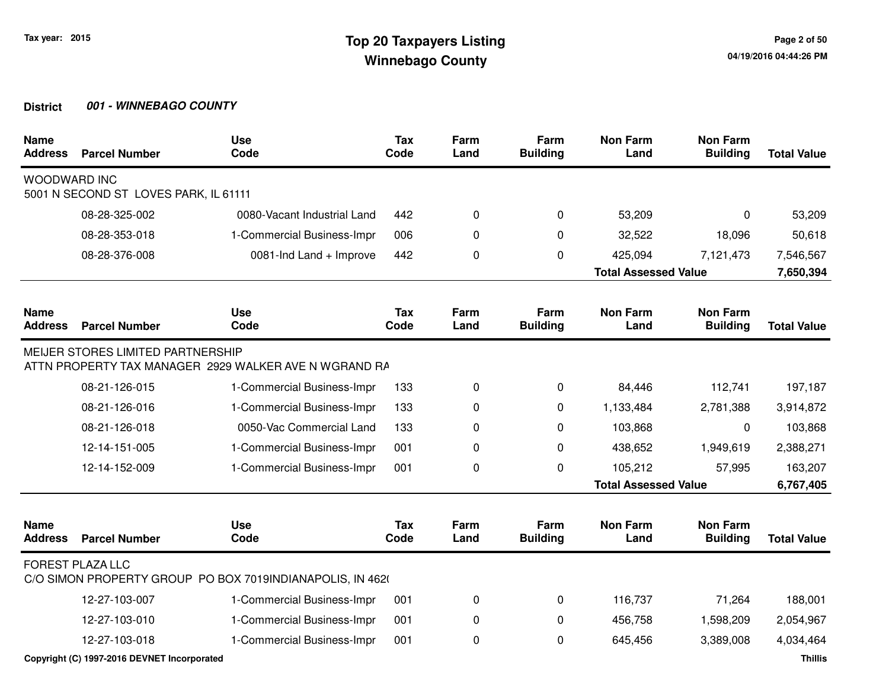Tax year: 2015

# Top 20 Taxpayers Listing
## Winnebago County

**District** ***001 - WINNEBAGO COUNTY***

| Name / Address | Parcel Number | Use Code | Tax Code | Farm Land | Farm Building | Non Farm Land | Non Farm Building | Total Value |
|---|---|---|---|---|---|---|---|---|
| WOODWARD INC<br>5001 N SECOND ST LOVES PARK, IL 61111 | | | | | | | | |
| | 08-28-325-002 | 0080-Vacant Industrial Land | 442 | 0 | 0 | 53,209 | 0 | 53,209 |
| | 08-28-353-018 | 1-Commercial Business-Impr | 006 | 0 | 0 | 32,522 | 18,096 | 50,618 |
| | 08-28-376-008 | 0081-Ind Land + Improve | 442 | 0 | 0 | 425,094 | 7,121,473 | 7,546,567 |
| | | | | | | **Total Assessed Value** | | **7,650,394** |

| Name / Address | Parcel Number | Use Code | Tax Code | Farm Land | Farm Building | Non Farm Land | Non Farm Building | Total Value |
|---|---|---|---|---|---|---|---|---|
| MEIJER STORES LIMITED PARTNERSHIP<br>ATTN PROPERTY TAX MANAGER 2929 WALKER AVE N WGRAND RA | | | | | | | | |
| | 08-21-126-015 | 1-Commercial Business-Impr | 133 | 0 | 0 | 84,446 | 112,741 | 197,187 |
| | 08-21-126-016 | 1-Commercial Business-Impr | 133 | 0 | 0 | 1,133,484 | 2,781,388 | 3,914,872 |
| | 08-21-126-018 | 0050-Vac Commercial Land | 133 | 0 | 0 | 103,868 | 0 | 103,868 |
| | 12-14-151-005 | 1-Commercial Business-Impr | 001 | 0 | 0 | 438,652 | 1,949,619 | 2,388,271 |
| | 12-14-152-009 | 1-Commercial Business-Impr | 001 | 0 | 0 | 105,212 | 57,995 | 163,207 |
| | | | | | | **Total Assessed Value** | | **6,767,405** |

| Name / Address | Parcel Number | Use Code | Tax Code | Farm Land | Farm Building | Non Farm Land | Non Farm Building | Total Value |
|---|---|---|---|---|---|---|---|---|
| FOREST PLAZA LLC<br>C/O SIMON PROPERTY GROUP PO BOX 7019INDIANAPOLIS, IN 462( | | | | | | | | |
| | 12-27-103-007 | 1-Commercial Business-Impr | 001 | 0 | 0 | 116,737 | 71,264 | 188,001 |
| | 12-27-103-010 | 1-Commercial Business-Impr | 001 | 0 | 0 | 456,758 | 1,598,209 | 2,054,967 |
| | 12-27-103-018 | 1-Commercial Business-Impr | 001 | 0 | 0 | 645,456 | 3,389,008 | 4,034,464 |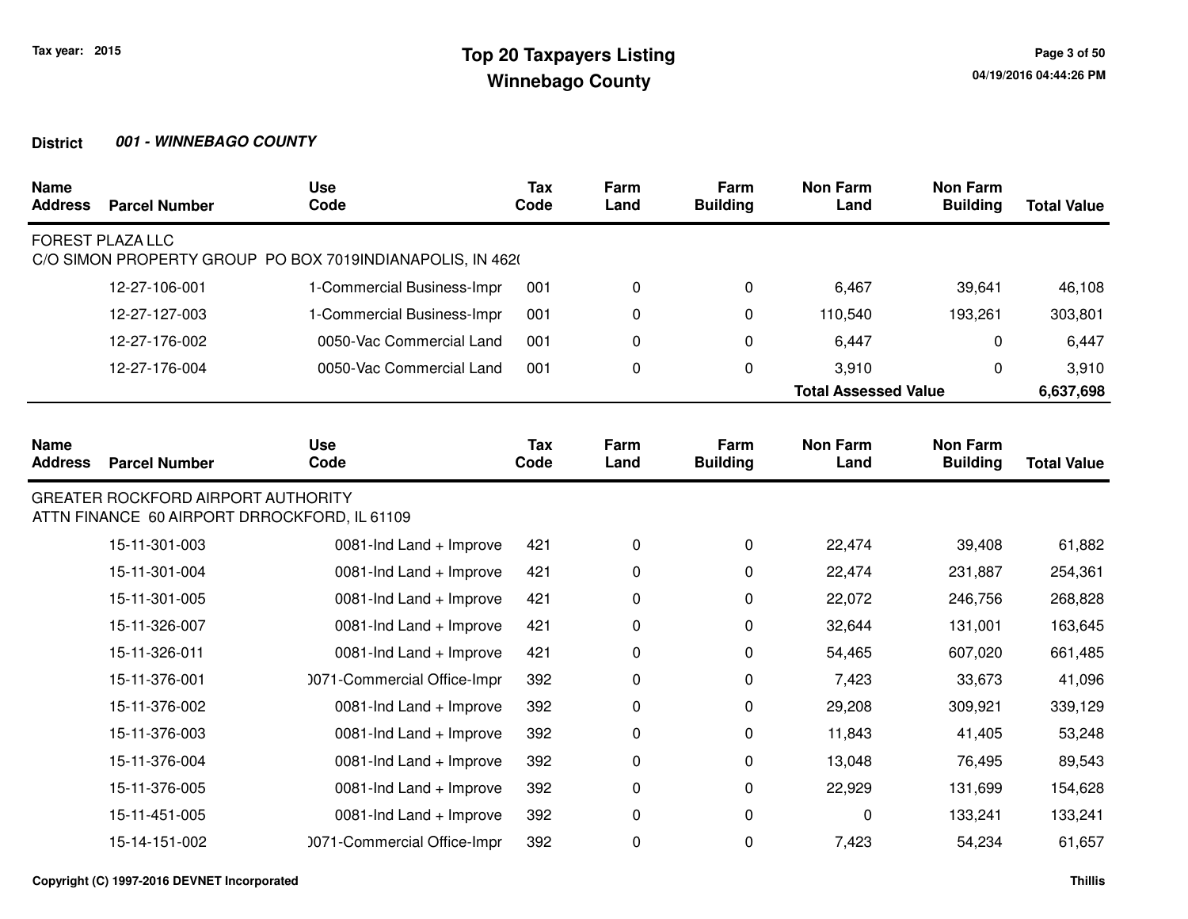Tax year: 2015

# Top 20 Taxpayers Listing
## Winnebago County

04/19/2016 04:44:26 PM

**District** ***001 - WINNEBAGO COUNTY***

| Name Address | Parcel Number | Use Code | Tax Code | Farm Land | Farm Building | Non Farm Land | Non Farm Building | Total Value |
|---|---|---|---|---|---|---|---|---|
| FOREST PLAZA LLC | | | | | | | | |
| C/O SIMON PROPERTY GROUP PO BOX 7019INDIANAPOLIS, IN 462( | | | | | | | | |
| | 12-27-106-001 | 1-Commercial Business-Impr | 001 | 0 | 0 | 6,467 | 39,641 | 46,108 |
| | 12-27-127-003 | 1-Commercial Business-Impr | 001 | 0 | 0 | 110,540 | 193,261 | 303,801 |
| | 12-27-176-002 | 0050-Vac Commercial Land | 001 | 0 | 0 | 6,447 | 0 | 6,447 |
| | 12-27-176-004 | 0050-Vac Commercial Land | 001 | 0 | 0 | 3,910 | 0 | 3,910 |
| | | | | | | **Total Assessed Value** | | **6,637,698** |

| Name Address | Parcel Number | Use Code | Tax Code | Farm Land | Farm Building | Non Farm Land | Non Farm Building | Total Value |
|---|---|---|---|---|---|---|---|---|
| GREATER ROCKFORD AIRPORT AUTHORITY | | | | | | | | |
| ATTN FINANCE 60 AIRPORT DRROCKFORD, IL 61109 | | | | | | | | |
| | 15-11-301-003 | 0081-Ind Land + Improve | 421 | 0 | 0 | 22,474 | 39,408 | 61,882 |
| | 15-11-301-004 | 0081-Ind Land + Improve | 421 | 0 | 0 | 22,474 | 231,887 | 254,361 |
| | 15-11-301-005 | 0081-Ind Land + Improve | 421 | 0 | 0 | 22,072 | 246,756 | 268,828 |
| | 15-11-326-007 | 0081-Ind Land + Improve | 421 | 0 | 0 | 32,644 | 131,001 | 163,645 |
| | 15-11-326-011 | 0081-Ind Land + Improve | 421 | 0 | 0 | 54,465 | 607,020 | 661,485 |
| | 15-11-376-001 | )071-Commercial Office-Impr | 392 | 0 | 0 | 7,423 | 33,673 | 41,096 |
| | 15-11-376-002 | 0081-Ind Land + Improve | 392 | 0 | 0 | 29,208 | 309,921 | 339,129 |
| | 15-11-376-003 | 0081-Ind Land + Improve | 392 | 0 | 0 | 11,843 | 41,405 | 53,248 |
| | 15-11-376-004 | 0081-Ind Land + Improve | 392 | 0 | 0 | 13,048 | 76,495 | 89,543 |
| | 15-11-376-005 | 0081-Ind Land + Improve | 392 | 0 | 0 | 22,929 | 131,699 | 154,628 |
| | 15-11-451-005 | 0081-Ind Land + Improve | 392 | 0 | 0 | 0 | 133,241 | 133,241 |
| | 15-14-151-002 | )071-Commercial Office-Impr | 392 | 0 | 0 | 7,423 | 54,234 | 61,657 |

Copyright (C) 1997-2016 DEVNET Incorporated

Thillis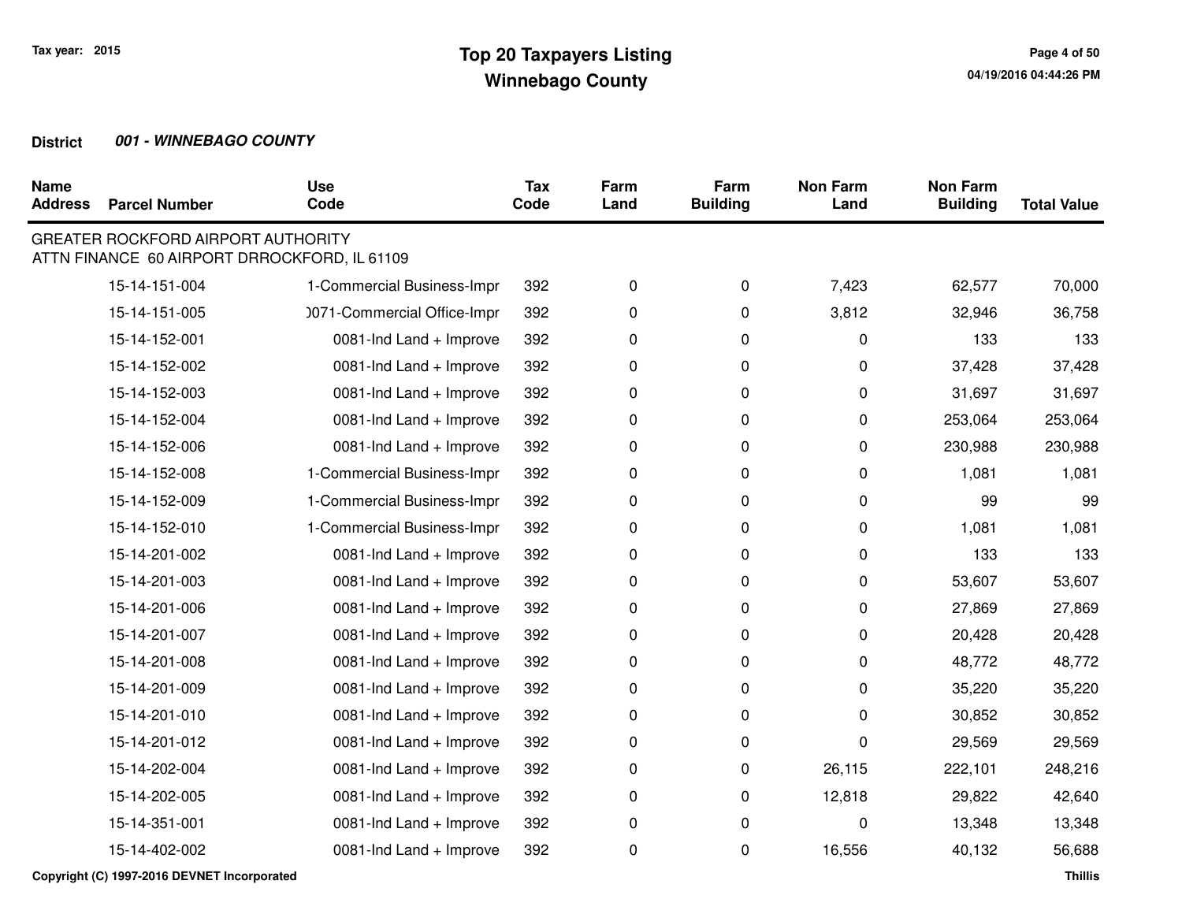Tax year: 2015

# Top 20 Taxpayers Listing
## Winnebago County

**District** ***001 - WINNEBAGO COUNTY***

| Name Address | Parcel Number | Use Code | Tax Code | Farm Land | Farm Building | Non Farm Land | Non Farm Building | Total Value |
|---|---|---|---|---|---|---|---|---|
| GREATER ROCKFORD AIRPORT AUTHORITY<br>ATTN FINANCE 60 AIRPORT DRROCKFORD, IL 61109 | | | | | | | | |
| | 15-14-151-004 | 1-Commercial Business-Impr | 392 | 0 | 0 | 7,423 | 62,577 | 70,000 |
| | 15-14-151-005 | )071-Commercial Office-Impr | 392 | 0 | 0 | 3,812 | 32,946 | 36,758 |
| | 15-14-152-001 | 0081-Ind Land + Improve | 392 | 0 | 0 | 0 | 133 | 133 |
| | 15-14-152-002 | 0081-Ind Land + Improve | 392 | 0 | 0 | 0 | 37,428 | 37,428 |
| | 15-14-152-003 | 0081-Ind Land + Improve | 392 | 0 | 0 | 0 | 31,697 | 31,697 |
| | 15-14-152-004 | 0081-Ind Land + Improve | 392 | 0 | 0 | 0 | 253,064 | 253,064 |
| | 15-14-152-006 | 0081-Ind Land + Improve | 392 | 0 | 0 | 0 | 230,988 | 230,988 |
| | 15-14-152-008 | 1-Commercial Business-Impr | 392 | 0 | 0 | 0 | 1,081 | 1,081 |
| | 15-14-152-009 | 1-Commercial Business-Impr | 392 | 0 | 0 | 0 | 99 | 99 |
| | 15-14-152-010 | 1-Commercial Business-Impr | 392 | 0 | 0 | 0 | 1,081 | 1,081 |
| | 15-14-201-002 | 0081-Ind Land + Improve | 392 | 0 | 0 | 0 | 133 | 133 |
| | 15-14-201-003 | 0081-Ind Land + Improve | 392 | 0 | 0 | 0 | 53,607 | 53,607 |
| | 15-14-201-006 | 0081-Ind Land + Improve | 392 | 0 | 0 | 0 | 27,869 | 27,869 |
| | 15-14-201-007 | 0081-Ind Land + Improve | 392 | 0 | 0 | 0 | 20,428 | 20,428 |
| | 15-14-201-008 | 0081-Ind Land + Improve | 392 | 0 | 0 | 0 | 48,772 | 48,772 |
| | 15-14-201-009 | 0081-Ind Land + Improve | 392 | 0 | 0 | 0 | 35,220 | 35,220 |
| | 15-14-201-010 | 0081-Ind Land + Improve | 392 | 0 | 0 | 0 | 30,852 | 30,852 |
| | 15-14-201-012 | 0081-Ind Land + Improve | 392 | 0 | 0 | 0 | 29,569 | 29,569 |
| | 15-14-202-004 | 0081-Ind Land + Improve | 392 | 0 | 0 | 26,115 | 222,101 | 248,216 |
| | 15-14-202-005 | 0081-Ind Land + Improve | 392 | 0 | 0 | 12,818 | 29,822 | 42,640 |
| | 15-14-351-001 | 0081-Ind Land + Improve | 392 | 0 | 0 | 0 | 13,348 | 13,348 |
| | 15-14-402-002 | 0081-Ind Land + Improve | 392 | 0 | 0 | 16,556 | 40,132 | 56,688 |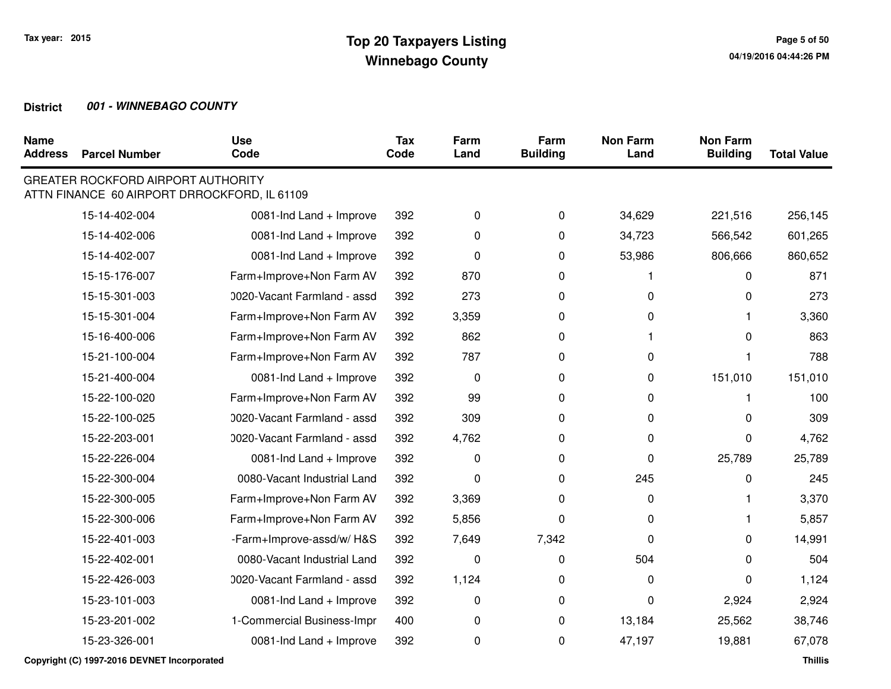# Top 20 Taxpayers Listing
## Winnebago County

Tax year: 2015

**District** ***001 - WINNEBAGO COUNTY***

| Name Address | Parcel Number | Use Code | Tax Code | Farm Land | Farm Building | Non Farm Land | Non Farm Building | Total Value |
|---|---|---|---|---|---|---|---|---|
| GREATER ROCKFORD AIRPORT AUTHORITY<br>ATTN FINANCE 60 AIRPORT DRROCKFORD, IL 61109 | | | | | | | | |
| | 15-14-402-004 | 0081-Ind Land + Improve | 392 | 0 | 0 | 34,629 | 221,516 | 256,145 |
| | 15-14-402-006 | 0081-Ind Land + Improve | 392 | 0 | 0 | 34,723 | 566,542 | 601,265 |
| | 15-14-402-007 | 0081-Ind Land + Improve | 392 | 0 | 0 | 53,986 | 806,666 | 860,652 |
| | 15-15-176-007 | Farm+Improve+Non Farm AV | 392 | 870 | 0 | 1 | 0 | 871 |
| | 15-15-301-003 | 0020-Vacant Farmland - assd | 392 | 273 | 0 | 0 | 0 | 273 |
| | 15-15-301-004 | Farm+Improve+Non Farm AV | 392 | 3,359 | 0 | 0 | 1 | 3,360 |
| | 15-16-400-006 | Farm+Improve+Non Farm AV | 392 | 862 | 0 | 1 | 0 | 863 |
| | 15-21-100-004 | Farm+Improve+Non Farm AV | 392 | 787 | 0 | 0 | 1 | 788 |
| | 15-21-400-004 | 0081-Ind Land + Improve | 392 | 0 | 0 | 0 | 151,010 | 151,010 |
| | 15-22-100-020 | Farm+Improve+Non Farm AV | 392 | 99 | 0 | 0 | 1 | 100 |
| | 15-22-100-025 | 0020-Vacant Farmland - assd | 392 | 309 | 0 | 0 | 0 | 309 |
| | 15-22-203-001 | 0020-Vacant Farmland - assd | 392 | 4,762 | 0 | 0 | 0 | 4,762 |
| | 15-22-226-004 | 0081-Ind Land + Improve | 392 | 0 | 0 | 0 | 25,789 | 25,789 |
| | 15-22-300-004 | 0080-Vacant Industrial Land | 392 | 0 | 0 | 245 | 0 | 245 |
| | 15-22-300-005 | Farm+Improve+Non Farm AV | 392 | 3,369 | 0 | 0 | 1 | 3,370 |
| | 15-22-300-006 | Farm+Improve+Non Farm AV | 392 | 5,856 | 0 | 0 | 1 | 5,857 |
| | 15-22-401-003 | -Farm+Improve-assd/w/ H&S | 392 | 7,649 | 7,342 | 0 | 0 | 14,991 |
| | 15-22-402-001 | 0080-Vacant Industrial Land | 392 | 0 | 0 | 504 | 0 | 504 |
| | 15-22-426-003 | 0020-Vacant Farmland - assd | 392 | 1,124 | 0 | 0 | 0 | 1,124 |
| | 15-23-101-003 | 0081-Ind Land + Improve | 392 | 0 | 0 | 0 | 2,924 | 2,924 |
| | 15-23-201-002 | 1-Commercial Business-Impr | 400 | 0 | 0 | 13,184 | 25,562 | 38,746 |
| | 15-23-326-001 | 0081-Ind Land + Improve | 392 | 0 | 0 | 47,197 | 19,881 | 67,078 |

Copyright (C) 1997-2016 DEVNET Incorporated — Thillis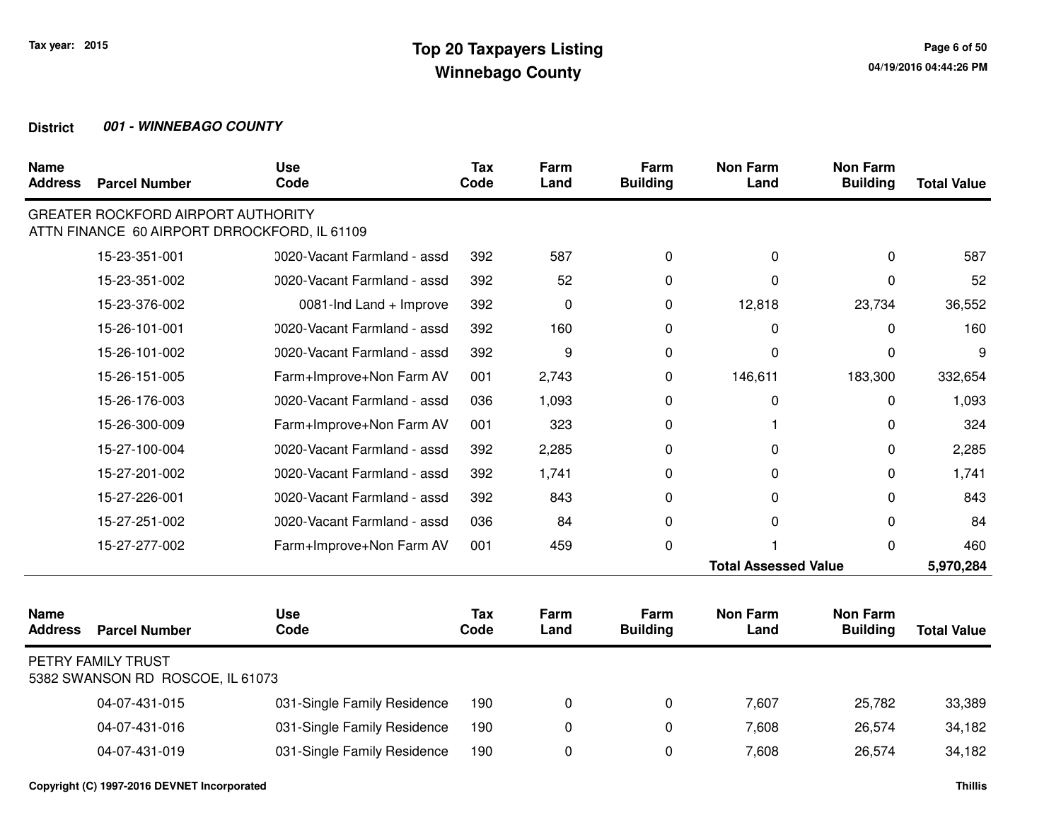**Tax year: 2015**

# Top 20 Taxpayers Listing
## Winnebago County

**District** ***001 - WINNEBAGO COUNTY***

| Name Address | Parcel Number | Use Code | Tax Code | Farm Land | Farm Building | Non Farm Land | Non Farm Building | Total Value |
|---|---|---|---|---|---|---|---|---|
| GREATER ROCKFORD AIRPORT AUTHORITY ATTN FINANCE 60 AIRPORT DRROCKFORD, IL 61109 | | | | | | | | |
| | 15-23-351-001 | 0020-Vacant Farmland - assd | 392 | 587 | 0 | 0 | 0 | 587 |
| | 15-23-351-002 | 0020-Vacant Farmland - assd | 392 | 52 | 0 | 0 | 0 | 52 |
| | 15-23-376-002 | 0081-Ind Land + Improve | 392 | 0 | 0 | 12,818 | 23,734 | 36,552 |
| | 15-26-101-001 | 0020-Vacant Farmland - assd | 392 | 160 | 0 | 0 | 0 | 160 |
| | 15-26-101-002 | 0020-Vacant Farmland - assd | 392 | 9 | 0 | 0 | 0 | 9 |
| | 15-26-151-005 | Farm+Improve+Non Farm AV | 001 | 2,743 | 0 | 146,611 | 183,300 | 332,654 |
| | 15-26-176-003 | 0020-Vacant Farmland - assd | 036 | 1,093 | 0 | 0 | 0 | 1,093 |
| | 15-26-300-009 | Farm+Improve+Non Farm AV | 001 | 323 | 0 | 1 | 0 | 324 |
| | 15-27-100-004 | 0020-Vacant Farmland - assd | 392 | 2,285 | 0 | 0 | 0 | 2,285 |
| | 15-27-201-002 | 0020-Vacant Farmland - assd | 392 | 1,741 | 0 | 0 | 0 | 1,741 |
| | 15-27-226-001 | 0020-Vacant Farmland - assd | 392 | 843 | 0 | 0 | 0 | 843 |
| | 15-27-251-002 | 0020-Vacant Farmland - assd | 036 | 84 | 0 | 0 | 0 | 84 |
| | 15-27-277-002 | Farm+Improve+Non Farm AV | 001 | 459 | 0 | 1 | 0 | 460 |
| | | | | | | **Total Assessed Value** | | **5,970,284** |

| Name Address | Parcel Number | Use Code | Tax Code | Farm Land | Farm Building | Non Farm Land | Non Farm Building | Total Value |
|---|---|---|---|---|---|---|---|---|
| PETRY FAMILY TRUST 5382 SWANSON RD ROSCOE, IL 61073 | | | | | | | | |
| | 04-07-431-015 | 031-Single Family Residence | 190 | 0 | 0 | 7,607 | 25,782 | 33,389 |
| | 04-07-431-016 | 031-Single Family Residence | 190 | 0 | 0 | 7,608 | 26,574 | 34,182 |
| | 04-07-431-019 | 031-Single Family Residence | 190 | 0 | 0 | 7,608 | 26,574 | 34,182 |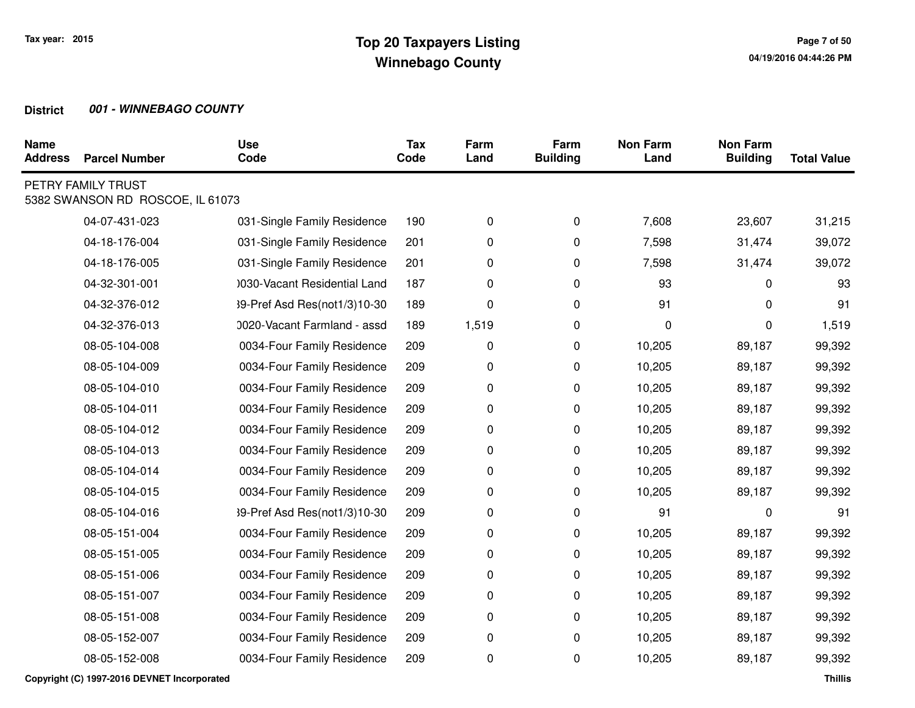# Top 20 Taxpayers Listing
## Winnebago County

Tax year: 2015

**District** ***001 - WINNEBAGO COUNTY***

| Name Address | Parcel Number | Use Code | Tax Code | Farm Land | Farm Building | Non Farm Land | Non Farm Building | Total Value |
|---|---|---|---|---|---|---|---|---|
| PETRY FAMILY TRUST<br>5382 SWANSON RD ROSCOE, IL 61073 | | | | | | | | |
| | 04-07-431-023 | 031-Single Family Residence | 190 | 0 | 0 | 7,608 | 23,607 | 31,215 |
| | 04-18-176-004 | 031-Single Family Residence | 201 | 0 | 0 | 7,598 | 31,474 | 39,072 |
| | 04-18-176-005 | 031-Single Family Residence | 201 | 0 | 0 | 7,598 | 31,474 | 39,072 |
| | 04-32-301-001 | )030-Vacant Residential Land | 187 | 0 | 0 | 93 | 0 | 93 |
| | 04-32-376-012 | 39-Pref Asd Res(not1/3)10-30 | 189 | 0 | 0 | 91 | 0 | 91 |
| | 04-32-376-013 | )020-Vacant Farmland - assd | 189 | 1,519 | 0 | 0 | 0 | 1,519 |
| | 08-05-104-008 | 0034-Four Family Residence | 209 | 0 | 0 | 10,205 | 89,187 | 99,392 |
| | 08-05-104-009 | 0034-Four Family Residence | 209 | 0 | 0 | 10,205 | 89,187 | 99,392 |
| | 08-05-104-010 | 0034-Four Family Residence | 209 | 0 | 0 | 10,205 | 89,187 | 99,392 |
| | 08-05-104-011 | 0034-Four Family Residence | 209 | 0 | 0 | 10,205 | 89,187 | 99,392 |
| | 08-05-104-012 | 0034-Four Family Residence | 209 | 0 | 0 | 10,205 | 89,187 | 99,392 |
| | 08-05-104-013 | 0034-Four Family Residence | 209 | 0 | 0 | 10,205 | 89,187 | 99,392 |
| | 08-05-104-014 | 0034-Four Family Residence | 209 | 0 | 0 | 10,205 | 89,187 | 99,392 |
| | 08-05-104-015 | 0034-Four Family Residence | 209 | 0 | 0 | 10,205 | 89,187 | 99,392 |
| | 08-05-104-016 | 39-Pref Asd Res(not1/3)10-30 | 209 | 0 | 0 | 91 | 0 | 91 |
| | 08-05-151-004 | 0034-Four Family Residence | 209 | 0 | 0 | 10,205 | 89,187 | 99,392 |
| | 08-05-151-005 | 0034-Four Family Residence | 209 | 0 | 0 | 10,205 | 89,187 | 99,392 |
| | 08-05-151-006 | 0034-Four Family Residence | 209 | 0 | 0 | 10,205 | 89,187 | 99,392 |
| | 08-05-151-007 | 0034-Four Family Residence | 209 | 0 | 0 | 10,205 | 89,187 | 99,392 |
| | 08-05-151-008 | 0034-Four Family Residence | 209 | 0 | 0 | 10,205 | 89,187 | 99,392 |
| | 08-05-152-007 | 0034-Four Family Residence | 209 | 0 | 0 | 10,205 | 89,187 | 99,392 |
| | 08-05-152-008 | 0034-Four Family Residence | 209 | 0 | 0 | 10,205 | 89,187 | 99,392 |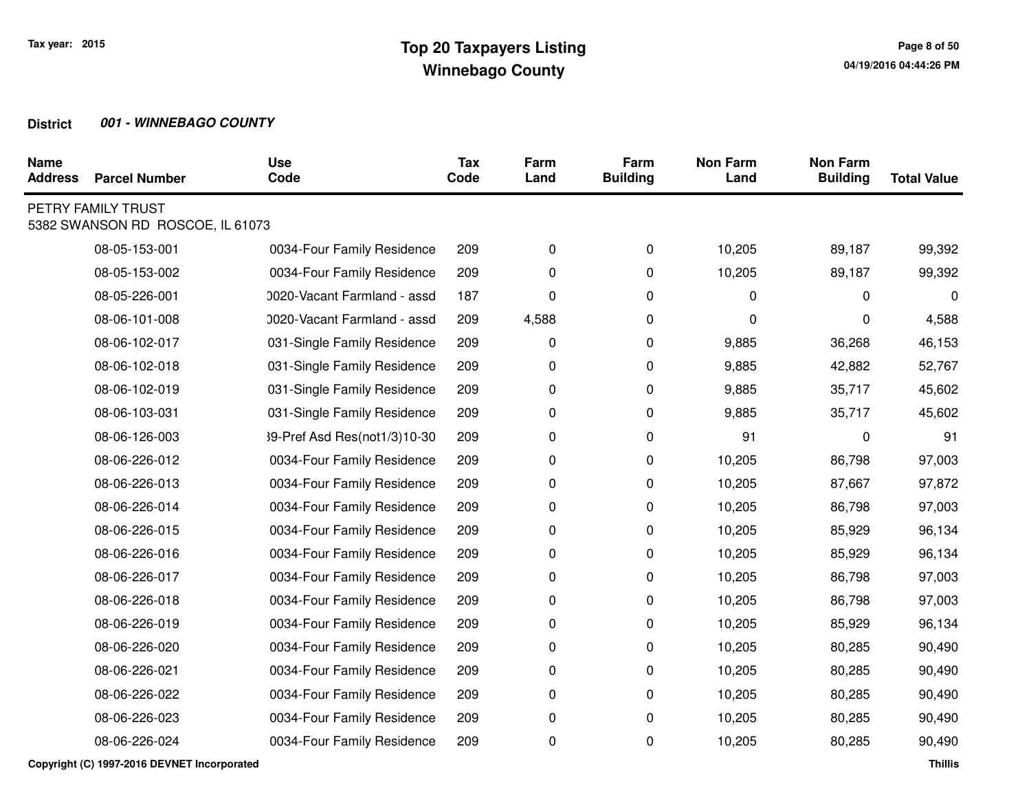# Top 20 Taxpayers Listing
## Winnebago County

Tax year: 2015

04/19/2016 04:44:26 PM

**District** ***001 - WINNEBAGO COUNTY***

| Name Address | Parcel Number | Use Code | Tax Code | Farm Land | Farm Building | Non Farm Land | Non Farm Building | Total Value |
|---|---|---|---|---|---|---|---|---|
| PETRY FAMILY TRUST 5382 SWANSON RD ROSCOE, IL 61073 | | | | | | | | |
| | 08-05-153-001 | 0034-Four Family Residence | 209 | 0 | 0 | 10,205 | 89,187 | 99,392 |
| | 08-05-153-002 | 0034-Four Family Residence | 209 | 0 | 0 | 10,205 | 89,187 | 99,392 |
| | 08-05-226-001 | )020-Vacant Farmland - assd | 187 | 0 | 0 | 0 | 0 | 0 |
| | 08-06-101-008 | )020-Vacant Farmland - assd | 209 | 4,588 | 0 | 0 | 0 | 4,588 |
| | 08-06-102-017 | 031-Single Family Residence | 209 | 0 | 0 | 9,885 | 36,268 | 46,153 |
| | 08-06-102-018 | 031-Single Family Residence | 209 | 0 | 0 | 9,885 | 42,882 | 52,767 |
| | 08-06-102-019 | 031-Single Family Residence | 209 | 0 | 0 | 9,885 | 35,717 | 45,602 |
| | 08-06-103-031 | 031-Single Family Residence | 209 | 0 | 0 | 9,885 | 35,717 | 45,602 |
| | 08-06-126-003 | 39-Pref Asd Res(not1/3)10-30 | 209 | 0 | 0 | 91 | 0 | 91 |
| | 08-06-226-012 | 0034-Four Family Residence | 209 | 0 | 0 | 10,205 | 86,798 | 97,003 |
| | 08-06-226-013 | 0034-Four Family Residence | 209 | 0 | 0 | 10,205 | 87,667 | 97,872 |
| | 08-06-226-014 | 0034-Four Family Residence | 209 | 0 | 0 | 10,205 | 86,798 | 97,003 |
| | 08-06-226-015 | 0034-Four Family Residence | 209 | 0 | 0 | 10,205 | 85,929 | 96,134 |
| | 08-06-226-016 | 0034-Four Family Residence | 209 | 0 | 0 | 10,205 | 85,929 | 96,134 |
| | 08-06-226-017 | 0034-Four Family Residence | 209 | 0 | 0 | 10,205 | 86,798 | 97,003 |
| | 08-06-226-018 | 0034-Four Family Residence | 209 | 0 | 0 | 10,205 | 86,798 | 97,003 |
| | 08-06-226-019 | 0034-Four Family Residence | 209 | 0 | 0 | 10,205 | 85,929 | 96,134 |
| | 08-06-226-020 | 0034-Four Family Residence | 209 | 0 | 0 | 10,205 | 80,285 | 90,490 |
| | 08-06-226-021 | 0034-Four Family Residence | 209 | 0 | 0 | 10,205 | 80,285 | 90,490 |
| | 08-06-226-022 | 0034-Four Family Residence | 209 | 0 | 0 | 10,205 | 80,285 | 90,490 |
| | 08-06-226-023 | 0034-Four Family Residence | 209 | 0 | 0 | 10,205 | 80,285 | 90,490 |
| | 08-06-226-024 | 0034-Four Family Residence | 209 | 0 | 0 | 10,205 | 80,285 | 90,490 |

Copyright (C) 1997-2016 DEVNET Incorporated — Thillis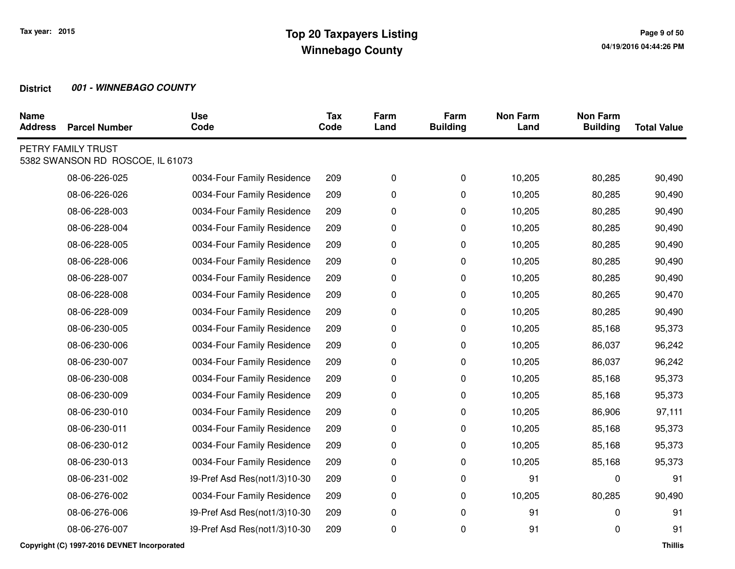Tax year: 2015

# Top 20 Taxpayers Listing
## Winnebago County

04/19/2016 04:44:26 PM

**District** ***001 - WINNEBAGO COUNTY***

| Name Address | Parcel Number | Use Code | Tax Code | Farm Land | Farm Building | Non Farm Land | Non Farm Building | Total Value |
|---|---|---|---|---|---|---|---|---|
| PETRY FAMILY TRUST<br>5382 SWANSON RD ROSCOE, IL 61073 | | | | | | | | |
| | 08-06-226-025 | 0034-Four Family Residence | 209 | 0 | 0 | 10,205 | 80,285 | 90,490 |
| | 08-06-226-026 | 0034-Four Family Residence | 209 | 0 | 0 | 10,205 | 80,285 | 90,490 |
| | 08-06-228-003 | 0034-Four Family Residence | 209 | 0 | 0 | 10,205 | 80,285 | 90,490 |
| | 08-06-228-004 | 0034-Four Family Residence | 209 | 0 | 0 | 10,205 | 80,285 | 90,490 |
| | 08-06-228-005 | 0034-Four Family Residence | 209 | 0 | 0 | 10,205 | 80,285 | 90,490 |
| | 08-06-228-006 | 0034-Four Family Residence | 209 | 0 | 0 | 10,205 | 80,285 | 90,490 |
| | 08-06-228-007 | 0034-Four Family Residence | 209 | 0 | 0 | 10,205 | 80,285 | 90,490 |
| | 08-06-228-008 | 0034-Four Family Residence | 209 | 0 | 0 | 10,205 | 80,265 | 90,470 |
| | 08-06-228-009 | 0034-Four Family Residence | 209 | 0 | 0 | 10,205 | 80,285 | 90,490 |
| | 08-06-230-005 | 0034-Four Family Residence | 209 | 0 | 0 | 10,205 | 85,168 | 95,373 |
| | 08-06-230-006 | 0034-Four Family Residence | 209 | 0 | 0 | 10,205 | 86,037 | 96,242 |
| | 08-06-230-007 | 0034-Four Family Residence | 209 | 0 | 0 | 10,205 | 86,037 | 96,242 |
| | 08-06-230-008 | 0034-Four Family Residence | 209 | 0 | 0 | 10,205 | 85,168 | 95,373 |
| | 08-06-230-009 | 0034-Four Family Residence | 209 | 0 | 0 | 10,205 | 85,168 | 95,373 |
| | 08-06-230-010 | 0034-Four Family Residence | 209 | 0 | 0 | 10,205 | 86,906 | 97,111 |
| | 08-06-230-011 | 0034-Four Family Residence | 209 | 0 | 0 | 10,205 | 85,168 | 95,373 |
| | 08-06-230-012 | 0034-Four Family Residence | 209 | 0 | 0 | 10,205 | 85,168 | 95,373 |
| | 08-06-230-013 | 0034-Four Family Residence | 209 | 0 | 0 | 10,205 | 85,168 | 95,373 |
| | 08-06-231-002 | 39-Pref Asd Res(not1/3)10-30 | 209 | 0 | 0 | 91 | 0 | 91 |
| | 08-06-276-002 | 0034-Four Family Residence | 209 | 0 | 0 | 10,205 | 80,285 | 90,490 |
| | 08-06-276-006 | 39-Pref Asd Res(not1/3)10-30 | 209 | 0 | 0 | 91 | 0 | 91 |
| | 08-06-276-007 | 39-Pref Asd Res(not1/3)10-30 | 209 | 0 | 0 | 91 | 0 | 91 |

Copyright (C) 1997-2016 DEVNET Incorporated

Thillis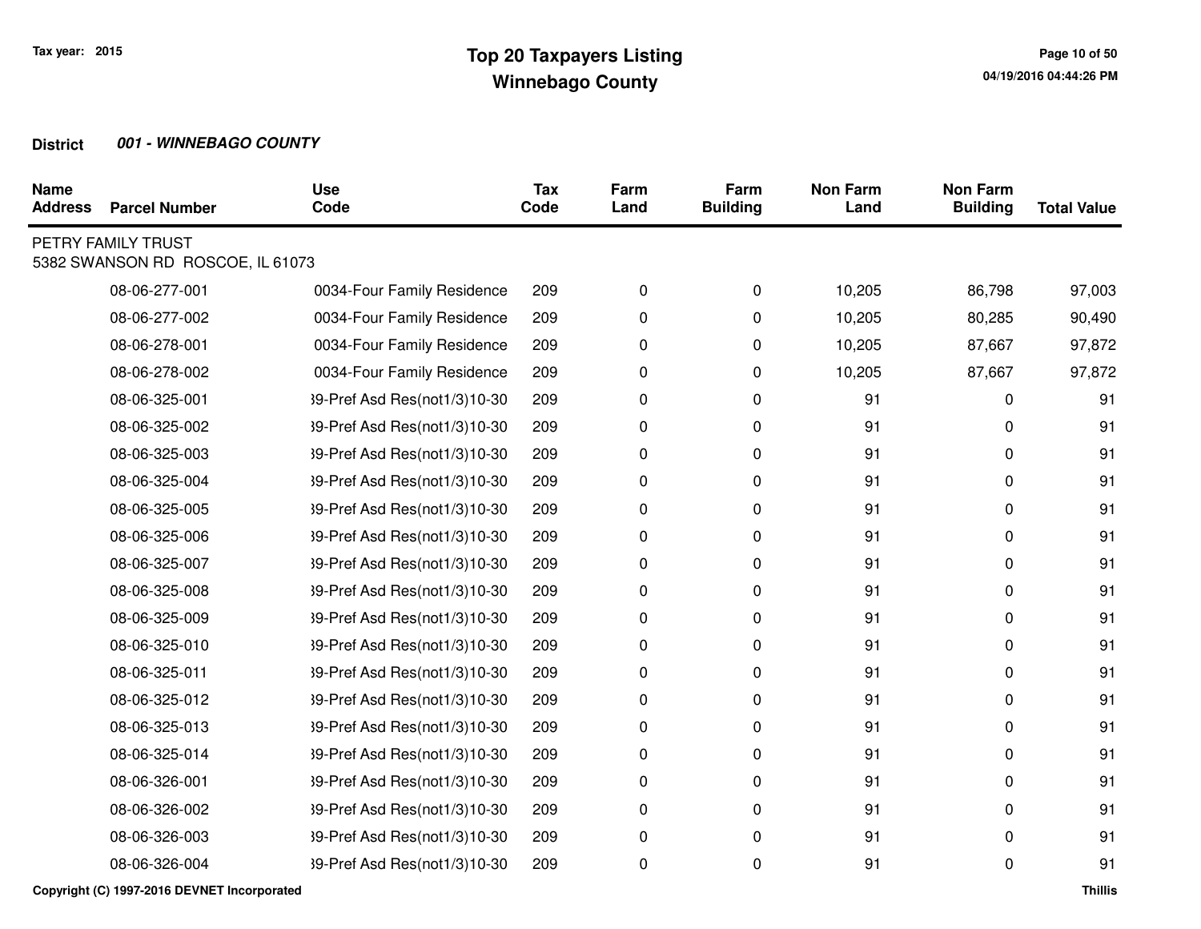**Tax year: 2015**

# Top 20 Taxpayers Listing
## Winnebago County

**District** ***001 - WINNEBAGO COUNTY***

| Name Address | Parcel Number | Use Code | Tax Code | Farm Land | Farm Building | Non Farm Land | Non Farm Building | Total Value |
|---|---|---|---|---|---|---|---|---|
| PETRY FAMILY TRUST<br>5382 SWANSON RD ROSCOE, IL 61073 | | | | | | | | |
| | 08-06-277-001 | 0034-Four Family Residence | 209 | 0 | 0 | 10,205 | 86,798 | 97,003 |
| | 08-06-277-002 | 0034-Four Family Residence | 209 | 0 | 0 | 10,205 | 80,285 | 90,490 |
| | 08-06-278-001 | 0034-Four Family Residence | 209 | 0 | 0 | 10,205 | 87,667 | 97,872 |
| | 08-06-278-002 | 0034-Four Family Residence | 209 | 0 | 0 | 10,205 | 87,667 | 97,872 |
| | 08-06-325-001 | 39-Pref Asd Res(not1/3)10-30 | 209 | 0 | 0 | 91 | 0 | 91 |
| | 08-06-325-002 | 39-Pref Asd Res(not1/3)10-30 | 209 | 0 | 0 | 91 | 0 | 91 |
| | 08-06-325-003 | 39-Pref Asd Res(not1/3)10-30 | 209 | 0 | 0 | 91 | 0 | 91 |
| | 08-06-325-004 | 39-Pref Asd Res(not1/3)10-30 | 209 | 0 | 0 | 91 | 0 | 91 |
| | 08-06-325-005 | 39-Pref Asd Res(not1/3)10-30 | 209 | 0 | 0 | 91 | 0 | 91 |
| | 08-06-325-006 | 39-Pref Asd Res(not1/3)10-30 | 209 | 0 | 0 | 91 | 0 | 91 |
| | 08-06-325-007 | 39-Pref Asd Res(not1/3)10-30 | 209 | 0 | 0 | 91 | 0 | 91 |
| | 08-06-325-008 | 39-Pref Asd Res(not1/3)10-30 | 209 | 0 | 0 | 91 | 0 | 91 |
| | 08-06-325-009 | 39-Pref Asd Res(not1/3)10-30 | 209 | 0 | 0 | 91 | 0 | 91 |
| | 08-06-325-010 | 39-Pref Asd Res(not1/3)10-30 | 209 | 0 | 0 | 91 | 0 | 91 |
| | 08-06-325-011 | 39-Pref Asd Res(not1/3)10-30 | 209 | 0 | 0 | 91 | 0 | 91 |
| | 08-06-325-012 | 39-Pref Asd Res(not1/3)10-30 | 209 | 0 | 0 | 91 | 0 | 91 |
| | 08-06-325-013 | 39-Pref Asd Res(not1/3)10-30 | 209 | 0 | 0 | 91 | 0 | 91 |
| | 08-06-325-014 | 39-Pref Asd Res(not1/3)10-30 | 209 | 0 | 0 | 91 | 0 | 91 |
| | 08-06-326-001 | 39-Pref Asd Res(not1/3)10-30 | 209 | 0 | 0 | 91 | 0 | 91 |
| | 08-06-326-002 | 39-Pref Asd Res(not1/3)10-30 | 209 | 0 | 0 | 91 | 0 | 91 |
| | 08-06-326-003 | 39-Pref Asd Res(not1/3)10-30 | 209 | 0 | 0 | 91 | 0 | 91 |
| | 08-06-326-004 | 39-Pref Asd Res(not1/3)10-30 | 209 | 0 | 0 | 91 | 0 | 91 |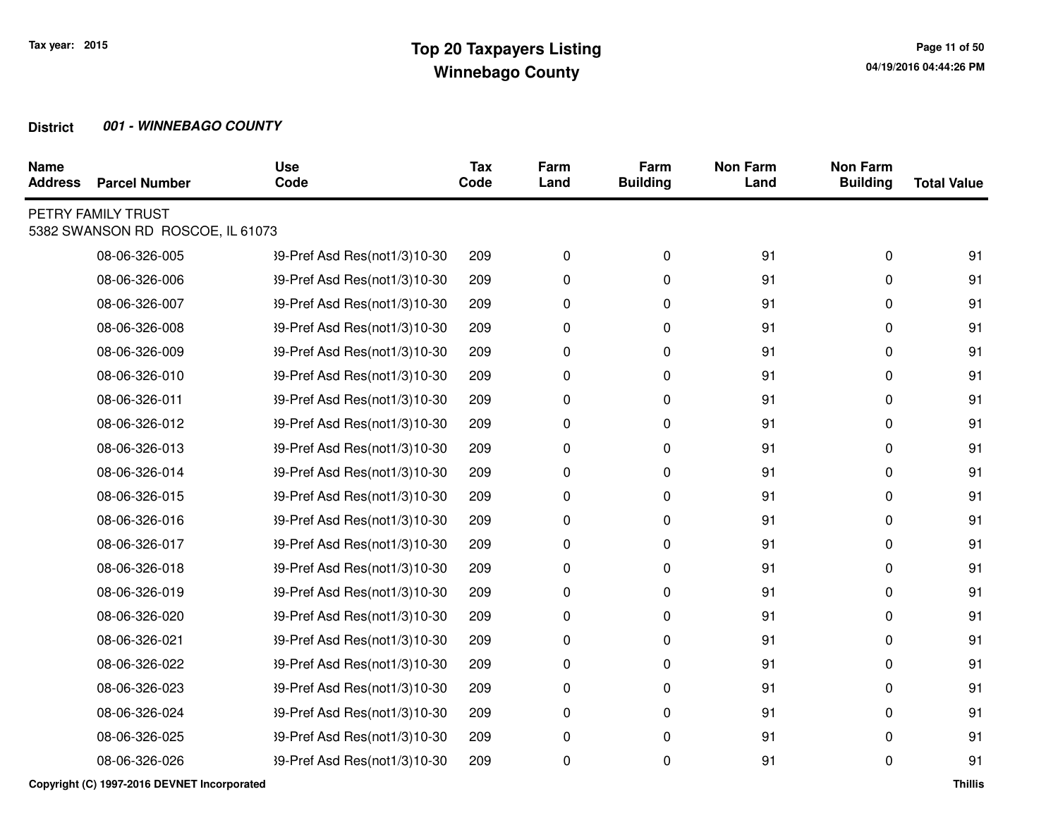**Tax year: 2015**

# Top 20 Taxpayers Listing
## Winnebago County

**District** ***001 - WINNEBAGO COUNTY***

| Name Address | Parcel Number | Use Code | Tax Code | Farm Land | Farm Building | Non Farm Land | Non Farm Building | Total Value |
|---|---|---|---|---|---|---|---|---|
| PETRY FAMILY TRUST<br>5382 SWANSON RD ROSCOE, IL 61073 | | | | | | | | |
| | 08-06-326-005 | 39-Pref Asd Res(not1/3)10-30 | 209 | 0 | 0 | 91 | 0 | 91 |
| | 08-06-326-006 | 39-Pref Asd Res(not1/3)10-30 | 209 | 0 | 0 | 91 | 0 | 91 |
| | 08-06-326-007 | 39-Pref Asd Res(not1/3)10-30 | 209 | 0 | 0 | 91 | 0 | 91 |
| | 08-06-326-008 | 39-Pref Asd Res(not1/3)10-30 | 209 | 0 | 0 | 91 | 0 | 91 |
| | 08-06-326-009 | 39-Pref Asd Res(not1/3)10-30 | 209 | 0 | 0 | 91 | 0 | 91 |
| | 08-06-326-010 | 39-Pref Asd Res(not1/3)10-30 | 209 | 0 | 0 | 91 | 0 | 91 |
| | 08-06-326-011 | 39-Pref Asd Res(not1/3)10-30 | 209 | 0 | 0 | 91 | 0 | 91 |
| | 08-06-326-012 | 39-Pref Asd Res(not1/3)10-30 | 209 | 0 | 0 | 91 | 0 | 91 |
| | 08-06-326-013 | 39-Pref Asd Res(not1/3)10-30 | 209 | 0 | 0 | 91 | 0 | 91 |
| | 08-06-326-014 | 39-Pref Asd Res(not1/3)10-30 | 209 | 0 | 0 | 91 | 0 | 91 |
| | 08-06-326-015 | 39-Pref Asd Res(not1/3)10-30 | 209 | 0 | 0 | 91 | 0 | 91 |
| | 08-06-326-016 | 39-Pref Asd Res(not1/3)10-30 | 209 | 0 | 0 | 91 | 0 | 91 |
| | 08-06-326-017 | 39-Pref Asd Res(not1/3)10-30 | 209 | 0 | 0 | 91 | 0 | 91 |
| | 08-06-326-018 | 39-Pref Asd Res(not1/3)10-30 | 209 | 0 | 0 | 91 | 0 | 91 |
| | 08-06-326-019 | 39-Pref Asd Res(not1/3)10-30 | 209 | 0 | 0 | 91 | 0 | 91 |
| | 08-06-326-020 | 39-Pref Asd Res(not1/3)10-30 | 209 | 0 | 0 | 91 | 0 | 91 |
| | 08-06-326-021 | 39-Pref Asd Res(not1/3)10-30 | 209 | 0 | 0 | 91 | 0 | 91 |
| | 08-06-326-022 | 39-Pref Asd Res(not1/3)10-30 | 209 | 0 | 0 | 91 | 0 | 91 |
| | 08-06-326-023 | 39-Pref Asd Res(not1/3)10-30 | 209 | 0 | 0 | 91 | 0 | 91 |
| | 08-06-326-024 | 39-Pref Asd Res(not1/3)10-30 | 209 | 0 | 0 | 91 | 0 | 91 |
| | 08-06-326-025 | 39-Pref Asd Res(not1/3)10-30 | 209 | 0 | 0 | 91 | 0 | 91 |
| | 08-06-326-026 | 39-Pref Asd Res(not1/3)10-30 | 209 | 0 | 0 | 91 | 0 | 91 |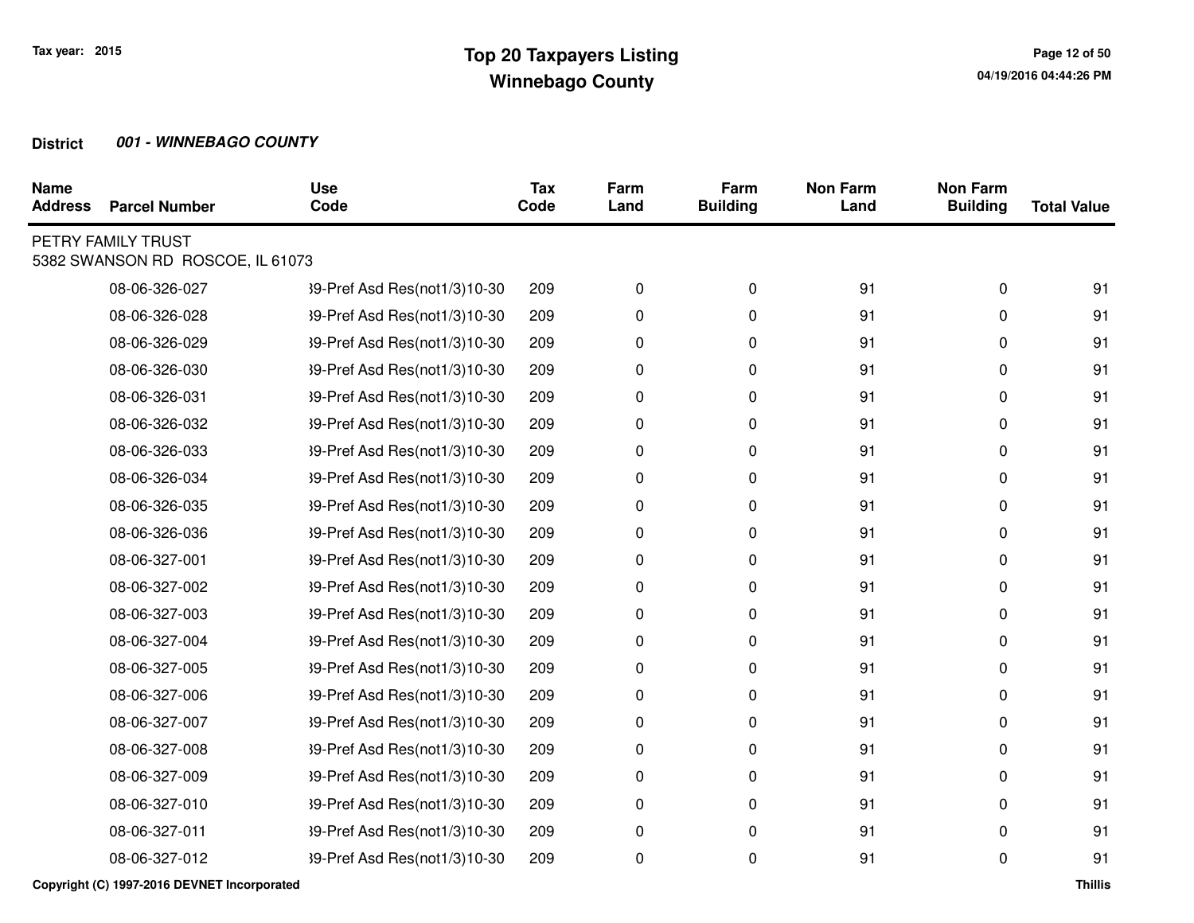**District 001 - WINNEBAGO COUNTY**

| Name Address | Parcel Number | Use Code | Tax Code | Farm Land | Farm Building | Non Farm Land | Non Farm Building | Total Value |
|---|---|---|---|---|---|---|---|---|
| PETRY FAMILY TRUST 5382 SWANSON RD ROSCOE, IL 61073 | | | | | | | | |
| | 08-06-326-027 | 39-Pref Asd Res(not1/3)10-30 | 209 | 0 | 0 | 91 | 0 | 91 |
| | 08-06-326-028 | 39-Pref Asd Res(not1/3)10-30 | 209 | 0 | 0 | 91 | 0 | 91 |
| | 08-06-326-029 | 39-Pref Asd Res(not1/3)10-30 | 209 | 0 | 0 | 91 | 0 | 91 |
| | 08-06-326-030 | 39-Pref Asd Res(not1/3)10-30 | 209 | 0 | 0 | 91 | 0 | 91 |
| | 08-06-326-031 | 39-Pref Asd Res(not1/3)10-30 | 209 | 0 | 0 | 91 | 0 | 91 |
| | 08-06-326-032 | 39-Pref Asd Res(not1/3)10-30 | 209 | 0 | 0 | 91 | 0 | 91 |
| | 08-06-326-033 | 39-Pref Asd Res(not1/3)10-30 | 209 | 0 | 0 | 91 | 0 | 91 |
| | 08-06-326-034 | 39-Pref Asd Res(not1/3)10-30 | 209 | 0 | 0 | 91 | 0 | 91 |
| | 08-06-326-035 | 39-Pref Asd Res(not1/3)10-30 | 209 | 0 | 0 | 91 | 0 | 91 |
| | 08-06-326-036 | 39-Pref Asd Res(not1/3)10-30 | 209 | 0 | 0 | 91 | 0 | 91 |
| | 08-06-327-001 | 39-Pref Asd Res(not1/3)10-30 | 209 | 0 | 0 | 91 | 0 | 91 |
| | 08-06-327-002 | 39-Pref Asd Res(not1/3)10-30 | 209 | 0 | 0 | 91 | 0 | 91 |
| | 08-06-327-003 | 39-Pref Asd Res(not1/3)10-30 | 209 | 0 | 0 | 91 | 0 | 91 |
| | 08-06-327-004 | 39-Pref Asd Res(not1/3)10-30 | 209 | 0 | 0 | 91 | 0 | 91 |
| | 08-06-327-005 | 39-Pref Asd Res(not1/3)10-30 | 209 | 0 | 0 | 91 | 0 | 91 |
| | 08-06-327-006 | 39-Pref Asd Res(not1/3)10-30 | 209 | 0 | 0 | 91 | 0 | 91 |
| | 08-06-327-007 | 39-Pref Asd Res(not1/3)10-30 | 209 | 0 | 0 | 91 | 0 | 91 |
| | 08-06-327-008 | 39-Pref Asd Res(not1/3)10-30 | 209 | 0 | 0 | 91 | 0 | 91 |
| | 08-06-327-009 | 39-Pref Asd Res(not1/3)10-30 | 209 | 0 | 0 | 91 | 0 | 91 |
| | 08-06-327-010 | 39-Pref Asd Res(not1/3)10-30 | 209 | 0 | 0 | 91 | 0 | 91 |
| | 08-06-327-011 | 39-Pref Asd Res(not1/3)10-30 | 209 | 0 | 0 | 91 | 0 | 91 |
| | 08-06-327-012 | 39-Pref Asd Res(not1/3)10-30 | 209 | 0 | 0 | 91 | 0 | 91 |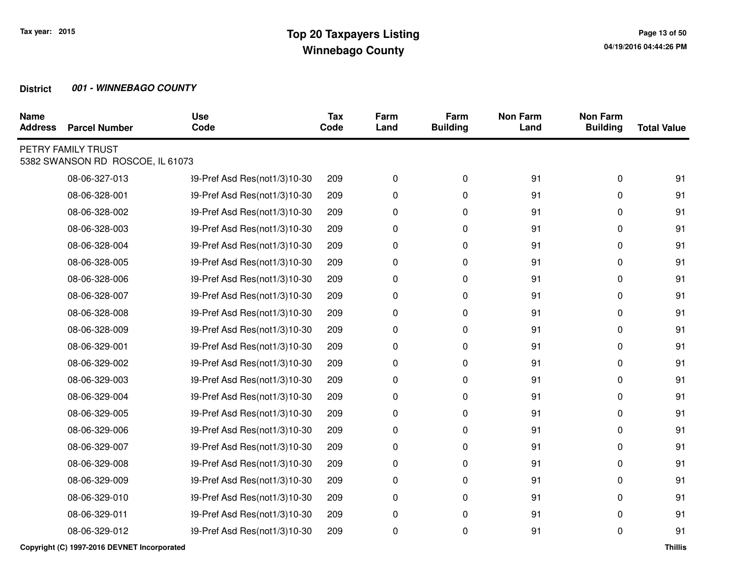# Top 20 Taxpayers Listing
## Winnebago County

Tax year: 2015

**District** ***001 - WINNEBAGO COUNTY***

| Name<br>Address | Parcel Number | Use<br>Code | Tax<br>Code | Farm<br>Land | Farm<br>Building | Non Farm<br>Land | Non Farm<br>Building | Total Value |
|---|---|---|---|---|---|---|---|---|
| PETRY FAMILY TRUST<br>5382 SWANSON RD ROSCOE, IL 61073 | | | | | | | | |
| | 08-06-327-013 | 39-Pref Asd Res(not1/3)10-30 | 209 | 0 | 0 | 91 | 0 | 91 |
| | 08-06-328-001 | 39-Pref Asd Res(not1/3)10-30 | 209 | 0 | 0 | 91 | 0 | 91 |
| | 08-06-328-002 | 39-Pref Asd Res(not1/3)10-30 | 209 | 0 | 0 | 91 | 0 | 91 |
| | 08-06-328-003 | 39-Pref Asd Res(not1/3)10-30 | 209 | 0 | 0 | 91 | 0 | 91 |
| | 08-06-328-004 | 39-Pref Asd Res(not1/3)10-30 | 209 | 0 | 0 | 91 | 0 | 91 |
| | 08-06-328-005 | 39-Pref Asd Res(not1/3)10-30 | 209 | 0 | 0 | 91 | 0 | 91 |
| | 08-06-328-006 | 39-Pref Asd Res(not1/3)10-30 | 209 | 0 | 0 | 91 | 0 | 91 |
| | 08-06-328-007 | 39-Pref Asd Res(not1/3)10-30 | 209 | 0 | 0 | 91 | 0 | 91 |
| | 08-06-328-008 | 39-Pref Asd Res(not1/3)10-30 | 209 | 0 | 0 | 91 | 0 | 91 |
| | 08-06-328-009 | 39-Pref Asd Res(not1/3)10-30 | 209 | 0 | 0 | 91 | 0 | 91 |
| | 08-06-329-001 | 39-Pref Asd Res(not1/3)10-30 | 209 | 0 | 0 | 91 | 0 | 91 |
| | 08-06-329-002 | 39-Pref Asd Res(not1/3)10-30 | 209 | 0 | 0 | 91 | 0 | 91 |
| | 08-06-329-003 | 39-Pref Asd Res(not1/3)10-30 | 209 | 0 | 0 | 91 | 0 | 91 |
| | 08-06-329-004 | 39-Pref Asd Res(not1/3)10-30 | 209 | 0 | 0 | 91 | 0 | 91 |
| | 08-06-329-005 | 39-Pref Asd Res(not1/3)10-30 | 209 | 0 | 0 | 91 | 0 | 91 |
| | 08-06-329-006 | 39-Pref Asd Res(not1/3)10-30 | 209 | 0 | 0 | 91 | 0 | 91 |
| | 08-06-329-007 | 39-Pref Asd Res(not1/3)10-30 | 209 | 0 | 0 | 91 | 0 | 91 |
| | 08-06-329-008 | 39-Pref Asd Res(not1/3)10-30 | 209 | 0 | 0 | 91 | 0 | 91 |
| | 08-06-329-009 | 39-Pref Asd Res(not1/3)10-30 | 209 | 0 | 0 | 91 | 0 | 91 |
| | 08-06-329-010 | 39-Pref Asd Res(not1/3)10-30 | 209 | 0 | 0 | 91 | 0 | 91 |
| | 08-06-329-011 | 39-Pref Asd Res(not1/3)10-30 | 209 | 0 | 0 | 91 | 0 | 91 |
| | 08-06-329-012 | 39-Pref Asd Res(not1/3)10-30 | 209 | 0 | 0 | 91 | 0 | 91 |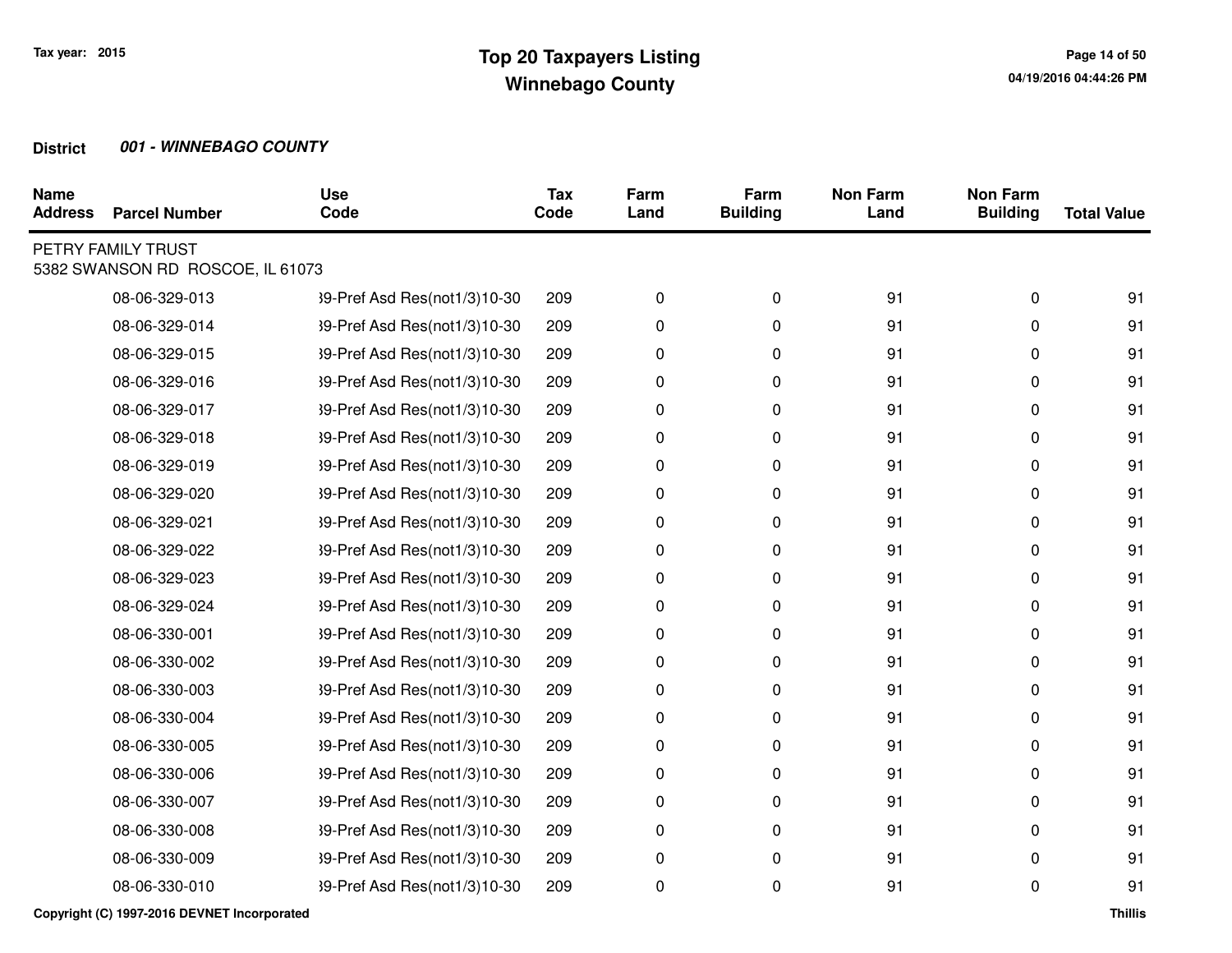# Top 20 Taxpayers Listing
## Winnebago County

Tax year: 2015

**District** ***001 - WINNEBAGO COUNTY***

| Name Address | Parcel Number | Use Code | Tax Code | Farm Land | Farm Building | Non Farm Land | Non Farm Building | Total Value |
|---|---|---|---|---|---|---|---|---|
| PETRY FAMILY TRUST<br>5382 SWANSON RD ROSCOE, IL 61073 | | | | | | | | |
| | 08-06-329-013 | 39-Pref Asd Res(not1/3)10-30 | 209 | 0 | 0 | 91 | 0 | 91 |
| | 08-06-329-014 | 39-Pref Asd Res(not1/3)10-30 | 209 | 0 | 0 | 91 | 0 | 91 |
| | 08-06-329-015 | 39-Pref Asd Res(not1/3)10-30 | 209 | 0 | 0 | 91 | 0 | 91 |
| | 08-06-329-016 | 39-Pref Asd Res(not1/3)10-30 | 209 | 0 | 0 | 91 | 0 | 91 |
| | 08-06-329-017 | 39-Pref Asd Res(not1/3)10-30 | 209 | 0 | 0 | 91 | 0 | 91 |
| | 08-06-329-018 | 39-Pref Asd Res(not1/3)10-30 | 209 | 0 | 0 | 91 | 0 | 91 |
| | 08-06-329-019 | 39-Pref Asd Res(not1/3)10-30 | 209 | 0 | 0 | 91 | 0 | 91 |
| | 08-06-329-020 | 39-Pref Asd Res(not1/3)10-30 | 209 | 0 | 0 | 91 | 0 | 91 |
| | 08-06-329-021 | 39-Pref Asd Res(not1/3)10-30 | 209 | 0 | 0 | 91 | 0 | 91 |
| | 08-06-329-022 | 39-Pref Asd Res(not1/3)10-30 | 209 | 0 | 0 | 91 | 0 | 91 |
| | 08-06-329-023 | 39-Pref Asd Res(not1/3)10-30 | 209 | 0 | 0 | 91 | 0 | 91 |
| | 08-06-329-024 | 39-Pref Asd Res(not1/3)10-30 | 209 | 0 | 0 | 91 | 0 | 91 |
| | 08-06-330-001 | 39-Pref Asd Res(not1/3)10-30 | 209 | 0 | 0 | 91 | 0 | 91 |
| | 08-06-330-002 | 39-Pref Asd Res(not1/3)10-30 | 209 | 0 | 0 | 91 | 0 | 91 |
| | 08-06-330-003 | 39-Pref Asd Res(not1/3)10-30 | 209 | 0 | 0 | 91 | 0 | 91 |
| | 08-06-330-004 | 39-Pref Asd Res(not1/3)10-30 | 209 | 0 | 0 | 91 | 0 | 91 |
| | 08-06-330-005 | 39-Pref Asd Res(not1/3)10-30 | 209 | 0 | 0 | 91 | 0 | 91 |
| | 08-06-330-006 | 39-Pref Asd Res(not1/3)10-30 | 209 | 0 | 0 | 91 | 0 | 91 |
| | 08-06-330-007 | 39-Pref Asd Res(not1/3)10-30 | 209 | 0 | 0 | 91 | 0 | 91 |
| | 08-06-330-008 | 39-Pref Asd Res(not1/3)10-30 | 209 | 0 | 0 | 91 | 0 | 91 |
| | 08-06-330-009 | 39-Pref Asd Res(not1/3)10-30 | 209 | 0 | 0 | 91 | 0 | 91 |
| | 08-06-330-010 | 39-Pref Asd Res(not1/3)10-30 | 209 | 0 | 0 | 91 | 0 | 91 |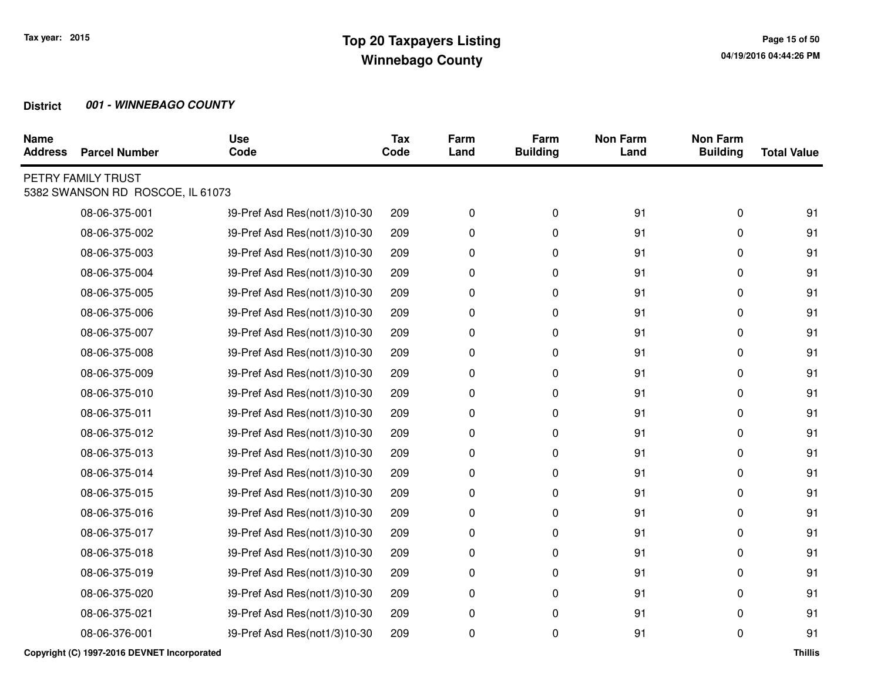# Top 20 Taxpayers Listing
## Winnebago County

Tax year: 2015

**District** ***001 - WINNEBAGO COUNTY***

| Name Address | Parcel Number | Use Code | Tax Code | Farm Land | Farm Building | Non Farm Land | Non Farm Building | Total Value |
|---|---|---|---|---|---|---|---|---|
| PETRY FAMILY TRUST<br>5382 SWANSON RD ROSCOE, IL 61073 | | | | | | | | |
| | 08-06-375-001 | 39-Pref Asd Res(not1/3)10-30 | 209 | 0 | 0 | 91 | 0 | 91 |
| | 08-06-375-002 | 39-Pref Asd Res(not1/3)10-30 | 209 | 0 | 0 | 91 | 0 | 91 |
| | 08-06-375-003 | 39-Pref Asd Res(not1/3)10-30 | 209 | 0 | 0 | 91 | 0 | 91 |
| | 08-06-375-004 | 39-Pref Asd Res(not1/3)10-30 | 209 | 0 | 0 | 91 | 0 | 91 |
| | 08-06-375-005 | 39-Pref Asd Res(not1/3)10-30 | 209 | 0 | 0 | 91 | 0 | 91 |
| | 08-06-375-006 | 39-Pref Asd Res(not1/3)10-30 | 209 | 0 | 0 | 91 | 0 | 91 |
| | 08-06-375-007 | 39-Pref Asd Res(not1/3)10-30 | 209 | 0 | 0 | 91 | 0 | 91 |
| | 08-06-375-008 | 39-Pref Asd Res(not1/3)10-30 | 209 | 0 | 0 | 91 | 0 | 91 |
| | 08-06-375-009 | 39-Pref Asd Res(not1/3)10-30 | 209 | 0 | 0 | 91 | 0 | 91 |
| | 08-06-375-010 | 39-Pref Asd Res(not1/3)10-30 | 209 | 0 | 0 | 91 | 0 | 91 |
| | 08-06-375-011 | 39-Pref Asd Res(not1/3)10-30 | 209 | 0 | 0 | 91 | 0 | 91 |
| | 08-06-375-012 | 39-Pref Asd Res(not1/3)10-30 | 209 | 0 | 0 | 91 | 0 | 91 |
| | 08-06-375-013 | 39-Pref Asd Res(not1/3)10-30 | 209 | 0 | 0 | 91 | 0 | 91 |
| | 08-06-375-014 | 39-Pref Asd Res(not1/3)10-30 | 209 | 0 | 0 | 91 | 0 | 91 |
| | 08-06-375-015 | 39-Pref Asd Res(not1/3)10-30 | 209 | 0 | 0 | 91 | 0 | 91 |
| | 08-06-375-016 | 39-Pref Asd Res(not1/3)10-30 | 209 | 0 | 0 | 91 | 0 | 91 |
| | 08-06-375-017 | 39-Pref Asd Res(not1/3)10-30 | 209 | 0 | 0 | 91 | 0 | 91 |
| | 08-06-375-018 | 39-Pref Asd Res(not1/3)10-30 | 209 | 0 | 0 | 91 | 0 | 91 |
| | 08-06-375-019 | 39-Pref Asd Res(not1/3)10-30 | 209 | 0 | 0 | 91 | 0 | 91 |
| | 08-06-375-020 | 39-Pref Asd Res(not1/3)10-30 | 209 | 0 | 0 | 91 | 0 | 91 |
| | 08-06-375-021 | 39-Pref Asd Res(not1/3)10-30 | 209 | 0 | 0 | 91 | 0 | 91 |
| | 08-06-376-001 | 39-Pref Asd Res(not1/3)10-30 | 209 | 0 | 0 | 91 | 0 | 91 |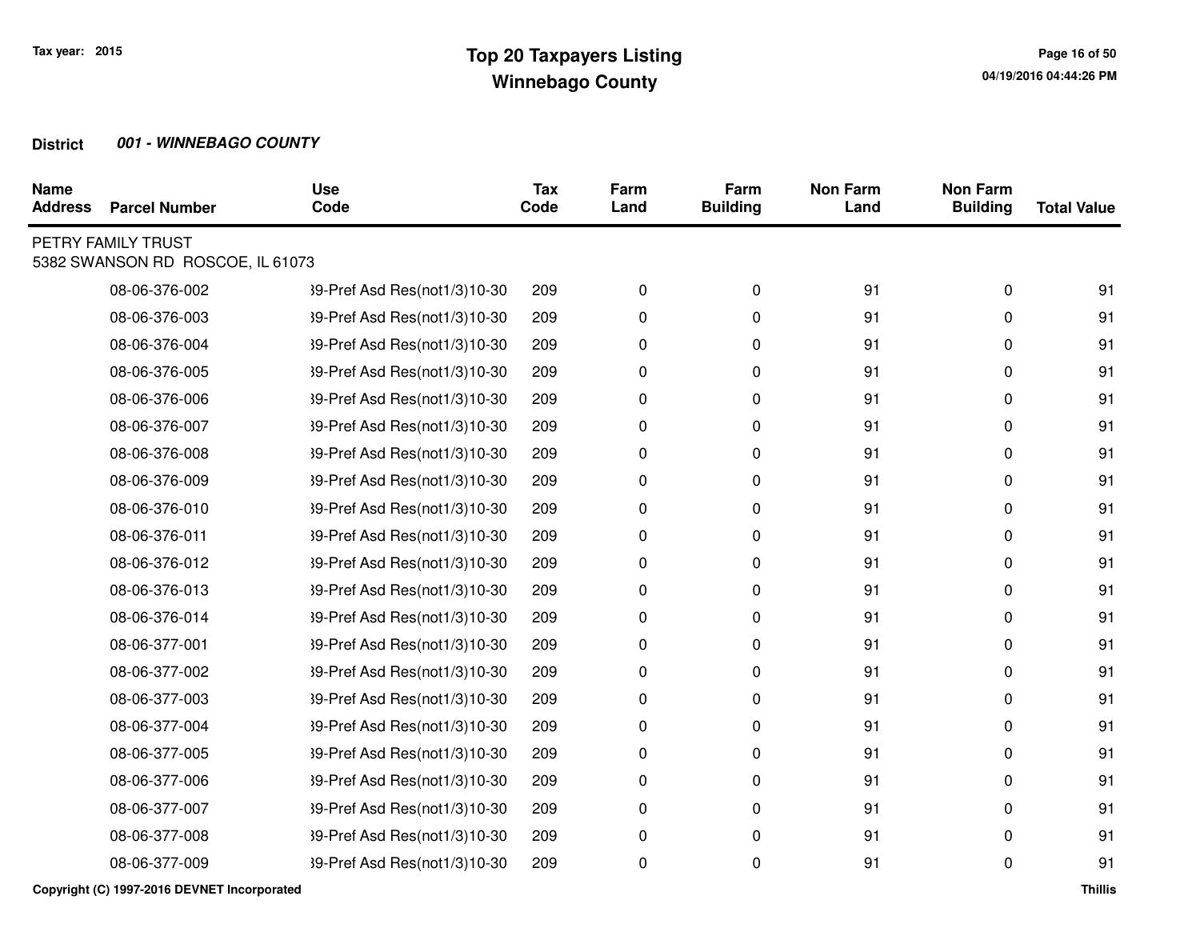# Top 20 Taxpayers Listing
## Winnebago County

Tax year: 2015

**District** ***001 - WINNEBAGO COUNTY***

| Name Address | Parcel Number | Use Code | Tax Code | Farm Land | Farm Building | Non Farm Land | Non Farm Building | Total Value |
|---|---|---|---|---|---|---|---|---|
| PETRY FAMILY TRUST<br>5382 SWANSON RD ROSCOE, IL 61073 | | | | | | | | |
| | 08-06-376-002 | 39-Pref Asd Res(not1/3)10-30 | 209 | 0 | 0 | 91 | 0 | 91 |
| | 08-06-376-003 | 39-Pref Asd Res(not1/3)10-30 | 209 | 0 | 0 | 91 | 0 | 91 |
| | 08-06-376-004 | 39-Pref Asd Res(not1/3)10-30 | 209 | 0 | 0 | 91 | 0 | 91 |
| | 08-06-376-005 | 39-Pref Asd Res(not1/3)10-30 | 209 | 0 | 0 | 91 | 0 | 91 |
| | 08-06-376-006 | 39-Pref Asd Res(not1/3)10-30 | 209 | 0 | 0 | 91 | 0 | 91 |
| | 08-06-376-007 | 39-Pref Asd Res(not1/3)10-30 | 209 | 0 | 0 | 91 | 0 | 91 |
| | 08-06-376-008 | 39-Pref Asd Res(not1/3)10-30 | 209 | 0 | 0 | 91 | 0 | 91 |
| | 08-06-376-009 | 39-Pref Asd Res(not1/3)10-30 | 209 | 0 | 0 | 91 | 0 | 91 |
| | 08-06-376-010 | 39-Pref Asd Res(not1/3)10-30 | 209 | 0 | 0 | 91 | 0 | 91 |
| | 08-06-376-011 | 39-Pref Asd Res(not1/3)10-30 | 209 | 0 | 0 | 91 | 0 | 91 |
| | 08-06-376-012 | 39-Pref Asd Res(not1/3)10-30 | 209 | 0 | 0 | 91 | 0 | 91 |
| | 08-06-376-013 | 39-Pref Asd Res(not1/3)10-30 | 209 | 0 | 0 | 91 | 0 | 91 |
| | 08-06-376-014 | 39-Pref Asd Res(not1/3)10-30 | 209 | 0 | 0 | 91 | 0 | 91 |
| | 08-06-377-001 | 39-Pref Asd Res(not1/3)10-30 | 209 | 0 | 0 | 91 | 0 | 91 |
| | 08-06-377-002 | 39-Pref Asd Res(not1/3)10-30 | 209 | 0 | 0 | 91 | 0 | 91 |
| | 08-06-377-003 | 39-Pref Asd Res(not1/3)10-30 | 209 | 0 | 0 | 91 | 0 | 91 |
| | 08-06-377-004 | 39-Pref Asd Res(not1/3)10-30 | 209 | 0 | 0 | 91 | 0 | 91 |
| | 08-06-377-005 | 39-Pref Asd Res(not1/3)10-30 | 209 | 0 | 0 | 91 | 0 | 91 |
| | 08-06-377-006 | 39-Pref Asd Res(not1/3)10-30 | 209 | 0 | 0 | 91 | 0 | 91 |
| | 08-06-377-007 | 39-Pref Asd Res(not1/3)10-30 | 209 | 0 | 0 | 91 | 0 | 91 |
| | 08-06-377-008 | 39-Pref Asd Res(not1/3)10-30 | 209 | 0 | 0 | 91 | 0 | 91 |
| | 08-06-377-009 | 39-Pref Asd Res(not1/3)10-30 | 209 | 0 | 0 | 91 | 0 | 91 |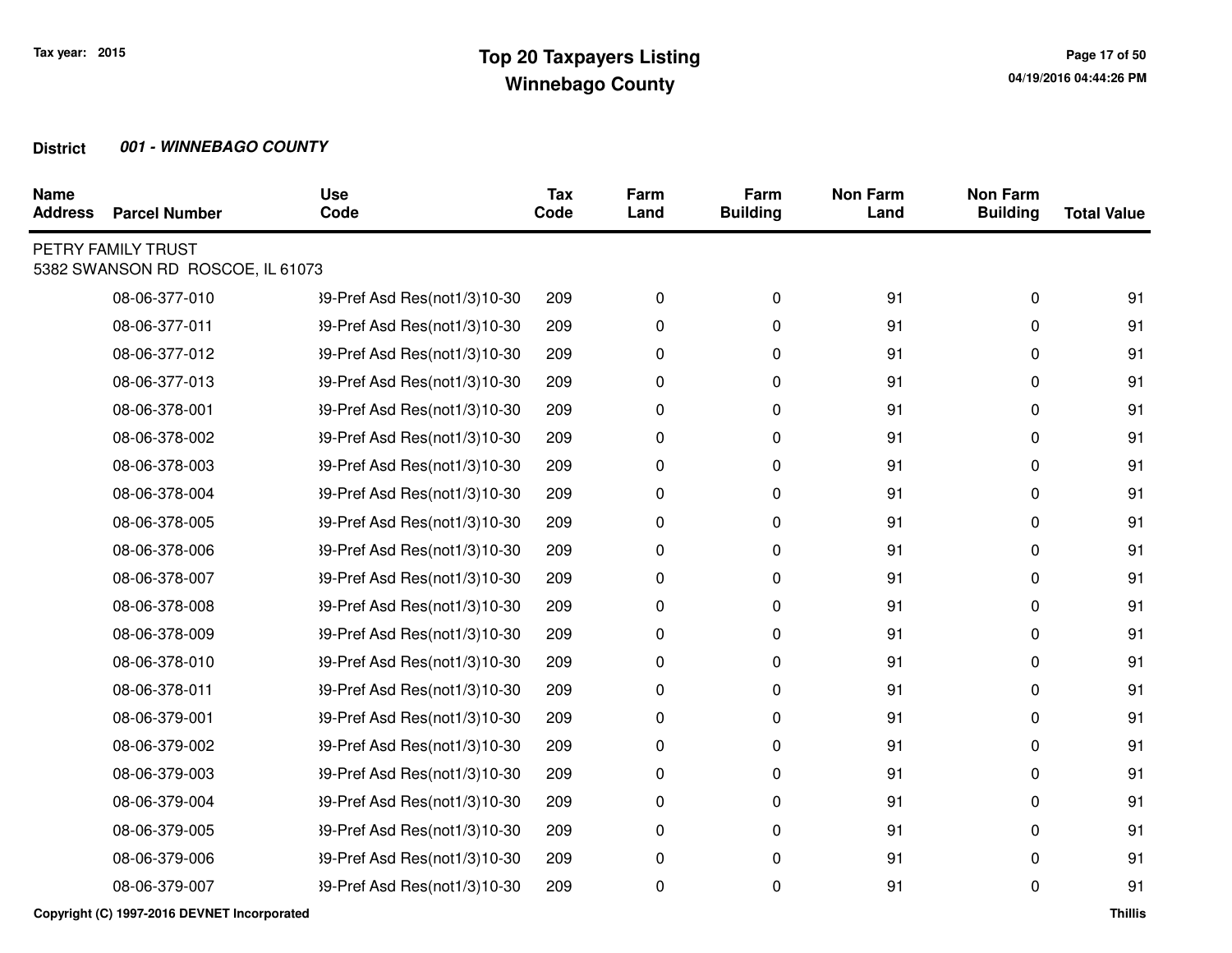# Top 20 Taxpayers Listing
## Winnebago County

Tax year: 2015

**District** ***001 - WINNEBAGO COUNTY***

| Name Address | Parcel Number | Use Code | Tax Code | Farm Land | Farm Building | Non Farm Land | Non Farm Building | Total Value |
|---|---|---|---|---|---|---|---|---|
| PETRY FAMILY TRUST<br>5382 SWANSON RD ROSCOE, IL 61073 | | | | | | | | |
| | 08-06-377-010 | 39-Pref Asd Res(not1/3)10-30 | 209 | 0 | 0 | 91 | 0 | 91 |
| | 08-06-377-011 | 39-Pref Asd Res(not1/3)10-30 | 209 | 0 | 0 | 91 | 0 | 91 |
| | 08-06-377-012 | 39-Pref Asd Res(not1/3)10-30 | 209 | 0 | 0 | 91 | 0 | 91 |
| | 08-06-377-013 | 39-Pref Asd Res(not1/3)10-30 | 209 | 0 | 0 | 91 | 0 | 91 |
| | 08-06-378-001 | 39-Pref Asd Res(not1/3)10-30 | 209 | 0 | 0 | 91 | 0 | 91 |
| | 08-06-378-002 | 39-Pref Asd Res(not1/3)10-30 | 209 | 0 | 0 | 91 | 0 | 91 |
| | 08-06-378-003 | 39-Pref Asd Res(not1/3)10-30 | 209 | 0 | 0 | 91 | 0 | 91 |
| | 08-06-378-004 | 39-Pref Asd Res(not1/3)10-30 | 209 | 0 | 0 | 91 | 0 | 91 |
| | 08-06-378-005 | 39-Pref Asd Res(not1/3)10-30 | 209 | 0 | 0 | 91 | 0 | 91 |
| | 08-06-378-006 | 39-Pref Asd Res(not1/3)10-30 | 209 | 0 | 0 | 91 | 0 | 91 |
| | 08-06-378-007 | 39-Pref Asd Res(not1/3)10-30 | 209 | 0 | 0 | 91 | 0 | 91 |
| | 08-06-378-008 | 39-Pref Asd Res(not1/3)10-30 | 209 | 0 | 0 | 91 | 0 | 91 |
| | 08-06-378-009 | 39-Pref Asd Res(not1/3)10-30 | 209 | 0 | 0 | 91 | 0 | 91 |
| | 08-06-378-010 | 39-Pref Asd Res(not1/3)10-30 | 209 | 0 | 0 | 91 | 0 | 91 |
| | 08-06-378-011 | 39-Pref Asd Res(not1/3)10-30 | 209 | 0 | 0 | 91 | 0 | 91 |
| | 08-06-379-001 | 39-Pref Asd Res(not1/3)10-30 | 209 | 0 | 0 | 91 | 0 | 91 |
| | 08-06-379-002 | 39-Pref Asd Res(not1/3)10-30 | 209 | 0 | 0 | 91 | 0 | 91 |
| | 08-06-379-003 | 39-Pref Asd Res(not1/3)10-30 | 209 | 0 | 0 | 91 | 0 | 91 |
| | 08-06-379-004 | 39-Pref Asd Res(not1/3)10-30 | 209 | 0 | 0 | 91 | 0 | 91 |
| | 08-06-379-005 | 39-Pref Asd Res(not1/3)10-30 | 209 | 0 | 0 | 91 | 0 | 91 |
| | 08-06-379-006 | 39-Pref Asd Res(not1/3)10-30 | 209 | 0 | 0 | 91 | 0 | 91 |
| | 08-06-379-007 | 39-Pref Asd Res(not1/3)10-30 | 209 | 0 | 0 | 91 | 0 | 91 |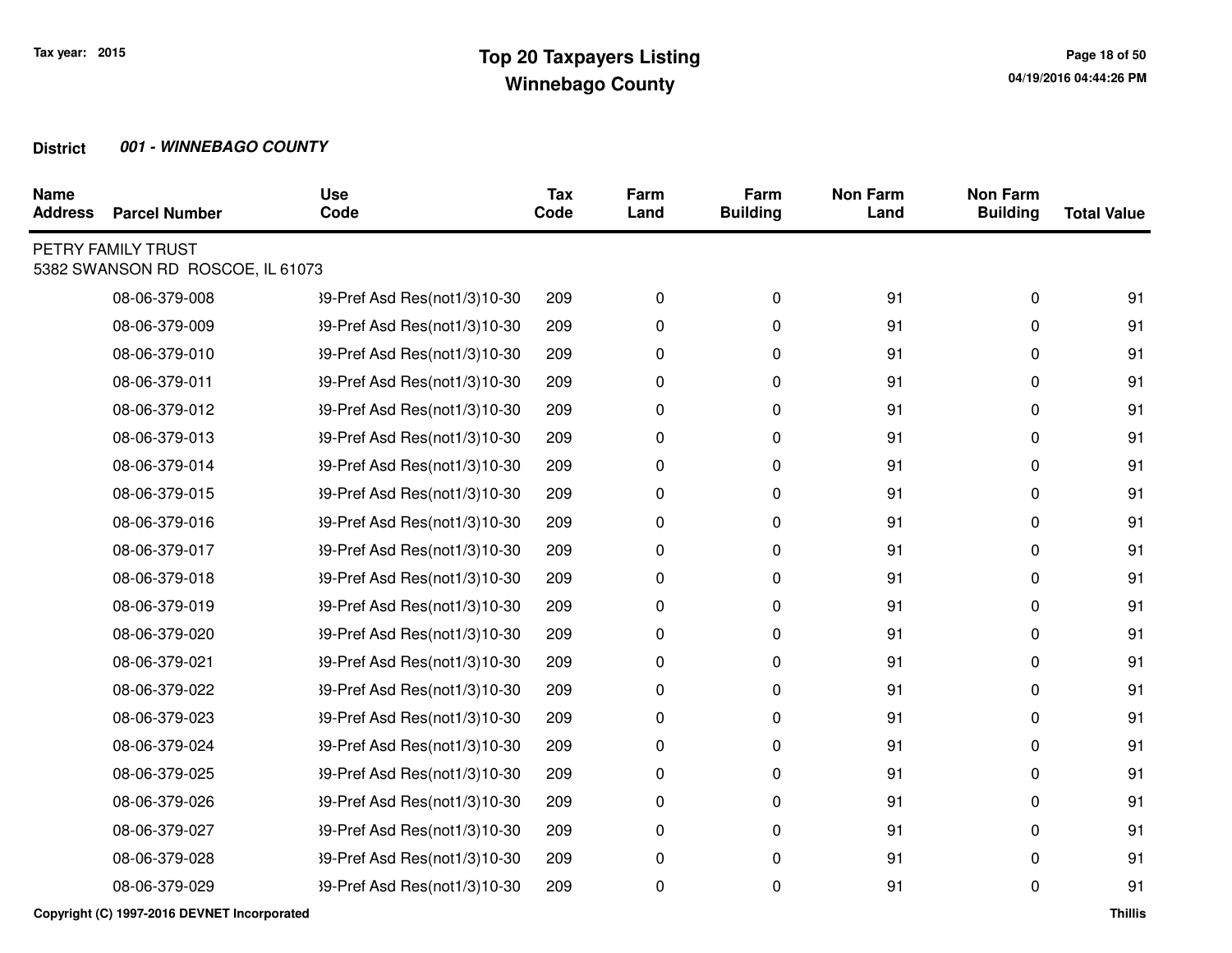**District** ***001 - WINNEBAGO COUNTY***

| Name Address | Parcel Number | Use Code | Tax Code | Farm Land | Farm Building | Non Farm Land | Non Farm Building | Total Value |
|---|---|---|---|---|---|---|---|---|
| PETRY FAMILY TRUST<br>5382 SWANSON RD ROSCOE, IL 61073 | | | | | | | | |
| | 08-06-379-008 | 39-Pref Asd Res(not1/3)10-30 | 209 | 0 | 0 | 91 | 0 | 91 |
| | 08-06-379-009 | 39-Pref Asd Res(not1/3)10-30 | 209 | 0 | 0 | 91 | 0 | 91 |
| | 08-06-379-010 | 39-Pref Asd Res(not1/3)10-30 | 209 | 0 | 0 | 91 | 0 | 91 |
| | 08-06-379-011 | 39-Pref Asd Res(not1/3)10-30 | 209 | 0 | 0 | 91 | 0 | 91 |
| | 08-06-379-012 | 39-Pref Asd Res(not1/3)10-30 | 209 | 0 | 0 | 91 | 0 | 91 |
| | 08-06-379-013 | 39-Pref Asd Res(not1/3)10-30 | 209 | 0 | 0 | 91 | 0 | 91 |
| | 08-06-379-014 | 39-Pref Asd Res(not1/3)10-30 | 209 | 0 | 0 | 91 | 0 | 91 |
| | 08-06-379-015 | 39-Pref Asd Res(not1/3)10-30 | 209 | 0 | 0 | 91 | 0 | 91 |
| | 08-06-379-016 | 39-Pref Asd Res(not1/3)10-30 | 209 | 0 | 0 | 91 | 0 | 91 |
| | 08-06-379-017 | 39-Pref Asd Res(not1/3)10-30 | 209 | 0 | 0 | 91 | 0 | 91 |
| | 08-06-379-018 | 39-Pref Asd Res(not1/3)10-30 | 209 | 0 | 0 | 91 | 0 | 91 |
| | 08-06-379-019 | 39-Pref Asd Res(not1/3)10-30 | 209 | 0 | 0 | 91 | 0 | 91 |
| | 08-06-379-020 | 39-Pref Asd Res(not1/3)10-30 | 209 | 0 | 0 | 91 | 0 | 91 |
| | 08-06-379-021 | 39-Pref Asd Res(not1/3)10-30 | 209 | 0 | 0 | 91 | 0 | 91 |
| | 08-06-379-022 | 39-Pref Asd Res(not1/3)10-30 | 209 | 0 | 0 | 91 | 0 | 91 |
| | 08-06-379-023 | 39-Pref Asd Res(not1/3)10-30 | 209 | 0 | 0 | 91 | 0 | 91 |
| | 08-06-379-024 | 39-Pref Asd Res(not1/3)10-30 | 209 | 0 | 0 | 91 | 0 | 91 |
| | 08-06-379-025 | 39-Pref Asd Res(not1/3)10-30 | 209 | 0 | 0 | 91 | 0 | 91 |
| | 08-06-379-026 | 39-Pref Asd Res(not1/3)10-30 | 209 | 0 | 0 | 91 | 0 | 91 |
| | 08-06-379-027 | 39-Pref Asd Res(not1/3)10-30 | 209 | 0 | 0 | 91 | 0 | 91 |
| | 08-06-379-028 | 39-Pref Asd Res(not1/3)10-30 | 209 | 0 | 0 | 91 | 0 | 91 |
| | 08-06-379-029 | 39-Pref Asd Res(not1/3)10-30 | 209 | 0 | 0 | 91 | 0 | 91 |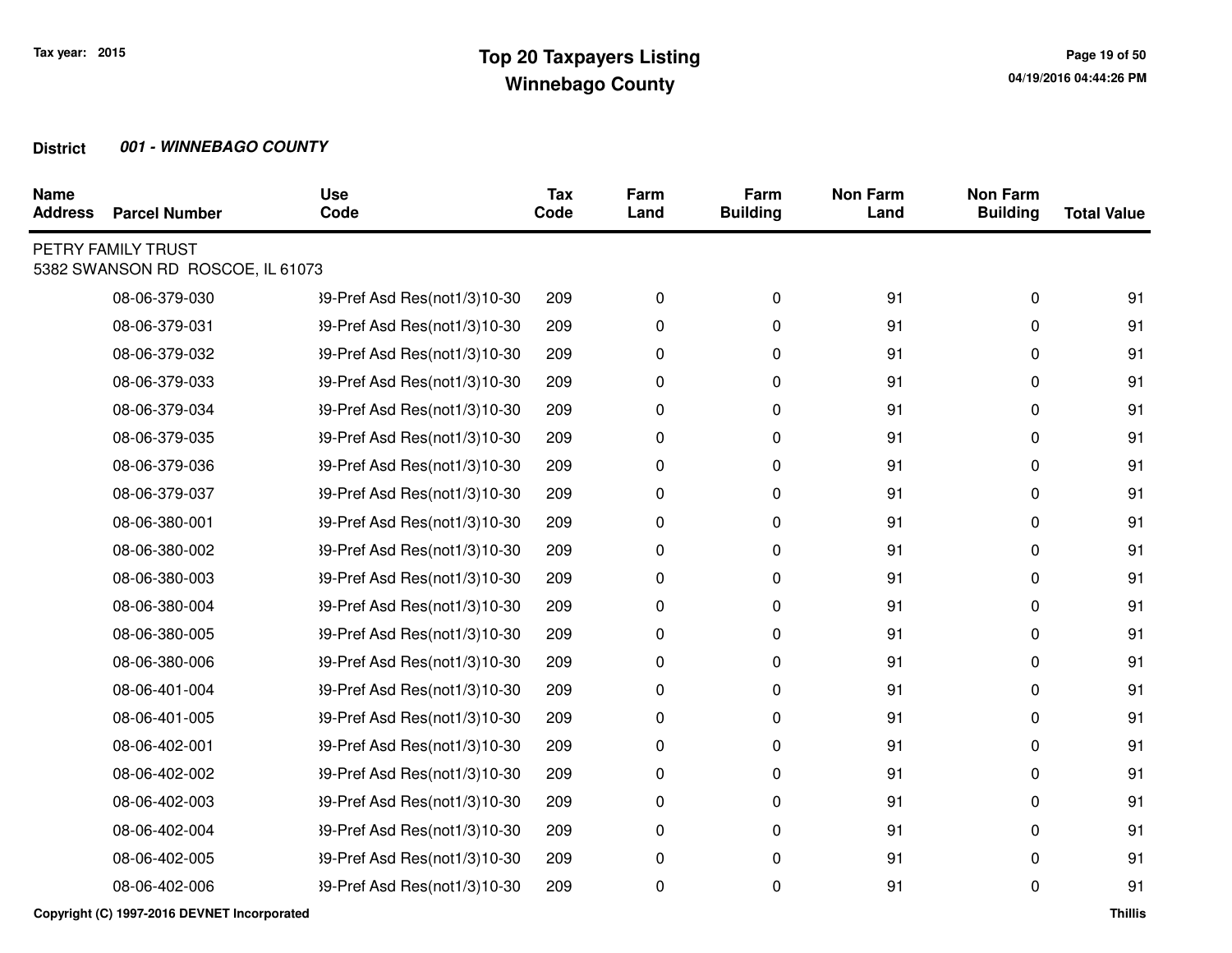Tax year: 2015

# Top 20 Taxpayers Listing
## Winnebago County

**District** ***001 - WINNEBAGO COUNTY***

| Name Address | Parcel Number | Use Code | Tax Code | Farm Land | Farm Building | Non Farm Land | Non Farm Building | Total Value |
|---|---|---|---|---|---|---|---|---|
| PETRY FAMILY TRUST<br>5382 SWANSON RD ROSCOE, IL 61073 | | | | | | | | |
| | 08-06-379-030 | 39-Pref Asd Res(not1/3)10-30 | 209 | 0 | 0 | 91 | 0 | 91 |
| | 08-06-379-031 | 39-Pref Asd Res(not1/3)10-30 | 209 | 0 | 0 | 91 | 0 | 91 |
| | 08-06-379-032 | 39-Pref Asd Res(not1/3)10-30 | 209 | 0 | 0 | 91 | 0 | 91 |
| | 08-06-379-033 | 39-Pref Asd Res(not1/3)10-30 | 209 | 0 | 0 | 91 | 0 | 91 |
| | 08-06-379-034 | 39-Pref Asd Res(not1/3)10-30 | 209 | 0 | 0 | 91 | 0 | 91 |
| | 08-06-379-035 | 39-Pref Asd Res(not1/3)10-30 | 209 | 0 | 0 | 91 | 0 | 91 |
| | 08-06-379-036 | 39-Pref Asd Res(not1/3)10-30 | 209 | 0 | 0 | 91 | 0 | 91 |
| | 08-06-379-037 | 39-Pref Asd Res(not1/3)10-30 | 209 | 0 | 0 | 91 | 0 | 91 |
| | 08-06-380-001 | 39-Pref Asd Res(not1/3)10-30 | 209 | 0 | 0 | 91 | 0 | 91 |
| | 08-06-380-002 | 39-Pref Asd Res(not1/3)10-30 | 209 | 0 | 0 | 91 | 0 | 91 |
| | 08-06-380-003 | 39-Pref Asd Res(not1/3)10-30 | 209 | 0 | 0 | 91 | 0 | 91 |
| | 08-06-380-004 | 39-Pref Asd Res(not1/3)10-30 | 209 | 0 | 0 | 91 | 0 | 91 |
| | 08-06-380-005 | 39-Pref Asd Res(not1/3)10-30 | 209 | 0 | 0 | 91 | 0 | 91 |
| | 08-06-380-006 | 39-Pref Asd Res(not1/3)10-30 | 209 | 0 | 0 | 91 | 0 | 91 |
| | 08-06-401-004 | 39-Pref Asd Res(not1/3)10-30 | 209 | 0 | 0 | 91 | 0 | 91 |
| | 08-06-401-005 | 39-Pref Asd Res(not1/3)10-30 | 209 | 0 | 0 | 91 | 0 | 91 |
| | 08-06-402-001 | 39-Pref Asd Res(not1/3)10-30 | 209 | 0 | 0 | 91 | 0 | 91 |
| | 08-06-402-002 | 39-Pref Asd Res(not1/3)10-30 | 209 | 0 | 0 | 91 | 0 | 91 |
| | 08-06-402-003 | 39-Pref Asd Res(not1/3)10-30 | 209 | 0 | 0 | 91 | 0 | 91 |
| | 08-06-402-004 | 39-Pref Asd Res(not1/3)10-30 | 209 | 0 | 0 | 91 | 0 | 91 |
| | 08-06-402-005 | 39-Pref Asd Res(not1/3)10-30 | 209 | 0 | 0 | 91 | 0 | 91 |
| | 08-06-402-006 | 39-Pref Asd Res(not1/3)10-30 | 209 | 0 | 0 | 91 | 0 | 91 |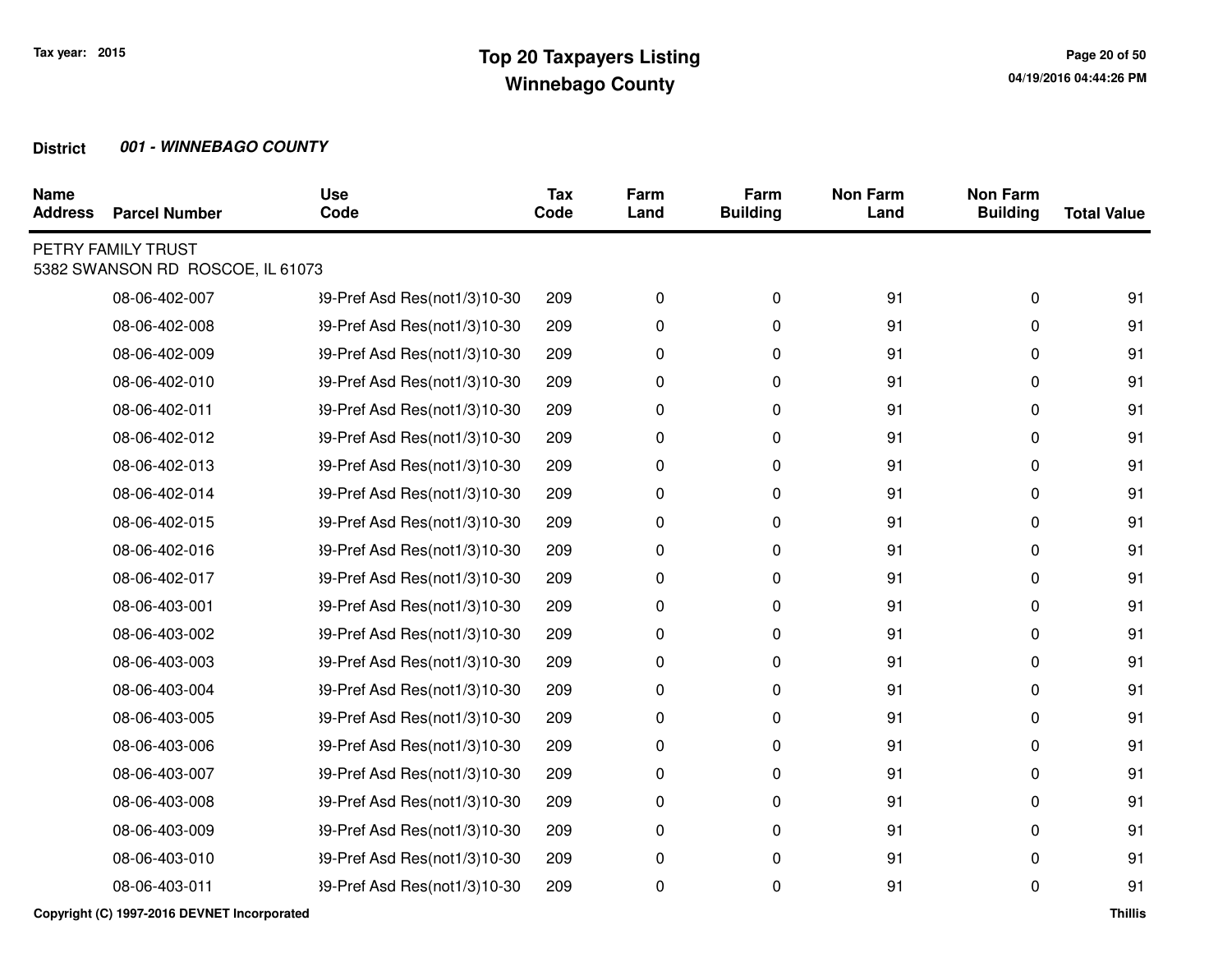# Top 20 Taxpayers Listing
## Winnebago County

Tax year: 2015

**District** ***001 - WINNEBAGO COUNTY***

| Name Address | Parcel Number | Use Code | Tax Code | Farm Land | Farm Building | Non Farm Land | Non Farm Building | Total Value |
|---|---|---|---|---|---|---|---|---|
| PETRY FAMILY TRUST<br>5382 SWANSON RD ROSCOE, IL 61073 | | | | | | | | |
| | 08-06-402-007 | 39-Pref Asd Res(not1/3)10-30 | 209 | 0 | 0 | 91 | 0 | 91 |
| | 08-06-402-008 | 39-Pref Asd Res(not1/3)10-30 | 209 | 0 | 0 | 91 | 0 | 91 |
| | 08-06-402-009 | 39-Pref Asd Res(not1/3)10-30 | 209 | 0 | 0 | 91 | 0 | 91 |
| | 08-06-402-010 | 39-Pref Asd Res(not1/3)10-30 | 209 | 0 | 0 | 91 | 0 | 91 |
| | 08-06-402-011 | 39-Pref Asd Res(not1/3)10-30 | 209 | 0 | 0 | 91 | 0 | 91 |
| | 08-06-402-012 | 39-Pref Asd Res(not1/3)10-30 | 209 | 0 | 0 | 91 | 0 | 91 |
| | 08-06-402-013 | 39-Pref Asd Res(not1/3)10-30 | 209 | 0 | 0 | 91 | 0 | 91 |
| | 08-06-402-014 | 39-Pref Asd Res(not1/3)10-30 | 209 | 0 | 0 | 91 | 0 | 91 |
| | 08-06-402-015 | 39-Pref Asd Res(not1/3)10-30 | 209 | 0 | 0 | 91 | 0 | 91 |
| | 08-06-402-016 | 39-Pref Asd Res(not1/3)10-30 | 209 | 0 | 0 | 91 | 0 | 91 |
| | 08-06-402-017 | 39-Pref Asd Res(not1/3)10-30 | 209 | 0 | 0 | 91 | 0 | 91 |
| | 08-06-403-001 | 39-Pref Asd Res(not1/3)10-30 | 209 | 0 | 0 | 91 | 0 | 91 |
| | 08-06-403-002 | 39-Pref Asd Res(not1/3)10-30 | 209 | 0 | 0 | 91 | 0 | 91 |
| | 08-06-403-003 | 39-Pref Asd Res(not1/3)10-30 | 209 | 0 | 0 | 91 | 0 | 91 |
| | 08-06-403-004 | 39-Pref Asd Res(not1/3)10-30 | 209 | 0 | 0 | 91 | 0 | 91 |
| | 08-06-403-005 | 39-Pref Asd Res(not1/3)10-30 | 209 | 0 | 0 | 91 | 0 | 91 |
| | 08-06-403-006 | 39-Pref Asd Res(not1/3)10-30 | 209 | 0 | 0 | 91 | 0 | 91 |
| | 08-06-403-007 | 39-Pref Asd Res(not1/3)10-30 | 209 | 0 | 0 | 91 | 0 | 91 |
| | 08-06-403-008 | 39-Pref Asd Res(not1/3)10-30 | 209 | 0 | 0 | 91 | 0 | 91 |
| | 08-06-403-009 | 39-Pref Asd Res(not1/3)10-30 | 209 | 0 | 0 | 91 | 0 | 91 |
| | 08-06-403-010 | 39-Pref Asd Res(not1/3)10-30 | 209 | 0 | 0 | 91 | 0 | 91 |
| | 08-06-403-011 | 39-Pref Asd Res(not1/3)10-30 | 209 | 0 | 0 | 91 | 0 | 91 |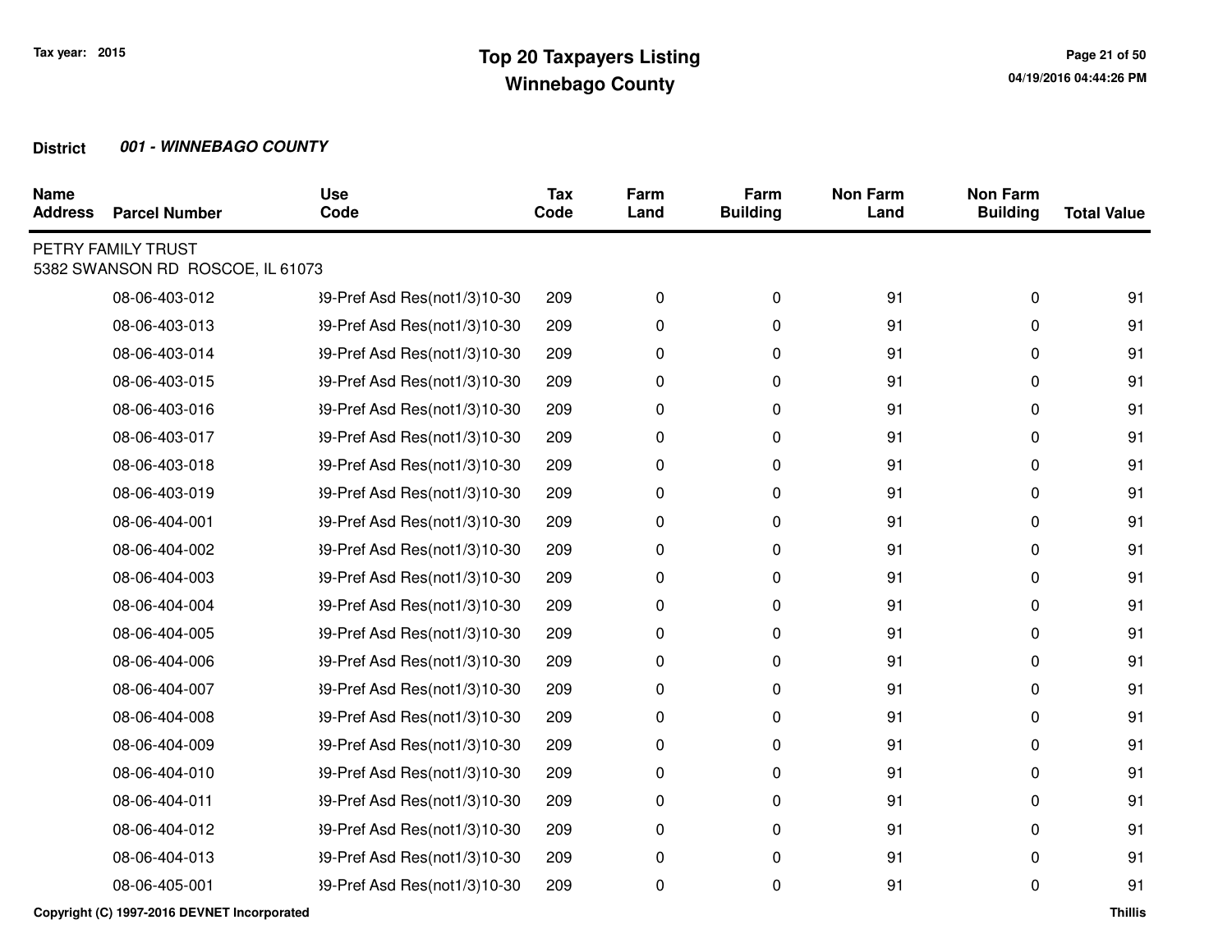Tax year: 2015

# Top 20 Taxpayers Listing
## Winnebago County

**District** ***001 - WINNEBAGO COUNTY***

| Name Address | Parcel Number | Use Code | Tax Code | Farm Land | Farm Building | Non Farm Land | Non Farm Building | Total Value |
|---|---|---|---|---|---|---|---|---|
| PETRY FAMILY TRUST<br>5382 SWANSON RD ROSCOE, IL 61073 | | | | | | | | |
| | 08-06-403-012 | 39-Pref Asd Res(not1/3)10-30 | 209 | 0 | 0 | 91 | 0 | 91 |
| | 08-06-403-013 | 39-Pref Asd Res(not1/3)10-30 | 209 | 0 | 0 | 91 | 0 | 91 |
| | 08-06-403-014 | 39-Pref Asd Res(not1/3)10-30 | 209 | 0 | 0 | 91 | 0 | 91 |
| | 08-06-403-015 | 39-Pref Asd Res(not1/3)10-30 | 209 | 0 | 0 | 91 | 0 | 91 |
| | 08-06-403-016 | 39-Pref Asd Res(not1/3)10-30 | 209 | 0 | 0 | 91 | 0 | 91 |
| | 08-06-403-017 | 39-Pref Asd Res(not1/3)10-30 | 209 | 0 | 0 | 91 | 0 | 91 |
| | 08-06-403-018 | 39-Pref Asd Res(not1/3)10-30 | 209 | 0 | 0 | 91 | 0 | 91 |
| | 08-06-403-019 | 39-Pref Asd Res(not1/3)10-30 | 209 | 0 | 0 | 91 | 0 | 91 |
| | 08-06-404-001 | 39-Pref Asd Res(not1/3)10-30 | 209 | 0 | 0 | 91 | 0 | 91 |
| | 08-06-404-002 | 39-Pref Asd Res(not1/3)10-30 | 209 | 0 | 0 | 91 | 0 | 91 |
| | 08-06-404-003 | 39-Pref Asd Res(not1/3)10-30 | 209 | 0 | 0 | 91 | 0 | 91 |
| | 08-06-404-004 | 39-Pref Asd Res(not1/3)10-30 | 209 | 0 | 0 | 91 | 0 | 91 |
| | 08-06-404-005 | 39-Pref Asd Res(not1/3)10-30 | 209 | 0 | 0 | 91 | 0 | 91 |
| | 08-06-404-006 | 39-Pref Asd Res(not1/3)10-30 | 209 | 0 | 0 | 91 | 0 | 91 |
| | 08-06-404-007 | 39-Pref Asd Res(not1/3)10-30 | 209 | 0 | 0 | 91 | 0 | 91 |
| | 08-06-404-008 | 39-Pref Asd Res(not1/3)10-30 | 209 | 0 | 0 | 91 | 0 | 91 |
| | 08-06-404-009 | 39-Pref Asd Res(not1/3)10-30 | 209 | 0 | 0 | 91 | 0 | 91 |
| | 08-06-404-010 | 39-Pref Asd Res(not1/3)10-30 | 209 | 0 | 0 | 91 | 0 | 91 |
| | 08-06-404-011 | 39-Pref Asd Res(not1/3)10-30 | 209 | 0 | 0 | 91 | 0 | 91 |
| | 08-06-404-012 | 39-Pref Asd Res(not1/3)10-30 | 209 | 0 | 0 | 91 | 0 | 91 |
| | 08-06-404-013 | 39-Pref Asd Res(not1/3)10-30 | 209 | 0 | 0 | 91 | 0 | 91 |
| | 08-06-405-001 | 39-Pref Asd Res(not1/3)10-30 | 209 | 0 | 0 | 91 | 0 | 91 |

**Copyright (C) 1997-2016 DEVNET Incorporated** **Thillis**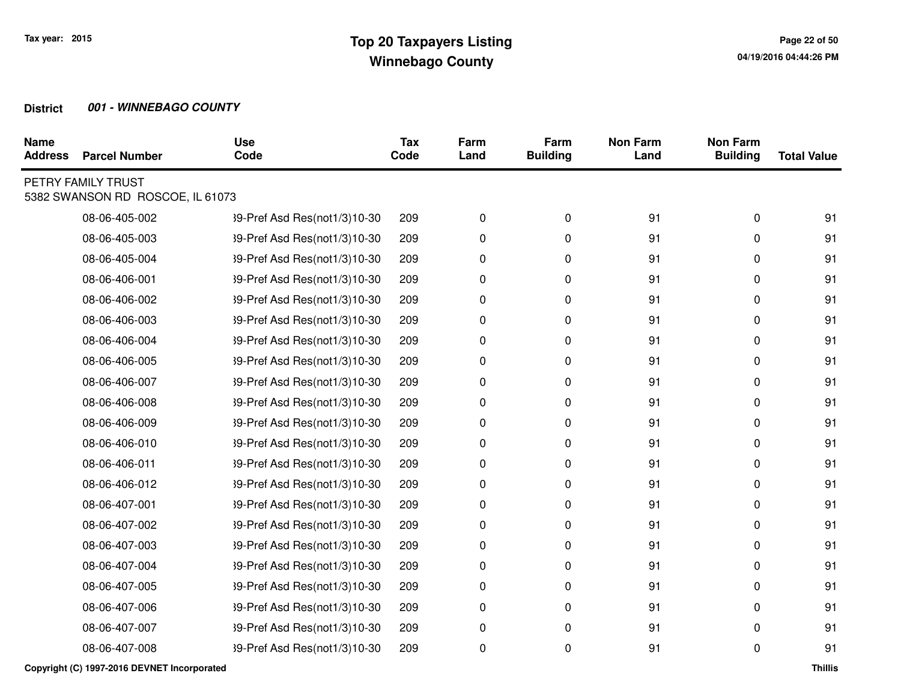**Tax year: 2015**

# Top 20 Taxpayers Listing
## Winnebago County

**District** ***001 - WINNEBAGO COUNTY***

| Name Address | Parcel Number | Use Code | Tax Code | Farm Land | Farm Building | Non Farm Land | Non Farm Building | Total Value |
|---|---|---|---|---|---|---|---|---|
| PETRY FAMILY TRUST<br>5382 SWANSON RD ROSCOE, IL 61073 | | | | | | | | |
| | 08-06-405-002 | 39-Pref Asd Res(not1/3)10-30 | 209 | 0 | 0 | 91 | 0 | 91 |
| | 08-06-405-003 | 39-Pref Asd Res(not1/3)10-30 | 209 | 0 | 0 | 91 | 0 | 91 |
| | 08-06-405-004 | 39-Pref Asd Res(not1/3)10-30 | 209 | 0 | 0 | 91 | 0 | 91 |
| | 08-06-406-001 | 39-Pref Asd Res(not1/3)10-30 | 209 | 0 | 0 | 91 | 0 | 91 |
| | 08-06-406-002 | 39-Pref Asd Res(not1/3)10-30 | 209 | 0 | 0 | 91 | 0 | 91 |
| | 08-06-406-003 | 39-Pref Asd Res(not1/3)10-30 | 209 | 0 | 0 | 91 | 0 | 91 |
| | 08-06-406-004 | 39-Pref Asd Res(not1/3)10-30 | 209 | 0 | 0 | 91 | 0 | 91 |
| | 08-06-406-005 | 39-Pref Asd Res(not1/3)10-30 | 209 | 0 | 0 | 91 | 0 | 91 |
| | 08-06-406-007 | 39-Pref Asd Res(not1/3)10-30 | 209 | 0 | 0 | 91 | 0 | 91 |
| | 08-06-406-008 | 39-Pref Asd Res(not1/3)10-30 | 209 | 0 | 0 | 91 | 0 | 91 |
| | 08-06-406-009 | 39-Pref Asd Res(not1/3)10-30 | 209 | 0 | 0 | 91 | 0 | 91 |
| | 08-06-406-010 | 39-Pref Asd Res(not1/3)10-30 | 209 | 0 | 0 | 91 | 0 | 91 |
| | 08-06-406-011 | 39-Pref Asd Res(not1/3)10-30 | 209 | 0 | 0 | 91 | 0 | 91 |
| | 08-06-406-012 | 39-Pref Asd Res(not1/3)10-30 | 209 | 0 | 0 | 91 | 0 | 91 |
| | 08-06-407-001 | 39-Pref Asd Res(not1/3)10-30 | 209 | 0 | 0 | 91 | 0 | 91 |
| | 08-06-407-002 | 39-Pref Asd Res(not1/3)10-30 | 209 | 0 | 0 | 91 | 0 | 91 |
| | 08-06-407-003 | 39-Pref Asd Res(not1/3)10-30 | 209 | 0 | 0 | 91 | 0 | 91 |
| | 08-06-407-004 | 39-Pref Asd Res(not1/3)10-30 | 209 | 0 | 0 | 91 | 0 | 91 |
| | 08-06-407-005 | 39-Pref Asd Res(not1/3)10-30 | 209 | 0 | 0 | 91 | 0 | 91 |
| | 08-06-407-006 | 39-Pref Asd Res(not1/3)10-30 | 209 | 0 | 0 | 91 | 0 | 91 |
| | 08-06-407-007 | 39-Pref Asd Res(not1/3)10-30 | 209 | 0 | 0 | 91 | 0 | 91 |
| | 08-06-407-008 | 39-Pref Asd Res(not1/3)10-30 | 209 | 0 | 0 | 91 | 0 | 91 |

Copyright (C) 1997-2016 DEVNET Incorporated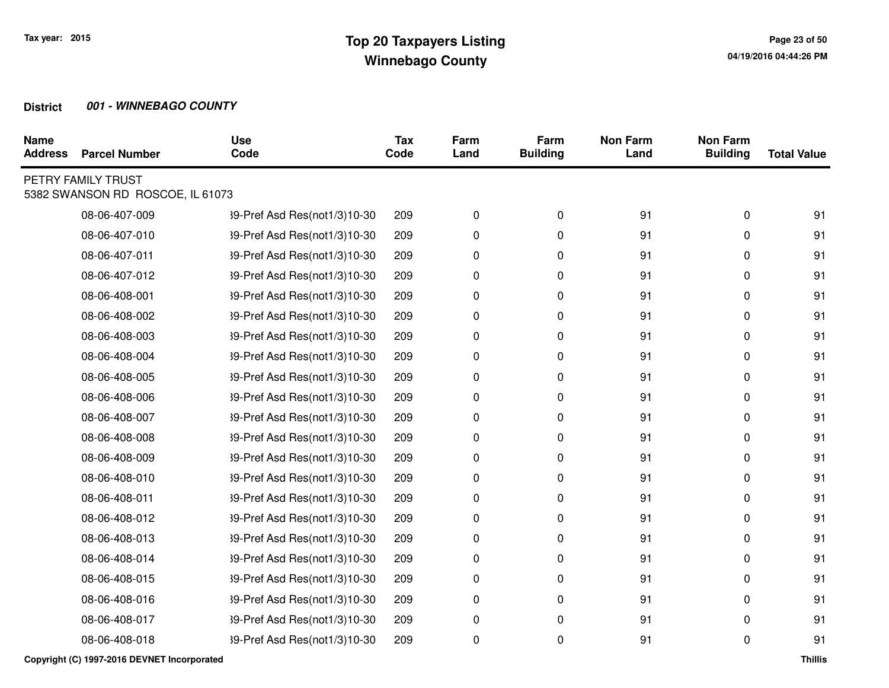**District** ***001 - WINNEBAGO COUNTY***

| Name Address | Parcel Number | Use Code | Tax Code | Farm Land | Farm Building | Non Farm Land | Non Farm Building | Total Value |
|---|---|---|---|---|---|---|---|---|
| PETRY FAMILY TRUST<br>5382 SWANSON RD ROSCOE, IL 61073 | | | | | | | | |
| | 08-06-407-009 | 39-Pref Asd Res(not1/3)10-30 | 209 | 0 | 0 | 91 | 0 | 91 |
| | 08-06-407-010 | 39-Pref Asd Res(not1/3)10-30 | 209 | 0 | 0 | 91 | 0 | 91 |
| | 08-06-407-011 | 39-Pref Asd Res(not1/3)10-30 | 209 | 0 | 0 | 91 | 0 | 91 |
| | 08-06-407-012 | 39-Pref Asd Res(not1/3)10-30 | 209 | 0 | 0 | 91 | 0 | 91 |
| | 08-06-408-001 | 39-Pref Asd Res(not1/3)10-30 | 209 | 0 | 0 | 91 | 0 | 91 |
| | 08-06-408-002 | 39-Pref Asd Res(not1/3)10-30 | 209 | 0 | 0 | 91 | 0 | 91 |
| | 08-06-408-003 | 39-Pref Asd Res(not1/3)10-30 | 209 | 0 | 0 | 91 | 0 | 91 |
| | 08-06-408-004 | 39-Pref Asd Res(not1/3)10-30 | 209 | 0 | 0 | 91 | 0 | 91 |
| | 08-06-408-005 | 39-Pref Asd Res(not1/3)10-30 | 209 | 0 | 0 | 91 | 0 | 91 |
| | 08-06-408-006 | 39-Pref Asd Res(not1/3)10-30 | 209 | 0 | 0 | 91 | 0 | 91 |
| | 08-06-408-007 | 39-Pref Asd Res(not1/3)10-30 | 209 | 0 | 0 | 91 | 0 | 91 |
| | 08-06-408-008 | 39-Pref Asd Res(not1/3)10-30 | 209 | 0 | 0 | 91 | 0 | 91 |
| | 08-06-408-009 | 39-Pref Asd Res(not1/3)10-30 | 209 | 0 | 0 | 91 | 0 | 91 |
| | 08-06-408-010 | 39-Pref Asd Res(not1/3)10-30 | 209 | 0 | 0 | 91 | 0 | 91 |
| | 08-06-408-011 | 39-Pref Asd Res(not1/3)10-30 | 209 | 0 | 0 | 91 | 0 | 91 |
| | 08-06-408-012 | 39-Pref Asd Res(not1/3)10-30 | 209 | 0 | 0 | 91 | 0 | 91 |
| | 08-06-408-013 | 39-Pref Asd Res(not1/3)10-30 | 209 | 0 | 0 | 91 | 0 | 91 |
| | 08-06-408-014 | 39-Pref Asd Res(not1/3)10-30 | 209 | 0 | 0 | 91 | 0 | 91 |
| | 08-06-408-015 | 39-Pref Asd Res(not1/3)10-30 | 209 | 0 | 0 | 91 | 0 | 91 |
| | 08-06-408-016 | 39-Pref Asd Res(not1/3)10-30 | 209 | 0 | 0 | 91 | 0 | 91 |
| | 08-06-408-017 | 39-Pref Asd Res(not1/3)10-30 | 209 | 0 | 0 | 91 | 0 | 91 |
| | 08-06-408-018 | 39-Pref Asd Res(not1/3)10-30 | 209 | 0 | 0 | 91 | 0 | 91 |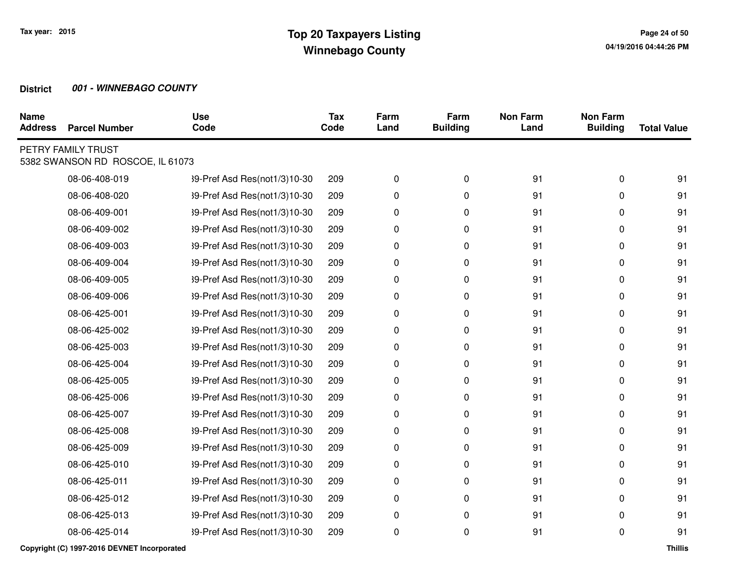# Top 20 Taxpayers Listing
## Winnebago County

Tax year: 2015

**District** ***001 - WINNEBAGO COUNTY***

| Name Address | Parcel Number | Use Code | Tax Code | Farm Land | Farm Building | Non Farm Land | Non Farm Building | Total Value |
|---|---|---|---|---|---|---|---|---|
| PETRY FAMILY TRUST<br>5382 SWANSON RD ROSCOE, IL 61073 | | | | | | | | |
| | 08-06-408-019 | 39-Pref Asd Res(not1/3)10-30 | 209 | 0 | 0 | 91 | 0 | 91 |
| | 08-06-408-020 | 39-Pref Asd Res(not1/3)10-30 | 209 | 0 | 0 | 91 | 0 | 91 |
| | 08-06-409-001 | 39-Pref Asd Res(not1/3)10-30 | 209 | 0 | 0 | 91 | 0 | 91 |
| | 08-06-409-002 | 39-Pref Asd Res(not1/3)10-30 | 209 | 0 | 0 | 91 | 0 | 91 |
| | 08-06-409-003 | 39-Pref Asd Res(not1/3)10-30 | 209 | 0 | 0 | 91 | 0 | 91 |
| | 08-06-409-004 | 39-Pref Asd Res(not1/3)10-30 | 209 | 0 | 0 | 91 | 0 | 91 |
| | 08-06-409-005 | 39-Pref Asd Res(not1/3)10-30 | 209 | 0 | 0 | 91 | 0 | 91 |
| | 08-06-409-006 | 39-Pref Asd Res(not1/3)10-30 | 209 | 0 | 0 | 91 | 0 | 91 |
| | 08-06-425-001 | 39-Pref Asd Res(not1/3)10-30 | 209 | 0 | 0 | 91 | 0 | 91 |
| | 08-06-425-002 | 39-Pref Asd Res(not1/3)10-30 | 209 | 0 | 0 | 91 | 0 | 91 |
| | 08-06-425-003 | 39-Pref Asd Res(not1/3)10-30 | 209 | 0 | 0 | 91 | 0 | 91 |
| | 08-06-425-004 | 39-Pref Asd Res(not1/3)10-30 | 209 | 0 | 0 | 91 | 0 | 91 |
| | 08-06-425-005 | 39-Pref Asd Res(not1/3)10-30 | 209 | 0 | 0 | 91 | 0 | 91 |
| | 08-06-425-006 | 39-Pref Asd Res(not1/3)10-30 | 209 | 0 | 0 | 91 | 0 | 91 |
| | 08-06-425-007 | 39-Pref Asd Res(not1/3)10-30 | 209 | 0 | 0 | 91 | 0 | 91 |
| | 08-06-425-008 | 39-Pref Asd Res(not1/3)10-30 | 209 | 0 | 0 | 91 | 0 | 91 |
| | 08-06-425-009 | 39-Pref Asd Res(not1/3)10-30 | 209 | 0 | 0 | 91 | 0 | 91 |
| | 08-06-425-010 | 39-Pref Asd Res(not1/3)10-30 | 209 | 0 | 0 | 91 | 0 | 91 |
| | 08-06-425-011 | 39-Pref Asd Res(not1/3)10-30 | 209 | 0 | 0 | 91 | 0 | 91 |
| | 08-06-425-012 | 39-Pref Asd Res(not1/3)10-30 | 209 | 0 | 0 | 91 | 0 | 91 |
| | 08-06-425-013 | 39-Pref Asd Res(not1/3)10-30 | 209 | 0 | 0 | 91 | 0 | 91 |
| | 08-06-425-014 | 39-Pref Asd Res(not1/3)10-30 | 209 | 0 | 0 | 91 | 0 | 91 |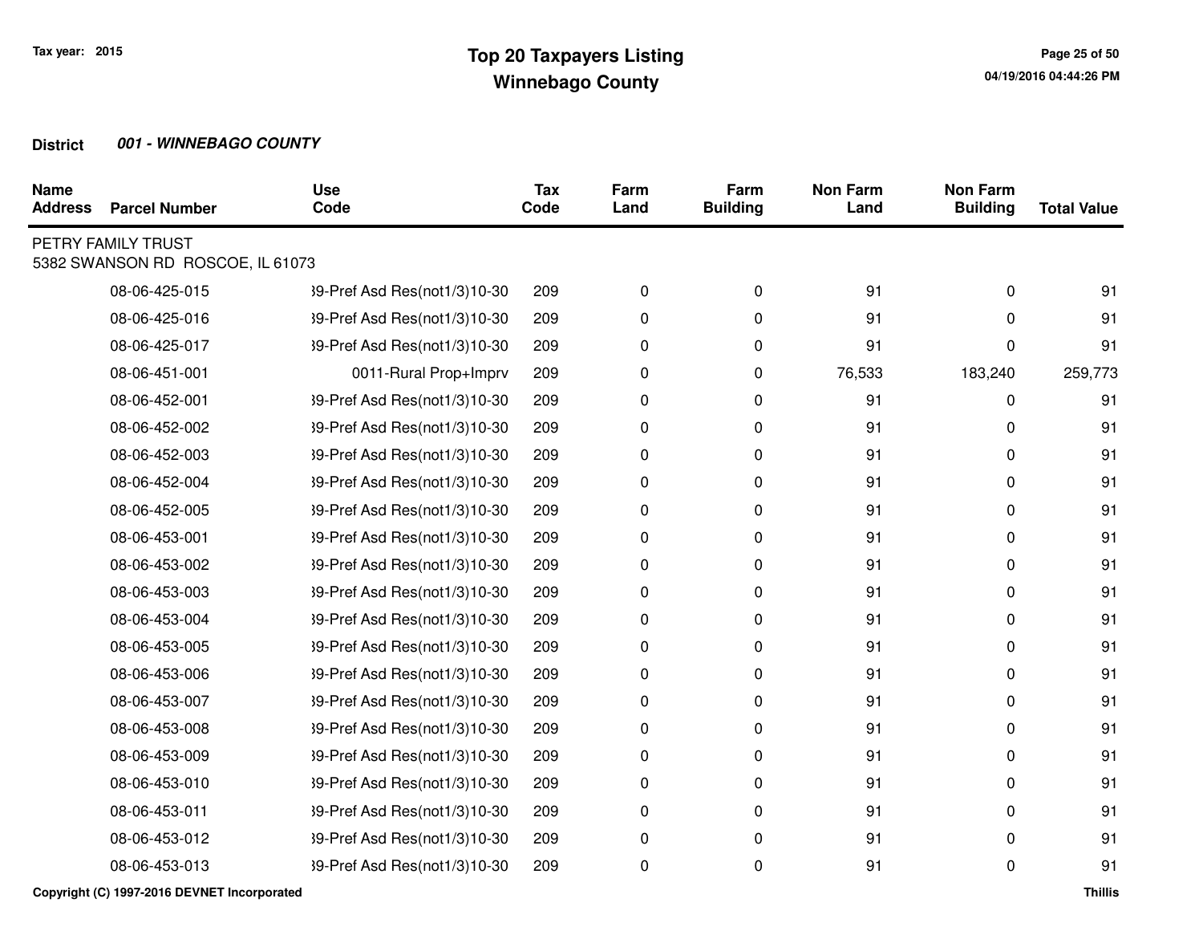# Top 20 Taxpayers Listing
## Winnebago County

Tax year: 2015

**District** ***001 - WINNEBAGO COUNTY***

| Name Address | Parcel Number | Use Code | Tax Code | Farm Land | Farm Building | Non Farm Land | Non Farm Building | Total Value |
|---|---|---|---|---|---|---|---|---|
| PETRY FAMILY TRUST<br>5382 SWANSON RD ROSCOE, IL 61073 | | | | | | | | |
| | 08-06-425-015 | 39-Pref Asd Res(not1/3)10-30 | 209 | 0 | 0 | 91 | 0 | 91 |
| | 08-06-425-016 | 39-Pref Asd Res(not1/3)10-30 | 209 | 0 | 0 | 91 | 0 | 91 |
| | 08-06-425-017 | 39-Pref Asd Res(not1/3)10-30 | 209 | 0 | 0 | 91 | 0 | 91 |
| | 08-06-451-001 | 0011-Rural Prop+Imprv | 209 | 0 | 0 | 76,533 | 183,240 | 259,773 |
| | 08-06-452-001 | 39-Pref Asd Res(not1/3)10-30 | 209 | 0 | 0 | 91 | 0 | 91 |
| | 08-06-452-002 | 39-Pref Asd Res(not1/3)10-30 | 209 | 0 | 0 | 91 | 0 | 91 |
| | 08-06-452-003 | 39-Pref Asd Res(not1/3)10-30 | 209 | 0 | 0 | 91 | 0 | 91 |
| | 08-06-452-004 | 39-Pref Asd Res(not1/3)10-30 | 209 | 0 | 0 | 91 | 0 | 91 |
| | 08-06-452-005 | 39-Pref Asd Res(not1/3)10-30 | 209 | 0 | 0 | 91 | 0 | 91 |
| | 08-06-453-001 | 39-Pref Asd Res(not1/3)10-30 | 209 | 0 | 0 | 91 | 0 | 91 |
| | 08-06-453-002 | 39-Pref Asd Res(not1/3)10-30 | 209 | 0 | 0 | 91 | 0 | 91 |
| | 08-06-453-003 | 39-Pref Asd Res(not1/3)10-30 | 209 | 0 | 0 | 91 | 0 | 91 |
| | 08-06-453-004 | 39-Pref Asd Res(not1/3)10-30 | 209 | 0 | 0 | 91 | 0 | 91 |
| | 08-06-453-005 | 39-Pref Asd Res(not1/3)10-30 | 209 | 0 | 0 | 91 | 0 | 91 |
| | 08-06-453-006 | 39-Pref Asd Res(not1/3)10-30 | 209 | 0 | 0 | 91 | 0 | 91 |
| | 08-06-453-007 | 39-Pref Asd Res(not1/3)10-30 | 209 | 0 | 0 | 91 | 0 | 91 |
| | 08-06-453-008 | 39-Pref Asd Res(not1/3)10-30 | 209 | 0 | 0 | 91 | 0 | 91 |
| | 08-06-453-009 | 39-Pref Asd Res(not1/3)10-30 | 209 | 0 | 0 | 91 | 0 | 91 |
| | 08-06-453-010 | 39-Pref Asd Res(not1/3)10-30 | 209 | 0 | 0 | 91 | 0 | 91 |
| | 08-06-453-011 | 39-Pref Asd Res(not1/3)10-30 | 209 | 0 | 0 | 91 | 0 | 91 |
| | 08-06-453-012 | 39-Pref Asd Res(not1/3)10-30 | 209 | 0 | 0 | 91 | 0 | 91 |
| | 08-06-453-013 | 39-Pref Asd Res(not1/3)10-30 | 209 | 0 | 0 | 91 | 0 | 91 |

Copyright (C) 1997-2016 DEVNET Incorporated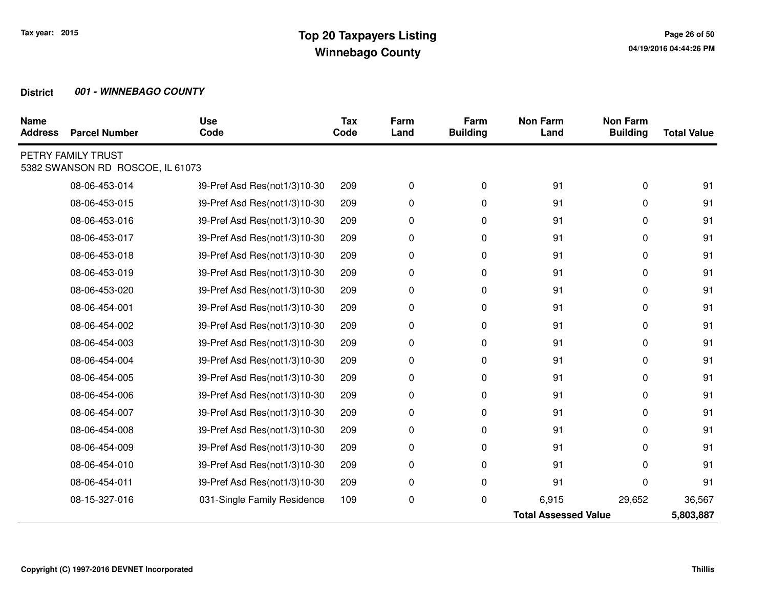# Top 20 Taxpayers Listing
## Winnebago County

Tax year: 2015

**District** ***001 - WINNEBAGO COUNTY***

| Name Address | Parcel Number | Use Code | Tax Code | Farm Land | Farm Building | Non Farm Land | Non Farm Building | Total Value |
|---|---|---|---|---|---|---|---|---|
| PETRY FAMILY TRUST<br>5382 SWANSON RD ROSCOE, IL 61073 | | | | | | | | |
| | 08-06-453-014 | 39-Pref Asd Res(not1/3)10-30 | 209 | 0 | 0 | 91 | 0 | 91 |
| | 08-06-453-015 | 39-Pref Asd Res(not1/3)10-30 | 209 | 0 | 0 | 91 | 0 | 91 |
| | 08-06-453-016 | 39-Pref Asd Res(not1/3)10-30 | 209 | 0 | 0 | 91 | 0 | 91 |
| | 08-06-453-017 | 39-Pref Asd Res(not1/3)10-30 | 209 | 0 | 0 | 91 | 0 | 91 |
| | 08-06-453-018 | 39-Pref Asd Res(not1/3)10-30 | 209 | 0 | 0 | 91 | 0 | 91 |
| | 08-06-453-019 | 39-Pref Asd Res(not1/3)10-30 | 209 | 0 | 0 | 91 | 0 | 91 |
| | 08-06-453-020 | 39-Pref Asd Res(not1/3)10-30 | 209 | 0 | 0 | 91 | 0 | 91 |
| | 08-06-454-001 | 39-Pref Asd Res(not1/3)10-30 | 209 | 0 | 0 | 91 | 0 | 91 |
| | 08-06-454-002 | 39-Pref Asd Res(not1/3)10-30 | 209 | 0 | 0 | 91 | 0 | 91 |
| | 08-06-454-003 | 39-Pref Asd Res(not1/3)10-30 | 209 | 0 | 0 | 91 | 0 | 91 |
| | 08-06-454-004 | 39-Pref Asd Res(not1/3)10-30 | 209 | 0 | 0 | 91 | 0 | 91 |
| | 08-06-454-005 | 39-Pref Asd Res(not1/3)10-30 | 209 | 0 | 0 | 91 | 0 | 91 |
| | 08-06-454-006 | 39-Pref Asd Res(not1/3)10-30 | 209 | 0 | 0 | 91 | 0 | 91 |
| | 08-06-454-007 | 39-Pref Asd Res(not1/3)10-30 | 209 | 0 | 0 | 91 | 0 | 91 |
| | 08-06-454-008 | 39-Pref Asd Res(not1/3)10-30 | 209 | 0 | 0 | 91 | 0 | 91 |
| | 08-06-454-009 | 39-Pref Asd Res(not1/3)10-30 | 209 | 0 | 0 | 91 | 0 | 91 |
| | 08-06-454-010 | 39-Pref Asd Res(not1/3)10-30 | 209 | 0 | 0 | 91 | 0 | 91 |
| | 08-06-454-011 | 39-Pref Asd Res(not1/3)10-30 | 209 | 0 | 0 | 91 | 0 | 91 |
| | 08-15-327-016 | 031-Single Family Residence | 109 | 0 | 0 | 6,915 | 29,652 | 36,567 |
| | | | | | | **Total Assessed Value** | | **5,803,887** |

**Copyright (C) 1997-2016 DEVNET Incorporated**

**Thillis**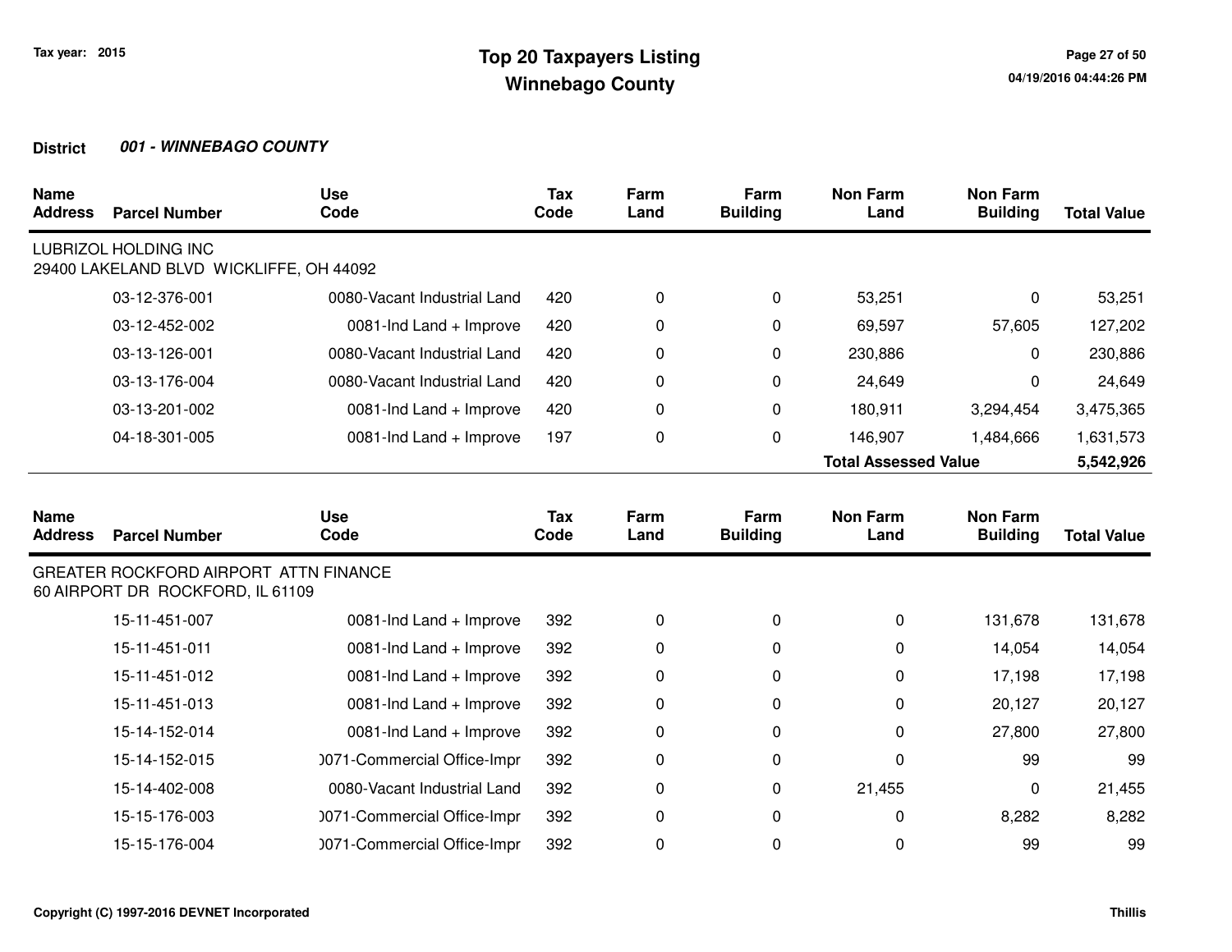# Top 20 Taxpayers Listing
## Winnebago County

Tax year: 2015

**District** ***001 - WINNEBAGO COUNTY***

| Name Address | Parcel Number | Use Code | Tax Code | Farm Land | Farm Building | Non Farm Land | Non Farm Building | Total Value |
|---|---|---|---|---|---|---|---|---|
| LUBRIZOL HOLDING INC<br>29400 LAKELAND BLVD WICKLIFFE, OH 44092 | | | | | | | | |
| | 03-12-376-001 | 0080-Vacant Industrial Land | 420 | 0 | 0 | 53,251 | 0 | 53,251 |
| | 03-12-452-002 | 0081-Ind Land + Improve | 420 | 0 | 0 | 69,597 | 57,605 | 127,202 |
| | 03-13-126-001 | 0080-Vacant Industrial Land | 420 | 0 | 0 | 230,886 | 0 | 230,886 |
| | 03-13-176-004 | 0080-Vacant Industrial Land | 420 | 0 | 0 | 24,649 | 0 | 24,649 |
| | 03-13-201-002 | 0081-Ind Land + Improve | 420 | 0 | 0 | 180,911 | 3,294,454 | 3,475,365 |
| | 04-18-301-005 | 0081-Ind Land + Improve | 197 | 0 | 0 | 146,907 | 1,484,666 | 1,631,573 |
| | | | | | | **Total Assessed Value** | | **5,542,926** |

| Name Address | Parcel Number | Use Code | Tax Code | Farm Land | Farm Building | Non Farm Land | Non Farm Building | Total Value |
|---|---|---|---|---|---|---|---|---|
| GREATER ROCKFORD AIRPORT ATTN FINANCE<br>60 AIRPORT DR ROCKFORD, IL 61109 | | | | | | | | |
| | 15-11-451-007 | 0081-Ind Land + Improve | 392 | 0 | 0 | 0 | 131,678 | 131,678 |
| | 15-11-451-011 | 0081-Ind Land + Improve | 392 | 0 | 0 | 0 | 14,054 | 14,054 |
| | 15-11-451-012 | 0081-Ind Land + Improve | 392 | 0 | 0 | 0 | 17,198 | 17,198 |
| | 15-11-451-013 | 0081-Ind Land + Improve | 392 | 0 | 0 | 0 | 20,127 | 20,127 |
| | 15-14-152-014 | 0081-Ind Land + Improve | 392 | 0 | 0 | 0 | 27,800 | 27,800 |
| | 15-14-152-015 | 0071-Commercial Office-Impr | 392 | 0 | 0 | 0 | 99 | 99 |
| | 15-14-402-008 | 0080-Vacant Industrial Land | 392 | 0 | 0 | 21,455 | 0 | 21,455 |
| | 15-15-176-003 | 0071-Commercial Office-Impr | 392 | 0 | 0 | 0 | 8,282 | 8,282 |
| | 15-15-176-004 | 0071-Commercial Office-Impr | 392 | 0 | 0 | 0 | 99 | 99 |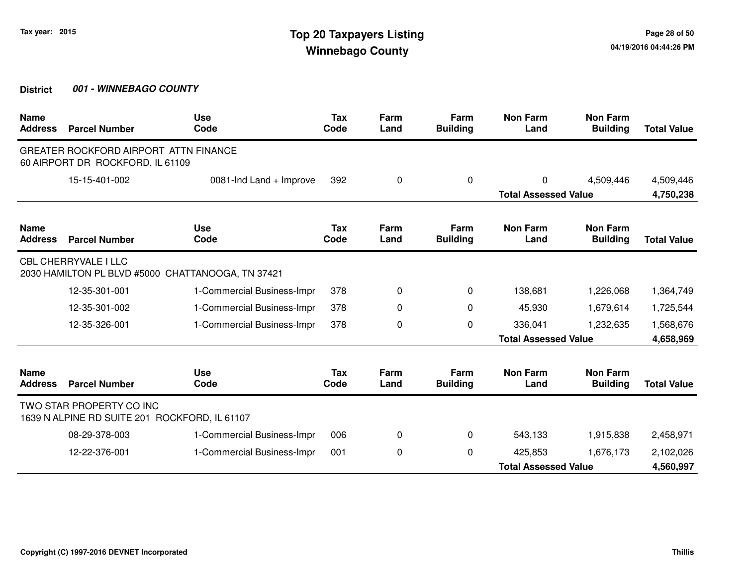# Top 20 Taxpayers Listing

## Winnebago County

Tax year: 2015

**District** ***001 - WINNEBAGO COUNTY***

| Name / Address | Parcel Number | Use Code | Tax Code | Farm Land | Farm Building | Non Farm Land | Non Farm Building | Total Value |
|---|---|---|---|---|---|---|---|---|
| GREATER ROCKFORD AIRPORT ATTN FINANCE<br>60 AIRPORT DR ROCKFORD, IL 61109 | | | | | | | | |
| | 15-15-401-002 | 0081-Ind Land + Improve | 392 | 0 | 0 | 0 | 4,509,446 | 4,509,446 |
| | | | | | | **Total Assessed Value** | | **4,750,238** |

| Name / Address | Parcel Number | Use Code | Tax Code | Farm Land | Farm Building | Non Farm Land | Non Farm Building | Total Value |
|---|---|---|---|---|---|---|---|---|
| CBL CHERRYVALE I LLC<br>2030 HAMILTON PL BLVD #5000 CHATTANOOGA, TN 37421 | | | | | | | | |
| | 12-35-301-001 | 1-Commercial Business-Impr | 378 | 0 | 0 | 138,681 | 1,226,068 | 1,364,749 |
| | 12-35-301-002 | 1-Commercial Business-Impr | 378 | 0 | 0 | 45,930 | 1,679,614 | 1,725,544 |
| | 12-35-326-001 | 1-Commercial Business-Impr | 378 | 0 | 0 | 336,041 | 1,232,635 | 1,568,676 |
| | | | | | | **Total Assessed Value** | | **4,658,969** |

| Name / Address | Parcel Number | Use Code | Tax Code | Farm Land | Farm Building | Non Farm Land | Non Farm Building | Total Value |
|---|---|---|---|---|---|---|---|---|
| TWO STAR PROPERTY CO INC<br>1639 N ALPINE RD SUITE 201 ROCKFORD, IL 61107 | | | | | | | | |
| | 08-29-378-003 | 1-Commercial Business-Impr | 006 | 0 | 0 | 543,133 | 1,915,838 | 2,458,971 |
| | 12-22-376-001 | 1-Commercial Business-Impr | 001 | 0 | 0 | 425,853 | 1,676,173 | 2,102,026 |
| | | | | | | **Total Assessed Value** | | **4,560,997** |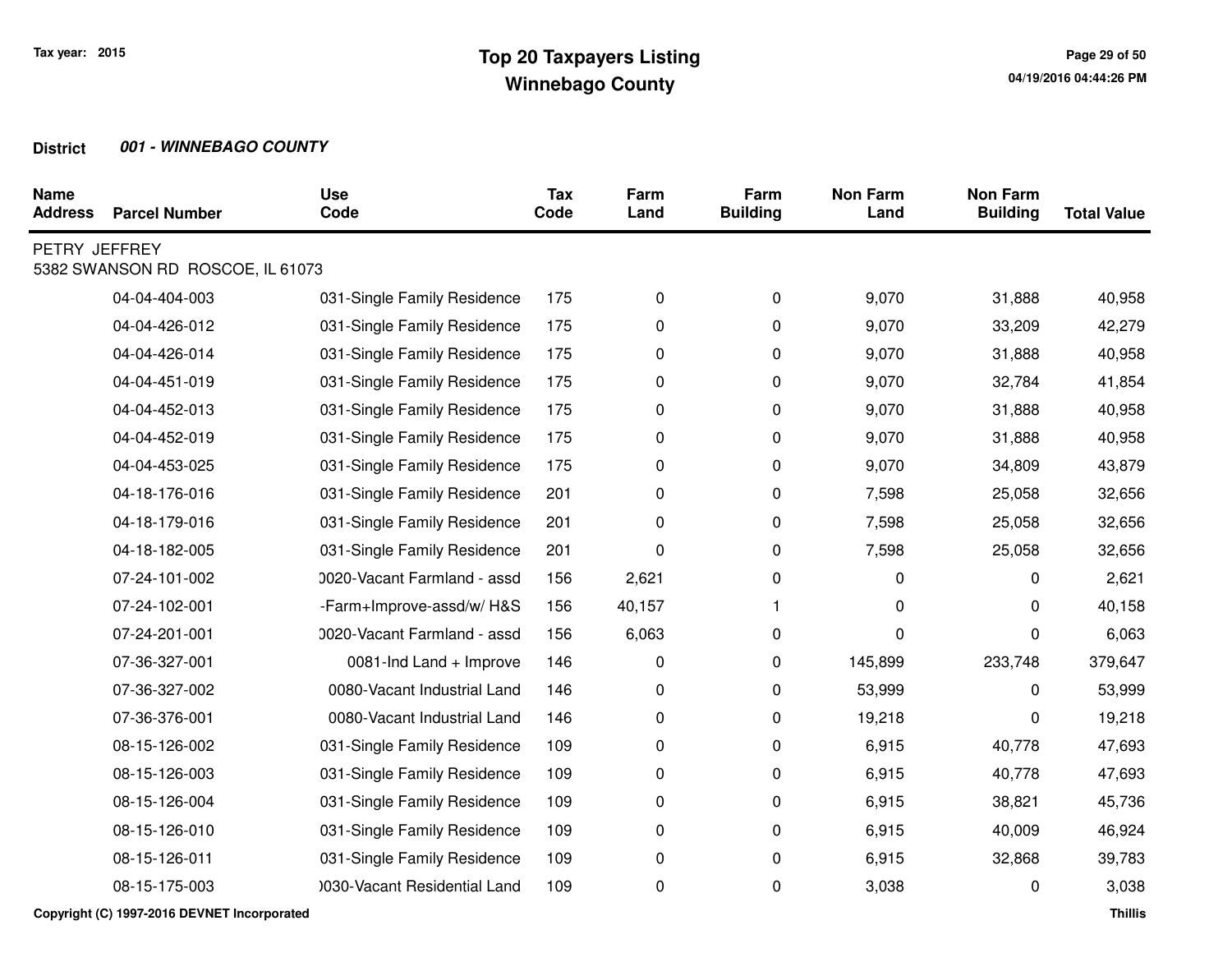# Top 20 Taxpayers Listing
# Winnebago County

Tax year: 2015

**District** ***001 - WINNEBAGO COUNTY***

| Name Address | Parcel Number | Use Code | Tax Code | Farm Land | Farm Building | Non Farm Land | Non Farm Building | Total Value |
|---|---|---|---|---|---|---|---|---|
| PETRY JEFFREY<br>5382 SWANSON RD ROSCOE, IL 61073 | | | | | | | | |
| | 04-04-404-003 | 031-Single Family Residence | 175 | 0 | 0 | 9,070 | 31,888 | 40,958 |
| | 04-04-426-012 | 031-Single Family Residence | 175 | 0 | 0 | 9,070 | 33,209 | 42,279 |
| | 04-04-426-014 | 031-Single Family Residence | 175 | 0 | 0 | 9,070 | 31,888 | 40,958 |
| | 04-04-451-019 | 031-Single Family Residence | 175 | 0 | 0 | 9,070 | 32,784 | 41,854 |
| | 04-04-452-013 | 031-Single Family Residence | 175 | 0 | 0 | 9,070 | 31,888 | 40,958 |
| | 04-04-452-019 | 031-Single Family Residence | 175 | 0 | 0 | 9,070 | 31,888 | 40,958 |
| | 04-04-453-025 | 031-Single Family Residence | 175 | 0 | 0 | 9,070 | 34,809 | 43,879 |
| | 04-18-176-016 | 031-Single Family Residence | 201 | 0 | 0 | 7,598 | 25,058 | 32,656 |
| | 04-18-179-016 | 031-Single Family Residence | 201 | 0 | 0 | 7,598 | 25,058 | 32,656 |
| | 04-18-182-005 | 031-Single Family Residence | 201 | 0 | 0 | 7,598 | 25,058 | 32,656 |
| | 07-24-101-002 | 0020-Vacant Farmland - assd | 156 | 2,621 | 0 | 0 | 0 | 2,621 |
| | 07-24-102-001 | -Farm+Improve-assd/w/ H&S | 156 | 40,157 | 1 | 0 | 0 | 40,158 |
| | 07-24-201-001 | 0020-Vacant Farmland - assd | 156 | 6,063 | 0 | 0 | 0 | 6,063 |
| | 07-36-327-001 | 0081-Ind Land + Improve | 146 | 0 | 0 | 145,899 | 233,748 | 379,647 |
| | 07-36-327-002 | 0080-Vacant Industrial Land | 146 | 0 | 0 | 53,999 | 0 | 53,999 |
| | 07-36-376-001 | 0080-Vacant Industrial Land | 146 | 0 | 0 | 19,218 | 0 | 19,218 |
| | 08-15-126-002 | 031-Single Family Residence | 109 | 0 | 0 | 6,915 | 40,778 | 47,693 |
| | 08-15-126-003 | 031-Single Family Residence | 109 | 0 | 0 | 6,915 | 40,778 | 47,693 |
| | 08-15-126-004 | 031-Single Family Residence | 109 | 0 | 0 | 6,915 | 38,821 | 45,736 |
| | 08-15-126-010 | 031-Single Family Residence | 109 | 0 | 0 | 6,915 | 40,009 | 46,924 |
| | 08-15-126-011 | 031-Single Family Residence | 109 | 0 | 0 | 6,915 | 32,868 | 39,783 |
| | 08-15-175-003 | 0030-Vacant Residential Land | 109 | 0 | 0 | 3,038 | 0 | 3,038 |

Copyright (C) 1997-2016 DEVNET Incorporated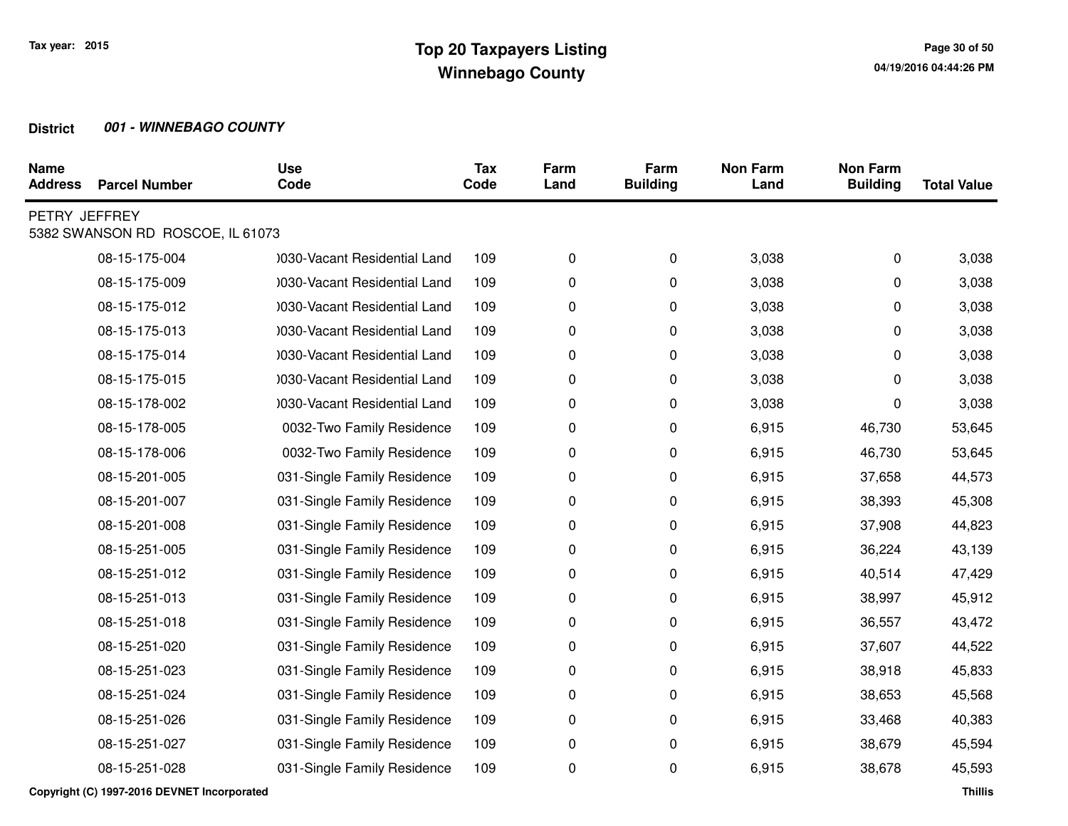# Top 20 Taxpayers Listing
## Winnebago County

Tax year: 2015

**District** ***001 - WINNEBAGO COUNTY***

| Name Address | Parcel Number | Use Code | Tax Code | Farm Land | Farm Building | Non Farm Land | Non Farm Building | Total Value |
|---|---|---|---|---|---|---|---|---|
| PETRY JEFFREY<br>5382 SWANSON RD ROSCOE, IL 61073 | | | | | | | | |
| | 08-15-175-004 | )030-Vacant Residential Land | 109 | 0 | 0 | 3,038 | 0 | 3,038 |
| | 08-15-175-009 | )030-Vacant Residential Land | 109 | 0 | 0 | 3,038 | 0 | 3,038 |
| | 08-15-175-012 | )030-Vacant Residential Land | 109 | 0 | 0 | 3,038 | 0 | 3,038 |
| | 08-15-175-013 | )030-Vacant Residential Land | 109 | 0 | 0 | 3,038 | 0 | 3,038 |
| | 08-15-175-014 | )030-Vacant Residential Land | 109 | 0 | 0 | 3,038 | 0 | 3,038 |
| | 08-15-175-015 | )030-Vacant Residential Land | 109 | 0 | 0 | 3,038 | 0 | 3,038 |
| | 08-15-178-002 | )030-Vacant Residential Land | 109 | 0 | 0 | 3,038 | 0 | 3,038 |
| | 08-15-178-005 | 0032-Two Family Residence | 109 | 0 | 0 | 6,915 | 46,730 | 53,645 |
| | 08-15-178-006 | 0032-Two Family Residence | 109 | 0 | 0 | 6,915 | 46,730 | 53,645 |
| | 08-15-201-005 | 031-Single Family Residence | 109 | 0 | 0 | 6,915 | 37,658 | 44,573 |
| | 08-15-201-007 | 031-Single Family Residence | 109 | 0 | 0 | 6,915 | 38,393 | 45,308 |
| | 08-15-201-008 | 031-Single Family Residence | 109 | 0 | 0 | 6,915 | 37,908 | 44,823 |
| | 08-15-251-005 | 031-Single Family Residence | 109 | 0 | 0 | 6,915 | 36,224 | 43,139 |
| | 08-15-251-012 | 031-Single Family Residence | 109 | 0 | 0 | 6,915 | 40,514 | 47,429 |
| | 08-15-251-013 | 031-Single Family Residence | 109 | 0 | 0 | 6,915 | 38,997 | 45,912 |
| | 08-15-251-018 | 031-Single Family Residence | 109 | 0 | 0 | 6,915 | 36,557 | 43,472 |
| | 08-15-251-020 | 031-Single Family Residence | 109 | 0 | 0 | 6,915 | 37,607 | 44,522 |
| | 08-15-251-023 | 031-Single Family Residence | 109 | 0 | 0 | 6,915 | 38,918 | 45,833 |
| | 08-15-251-024 | 031-Single Family Residence | 109 | 0 | 0 | 6,915 | 38,653 | 45,568 |
| | 08-15-251-026 | 031-Single Family Residence | 109 | 0 | 0 | 6,915 | 33,468 | 40,383 |
| | 08-15-251-027 | 031-Single Family Residence | 109 | 0 | 0 | 6,915 | 38,679 | 45,594 |
| | 08-15-251-028 | 031-Single Family Residence | 109 | 0 | 0 | 6,915 | 38,678 | 45,593 |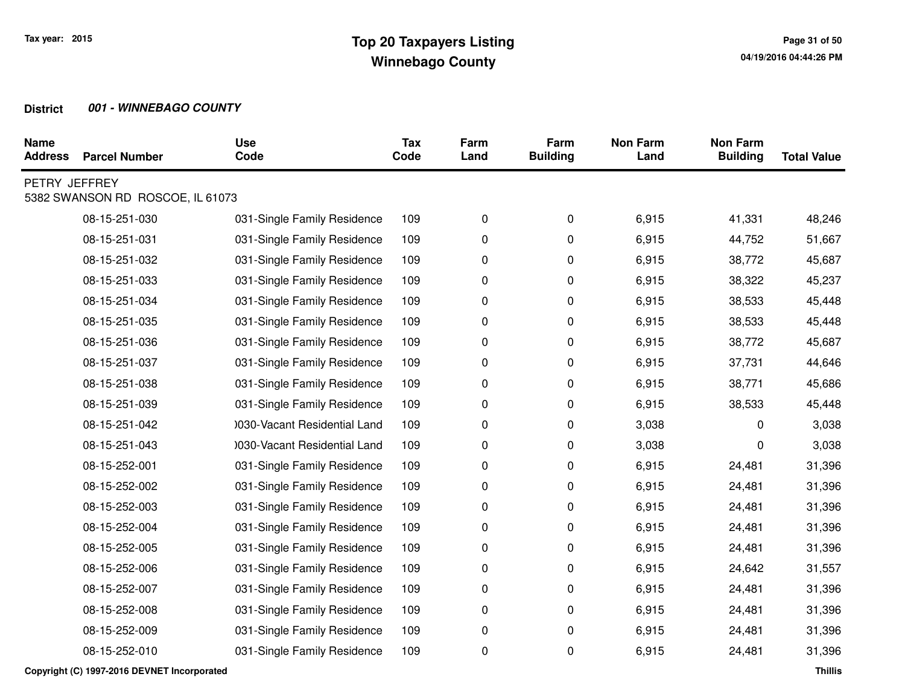# Top 20 Taxpayers Listing
## Winnebago County

Tax year: 2015

**District** ***001 - WINNEBAGO COUNTY***

| Name / Address | Parcel Number | Use Code | Tax Code | Farm Land | Farm Building | Non Farm Land | Non Farm Building | Total Value |
|---|---|---|---|---|---|---|---|---|
| PETRY JEFFREY<br>5382 SWANSON RD ROSCOE, IL 61073 | | | | | | | | |
| | 08-15-251-030 | 031-Single Family Residence | 109 | 0 | 0 | 6,915 | 41,331 | 48,246 |
| | 08-15-251-031 | 031-Single Family Residence | 109 | 0 | 0 | 6,915 | 44,752 | 51,667 |
| | 08-15-251-032 | 031-Single Family Residence | 109 | 0 | 0 | 6,915 | 38,772 | 45,687 |
| | 08-15-251-033 | 031-Single Family Residence | 109 | 0 | 0 | 6,915 | 38,322 | 45,237 |
| | 08-15-251-034 | 031-Single Family Residence | 109 | 0 | 0 | 6,915 | 38,533 | 45,448 |
| | 08-15-251-035 | 031-Single Family Residence | 109 | 0 | 0 | 6,915 | 38,533 | 45,448 |
| | 08-15-251-036 | 031-Single Family Residence | 109 | 0 | 0 | 6,915 | 38,772 | 45,687 |
| | 08-15-251-037 | 031-Single Family Residence | 109 | 0 | 0 | 6,915 | 37,731 | 44,646 |
| | 08-15-251-038 | 031-Single Family Residence | 109 | 0 | 0 | 6,915 | 38,771 | 45,686 |
| | 08-15-251-039 | 031-Single Family Residence | 109 | 0 | 0 | 6,915 | 38,533 | 45,448 |
| | 08-15-251-042 | 0030-Vacant Residential Land | 109 | 0 | 0 | 3,038 | 0 | 3,038 |
| | 08-15-251-043 | 0030-Vacant Residential Land | 109 | 0 | 0 | 3,038 | 0 | 3,038 |
| | 08-15-252-001 | 031-Single Family Residence | 109 | 0 | 0 | 6,915 | 24,481 | 31,396 |
| | 08-15-252-002 | 031-Single Family Residence | 109 | 0 | 0 | 6,915 | 24,481 | 31,396 |
| | 08-15-252-003 | 031-Single Family Residence | 109 | 0 | 0 | 6,915 | 24,481 | 31,396 |
| | 08-15-252-004 | 031-Single Family Residence | 109 | 0 | 0 | 6,915 | 24,481 | 31,396 |
| | 08-15-252-005 | 031-Single Family Residence | 109 | 0 | 0 | 6,915 | 24,481 | 31,396 |
| | 08-15-252-006 | 031-Single Family Residence | 109 | 0 | 0 | 6,915 | 24,642 | 31,557 |
| | 08-15-252-007 | 031-Single Family Residence | 109 | 0 | 0 | 6,915 | 24,481 | 31,396 |
| | 08-15-252-008 | 031-Single Family Residence | 109 | 0 | 0 | 6,915 | 24,481 | 31,396 |
| | 08-15-252-009 | 031-Single Family Residence | 109 | 0 | 0 | 6,915 | 24,481 | 31,396 |
| | 08-15-252-010 | 031-Single Family Residence | 109 | 0 | 0 | 6,915 | 24,481 | 31,396 |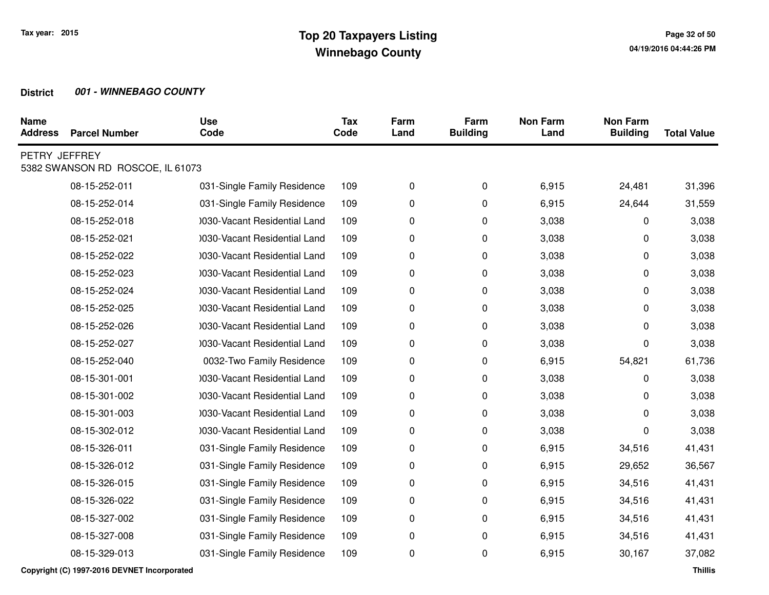# Top 20 Taxpayers Listing
## Winnebago County

Tax year: 2015

04/19/2016 04:44:26 PM

**District** ***001 - WINNEBAGO COUNTY***

| Name Address | Parcel Number | Use Code | Tax Code | Farm Land | Farm Building | Non Farm Land | Non Farm Building | Total Value |
|---|---|---|---|---|---|---|---|---|
| PETRY JEFFREY<br>5382 SWANSON RD ROSCOE, IL 61073 | | | | | | | | |
| | 08-15-252-011 | 031-Single Family Residence | 109 | 0 | 0 | 6,915 | 24,481 | 31,396 |
| | 08-15-252-014 | 031-Single Family Residence | 109 | 0 | 0 | 6,915 | 24,644 | 31,559 |
| | 08-15-252-018 | )030-Vacant Residential Land | 109 | 0 | 0 | 3,038 | 0 | 3,038 |
| | 08-15-252-021 | )030-Vacant Residential Land | 109 | 0 | 0 | 3,038 | 0 | 3,038 |
| | 08-15-252-022 | )030-Vacant Residential Land | 109 | 0 | 0 | 3,038 | 0 | 3,038 |
| | 08-15-252-023 | )030-Vacant Residential Land | 109 | 0 | 0 | 3,038 | 0 | 3,038 |
| | 08-15-252-024 | )030-Vacant Residential Land | 109 | 0 | 0 | 3,038 | 0 | 3,038 |
| | 08-15-252-025 | )030-Vacant Residential Land | 109 | 0 | 0 | 3,038 | 0 | 3,038 |
| | 08-15-252-026 | )030-Vacant Residential Land | 109 | 0 | 0 | 3,038 | 0 | 3,038 |
| | 08-15-252-027 | )030-Vacant Residential Land | 109 | 0 | 0 | 3,038 | 0 | 3,038 |
| | 08-15-252-040 | 0032-Two Family Residence | 109 | 0 | 0 | 6,915 | 54,821 | 61,736 |
| | 08-15-301-001 | )030-Vacant Residential Land | 109 | 0 | 0 | 3,038 | 0 | 3,038 |
| | 08-15-301-002 | )030-Vacant Residential Land | 109 | 0 | 0 | 3,038 | 0 | 3,038 |
| | 08-15-301-003 | )030-Vacant Residential Land | 109 | 0 | 0 | 3,038 | 0 | 3,038 |
| | 08-15-302-012 | )030-Vacant Residential Land | 109 | 0 | 0 | 3,038 | 0 | 3,038 |
| | 08-15-326-011 | 031-Single Family Residence | 109 | 0 | 0 | 6,915 | 34,516 | 41,431 |
| | 08-15-326-012 | 031-Single Family Residence | 109 | 0 | 0 | 6,915 | 29,652 | 36,567 |
| | 08-15-326-015 | 031-Single Family Residence | 109 | 0 | 0 | 6,915 | 34,516 | 41,431 |
| | 08-15-326-022 | 031-Single Family Residence | 109 | 0 | 0 | 6,915 | 34,516 | 41,431 |
| | 08-15-327-002 | 031-Single Family Residence | 109 | 0 | 0 | 6,915 | 34,516 | 41,431 |
| | 08-15-327-008 | 031-Single Family Residence | 109 | 0 | 0 | 6,915 | 34,516 | 41,431 |
| | 08-15-329-013 | 031-Single Family Residence | 109 | 0 | 0 | 6,915 | 30,167 | 37,082 |

Copyright (C) 1997-2016 DEVNET Incorporated

Thillis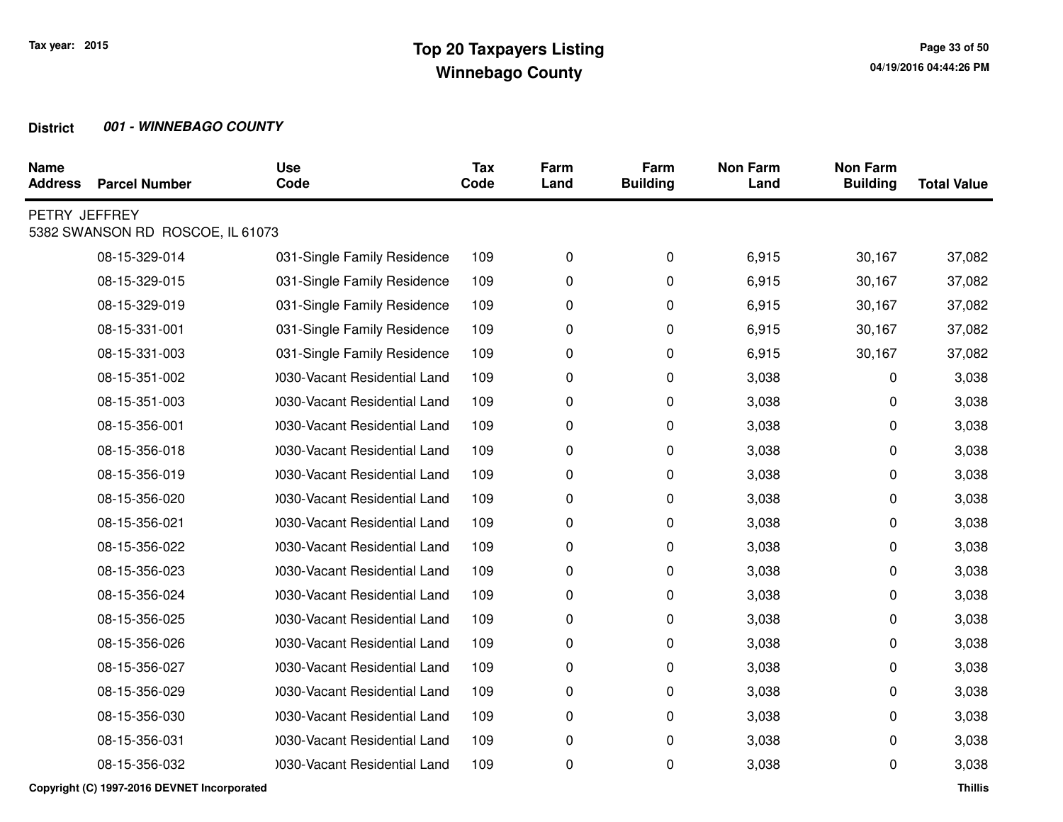**District** ***001 - WINNEBAGO COUNTY***

| Name Address | Parcel Number | Use Code | Tax Code | Farm Land | Farm Building | Non Farm Land | Non Farm Building | Total Value |
|---|---|---|---|---|---|---|---|---|
| PETRY JEFFREY 5382 SWANSON RD ROSCOE, IL 61073 | | | | | | | | |
| | 08-15-329-014 | 031-Single Family Residence | 109 | 0 | 0 | 6,915 | 30,167 | 37,082 |
| | 08-15-329-015 | 031-Single Family Residence | 109 | 0 | 0 | 6,915 | 30,167 | 37,082 |
| | 08-15-329-019 | 031-Single Family Residence | 109 | 0 | 0 | 6,915 | 30,167 | 37,082 |
| | 08-15-331-001 | 031-Single Family Residence | 109 | 0 | 0 | 6,915 | 30,167 | 37,082 |
| | 08-15-331-003 | 031-Single Family Residence | 109 | 0 | 0 | 6,915 | 30,167 | 37,082 |
| | 08-15-351-002 | )030-Vacant Residential Land | 109 | 0 | 0 | 3,038 | 0 | 3,038 |
| | 08-15-351-003 | )030-Vacant Residential Land | 109 | 0 | 0 | 3,038 | 0 | 3,038 |
| | 08-15-356-001 | )030-Vacant Residential Land | 109 | 0 | 0 | 3,038 | 0 | 3,038 |
| | 08-15-356-018 | )030-Vacant Residential Land | 109 | 0 | 0 | 3,038 | 0 | 3,038 |
| | 08-15-356-019 | )030-Vacant Residential Land | 109 | 0 | 0 | 3,038 | 0 | 3,038 |
| | 08-15-356-020 | )030-Vacant Residential Land | 109 | 0 | 0 | 3,038 | 0 | 3,038 |
| | 08-15-356-021 | )030-Vacant Residential Land | 109 | 0 | 0 | 3,038 | 0 | 3,038 |
| | 08-15-356-022 | )030-Vacant Residential Land | 109 | 0 | 0 | 3,038 | 0 | 3,038 |
| | 08-15-356-023 | )030-Vacant Residential Land | 109 | 0 | 0 | 3,038 | 0 | 3,038 |
| | 08-15-356-024 | )030-Vacant Residential Land | 109 | 0 | 0 | 3,038 | 0 | 3,038 |
| | 08-15-356-025 | )030-Vacant Residential Land | 109 | 0 | 0 | 3,038 | 0 | 3,038 |
| | 08-15-356-026 | )030-Vacant Residential Land | 109 | 0 | 0 | 3,038 | 0 | 3,038 |
| | 08-15-356-027 | )030-Vacant Residential Land | 109 | 0 | 0 | 3,038 | 0 | 3,038 |
| | 08-15-356-029 | )030-Vacant Residential Land | 109 | 0 | 0 | 3,038 | 0 | 3,038 |
| | 08-15-356-030 | )030-Vacant Residential Land | 109 | 0 | 0 | 3,038 | 0 | 3,038 |
| | 08-15-356-031 | )030-Vacant Residential Land | 109 | 0 | 0 | 3,038 | 0 | 3,038 |
| | 08-15-356-032 | )030-Vacant Residential Land | 109 | 0 | 0 | 3,038 | 0 | 3,038 |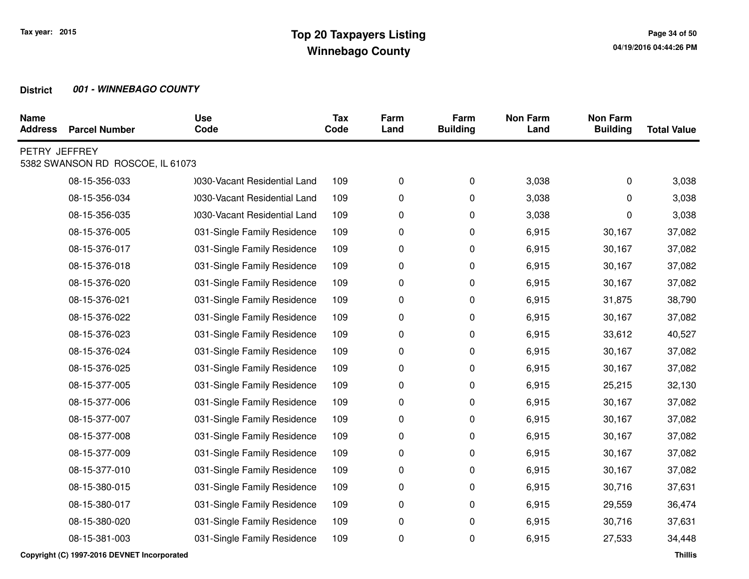**Tax year: 2015**

# Top 20 Taxpayers Listing
## Winnebago County

**District** ***001 - WINNEBAGO COUNTY***

| Name Address | Parcel Number | Use Code | Tax Code | Farm Land | Farm Building | Non Farm Land | Non Farm Building | Total Value |
|---|---|---|---|---|---|---|---|---|
| PETRY JEFFREY<br>5382 SWANSON RD ROSCOE, IL 61073 | | | | | | | | |
| | 08-15-356-033 | )030-Vacant Residential Land | 109 | 0 | 0 | 3,038 | 0 | 3,038 |
| | 08-15-356-034 | )030-Vacant Residential Land | 109 | 0 | 0 | 3,038 | 0 | 3,038 |
| | 08-15-356-035 | )030-Vacant Residential Land | 109 | 0 | 0 | 3,038 | 0 | 3,038 |
| | 08-15-376-005 | 031-Single Family Residence | 109 | 0 | 0 | 6,915 | 30,167 | 37,082 |
| | 08-15-376-017 | 031-Single Family Residence | 109 | 0 | 0 | 6,915 | 30,167 | 37,082 |
| | 08-15-376-018 | 031-Single Family Residence | 109 | 0 | 0 | 6,915 | 30,167 | 37,082 |
| | 08-15-376-020 | 031-Single Family Residence | 109 | 0 | 0 | 6,915 | 30,167 | 37,082 |
| | 08-15-376-021 | 031-Single Family Residence | 109 | 0 | 0 | 6,915 | 31,875 | 38,790 |
| | 08-15-376-022 | 031-Single Family Residence | 109 | 0 | 0 | 6,915 | 30,167 | 37,082 |
| | 08-15-376-023 | 031-Single Family Residence | 109 | 0 | 0 | 6,915 | 33,612 | 40,527 |
| | 08-15-376-024 | 031-Single Family Residence | 109 | 0 | 0 | 6,915 | 30,167 | 37,082 |
| | 08-15-376-025 | 031-Single Family Residence | 109 | 0 | 0 | 6,915 | 30,167 | 37,082 |
| | 08-15-377-005 | 031-Single Family Residence | 109 | 0 | 0 | 6,915 | 25,215 | 32,130 |
| | 08-15-377-006 | 031-Single Family Residence | 109 | 0 | 0 | 6,915 | 30,167 | 37,082 |
| | 08-15-377-007 | 031-Single Family Residence | 109 | 0 | 0 | 6,915 | 30,167 | 37,082 |
| | 08-15-377-008 | 031-Single Family Residence | 109 | 0 | 0 | 6,915 | 30,167 | 37,082 |
| | 08-15-377-009 | 031-Single Family Residence | 109 | 0 | 0 | 6,915 | 30,167 | 37,082 |
| | 08-15-377-010 | 031-Single Family Residence | 109 | 0 | 0 | 6,915 | 30,167 | 37,082 |
| | 08-15-380-015 | 031-Single Family Residence | 109 | 0 | 0 | 6,915 | 30,716 | 37,631 |
| | 08-15-380-017 | 031-Single Family Residence | 109 | 0 | 0 | 6,915 | 29,559 | 36,474 |
| | 08-15-380-020 | 031-Single Family Residence | 109 | 0 | 0 | 6,915 | 30,716 | 37,631 |
| | 08-15-381-003 | 031-Single Family Residence | 109 | 0 | 0 | 6,915 | 27,533 | 34,448 |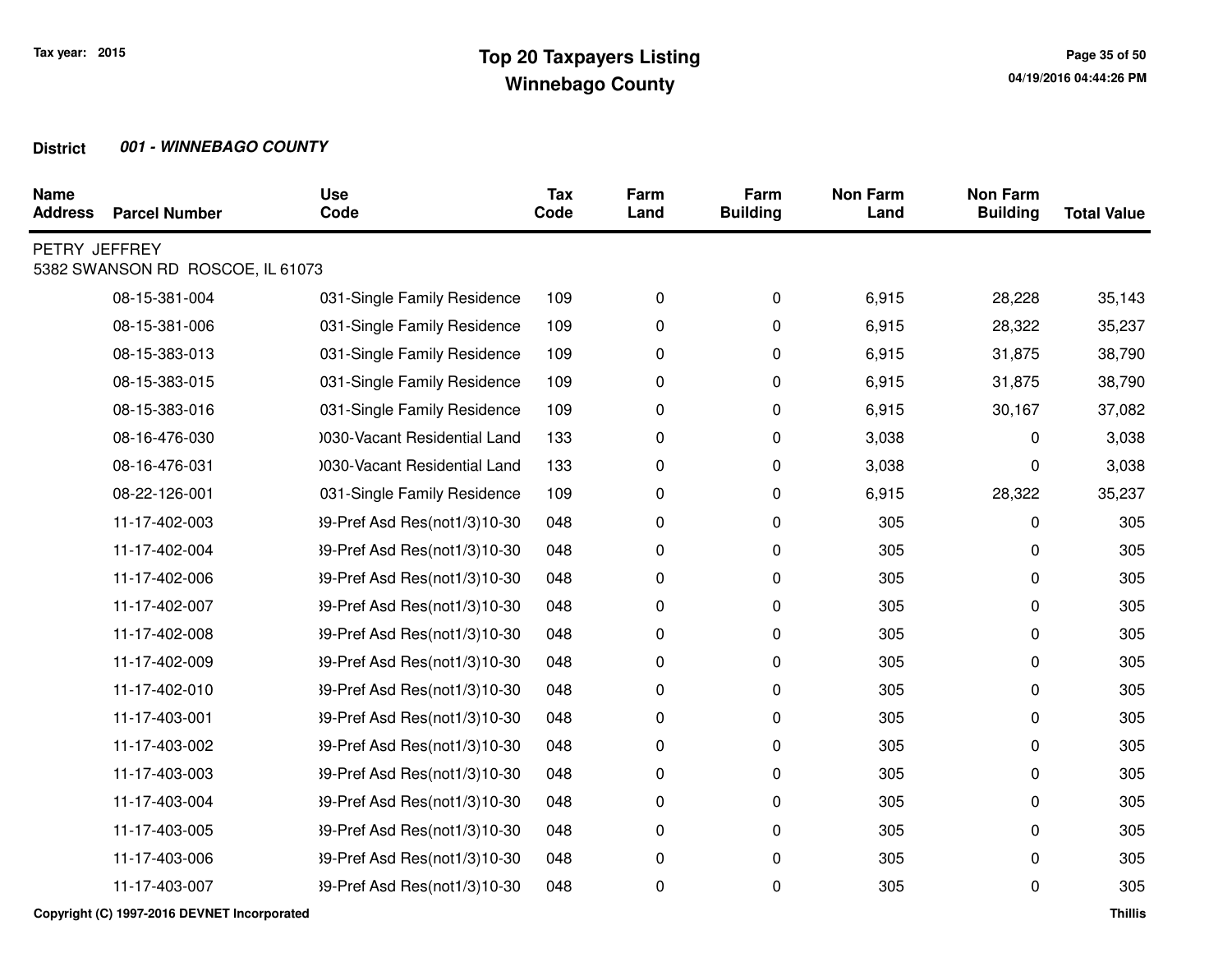Tax year: 2015

# Top 20 Taxpayers Listing
## Winnebago County

**District** ***001 - WINNEBAGO COUNTY***

| Name Address | Parcel Number | Use Code | Tax Code | Farm Land | Farm Building | Non Farm Land | Non Farm Building | Total Value |
|---|---|---|---|---|---|---|---|---|
| PETRY JEFFREY 5382 SWANSON RD ROSCOE, IL 61073 | | | | | | | | |
| | 08-15-381-004 | 031-Single Family Residence | 109 | 0 | 0 | 6,915 | 28,228 | 35,143 |
| | 08-15-381-006 | 031-Single Family Residence | 109 | 0 | 0 | 6,915 | 28,322 | 35,237 |
| | 08-15-383-013 | 031-Single Family Residence | 109 | 0 | 0 | 6,915 | 31,875 | 38,790 |
| | 08-15-383-015 | 031-Single Family Residence | 109 | 0 | 0 | 6,915 | 31,875 | 38,790 |
| | 08-15-383-016 | 031-Single Family Residence | 109 | 0 | 0 | 6,915 | 30,167 | 37,082 |
| | 08-16-476-030 | )030-Vacant Residential Land | 133 | 0 | 0 | 3,038 | 0 | 3,038 |
| | 08-16-476-031 | )030-Vacant Residential Land | 133 | 0 | 0 | 3,038 | 0 | 3,038 |
| | 08-22-126-001 | 031-Single Family Residence | 109 | 0 | 0 | 6,915 | 28,322 | 35,237 |
| | 11-17-402-003 | 39-Pref Asd Res(not1/3)10-30 | 048 | 0 | 0 | 305 | 0 | 305 |
| | 11-17-402-004 | 39-Pref Asd Res(not1/3)10-30 | 048 | 0 | 0 | 305 | 0 | 305 |
| | 11-17-402-006 | 39-Pref Asd Res(not1/3)10-30 | 048 | 0 | 0 | 305 | 0 | 305 |
| | 11-17-402-007 | 39-Pref Asd Res(not1/3)10-30 | 048 | 0 | 0 | 305 | 0 | 305 |
| | 11-17-402-008 | 39-Pref Asd Res(not1/3)10-30 | 048 | 0 | 0 | 305 | 0 | 305 |
| | 11-17-402-009 | 39-Pref Asd Res(not1/3)10-30 | 048 | 0 | 0 | 305 | 0 | 305 |
| | 11-17-402-010 | 39-Pref Asd Res(not1/3)10-30 | 048 | 0 | 0 | 305 | 0 | 305 |
| | 11-17-403-001 | 39-Pref Asd Res(not1/3)10-30 | 048 | 0 | 0 | 305 | 0 | 305 |
| | 11-17-403-002 | 39-Pref Asd Res(not1/3)10-30 | 048 | 0 | 0 | 305 | 0 | 305 |
| | 11-17-403-003 | 39-Pref Asd Res(not1/3)10-30 | 048 | 0 | 0 | 305 | 0 | 305 |
| | 11-17-403-004 | 39-Pref Asd Res(not1/3)10-30 | 048 | 0 | 0 | 305 | 0 | 305 |
| | 11-17-403-005 | 39-Pref Asd Res(not1/3)10-30 | 048 | 0 | 0 | 305 | 0 | 305 |
| | 11-17-403-006 | 39-Pref Asd Res(not1/3)10-30 | 048 | 0 | 0 | 305 | 0 | 305 |
| | 11-17-403-007 | 39-Pref Asd Res(not1/3)10-30 | 048 | 0 | 0 | 305 | 0 | 305 |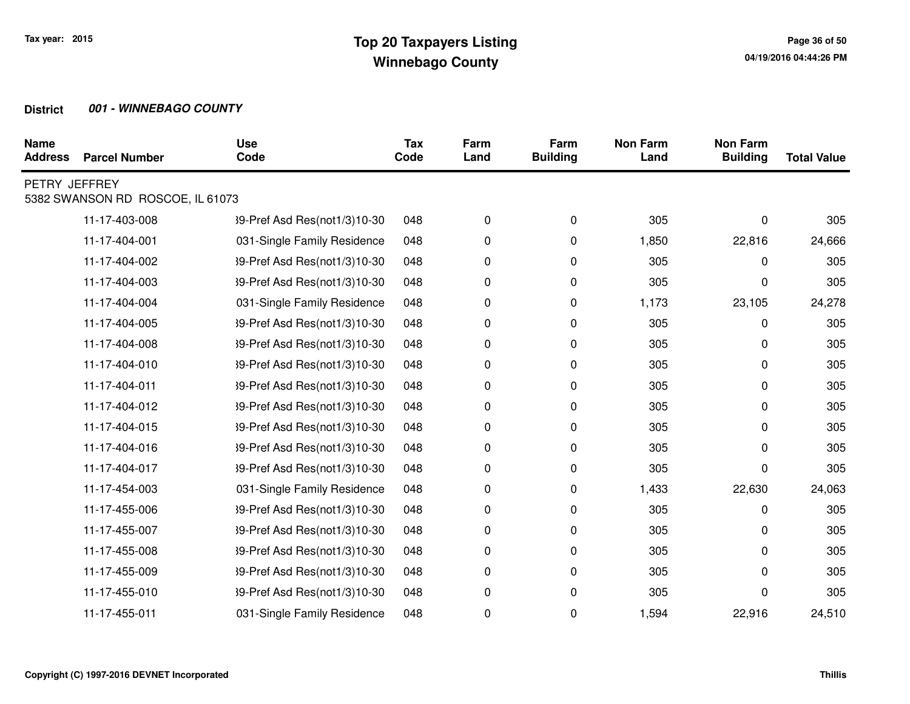# Top 20 Taxpayers Listing
## Winnebago County

Tax year: 2015

04/19/2016 04:44:26 PM

**District** ***001 - WINNEBAGO COUNTY***

| Name Address | Parcel Number | Use Code | Tax Code | Farm Land | Farm Building | Non Farm Land | Non Farm Building | Total Value |
|---|---|---|---|---|---|---|---|---|
| PETRY JEFFREY<br>5382 SWANSON RD ROSCOE, IL 61073 | | | | | | | | |
| | 11-17-403-008 | 39-Pref Asd Res(not1/3)10-30 | 048 | 0 | 0 | 305 | 0 | 305 |
| | 11-17-404-001 | 031-Single Family Residence | 048 | 0 | 0 | 1,850 | 22,816 | 24,666 |
| | 11-17-404-002 | 39-Pref Asd Res(not1/3)10-30 | 048 | 0 | 0 | 305 | 0 | 305 |
| | 11-17-404-003 | 39-Pref Asd Res(not1/3)10-30 | 048 | 0 | 0 | 305 | 0 | 305 |
| | 11-17-404-004 | 031-Single Family Residence | 048 | 0 | 0 | 1,173 | 23,105 | 24,278 |
| | 11-17-404-005 | 39-Pref Asd Res(not1/3)10-30 | 048 | 0 | 0 | 305 | 0 | 305 |
| | 11-17-404-008 | 39-Pref Asd Res(not1/3)10-30 | 048 | 0 | 0 | 305 | 0 | 305 |
| | 11-17-404-010 | 39-Pref Asd Res(not1/3)10-30 | 048 | 0 | 0 | 305 | 0 | 305 |
| | 11-17-404-011 | 39-Pref Asd Res(not1/3)10-30 | 048 | 0 | 0 | 305 | 0 | 305 |
| | 11-17-404-012 | 39-Pref Asd Res(not1/3)10-30 | 048 | 0 | 0 | 305 | 0 | 305 |
| | 11-17-404-015 | 39-Pref Asd Res(not1/3)10-30 | 048 | 0 | 0 | 305 | 0 | 305 |
| | 11-17-404-016 | 39-Pref Asd Res(not1/3)10-30 | 048 | 0 | 0 | 305 | 0 | 305 |
| | 11-17-404-017 | 39-Pref Asd Res(not1/3)10-30 | 048 | 0 | 0 | 305 | 0 | 305 |
| | 11-17-454-003 | 031-Single Family Residence | 048 | 0 | 0 | 1,433 | 22,630 | 24,063 |
| | 11-17-455-006 | 39-Pref Asd Res(not1/3)10-30 | 048 | 0 | 0 | 305 | 0 | 305 |
| | 11-17-455-007 | 39-Pref Asd Res(not1/3)10-30 | 048 | 0 | 0 | 305 | 0 | 305 |
| | 11-17-455-008 | 39-Pref Asd Res(not1/3)10-30 | 048 | 0 | 0 | 305 | 0 | 305 |
| | 11-17-455-009 | 39-Pref Asd Res(not1/3)10-30 | 048 | 0 | 0 | 305 | 0 | 305 |
| | 11-17-455-010 | 39-Pref Asd Res(not1/3)10-30 | 048 | 0 | 0 | 305 | 0 | 305 |
| | 11-17-455-011 | 031-Single Family Residence | 048 | 0 | 0 | 1,594 | 22,916 | 24,510 |

Copyright (C) 1997-2016 DEVNET Incorporated

Thillis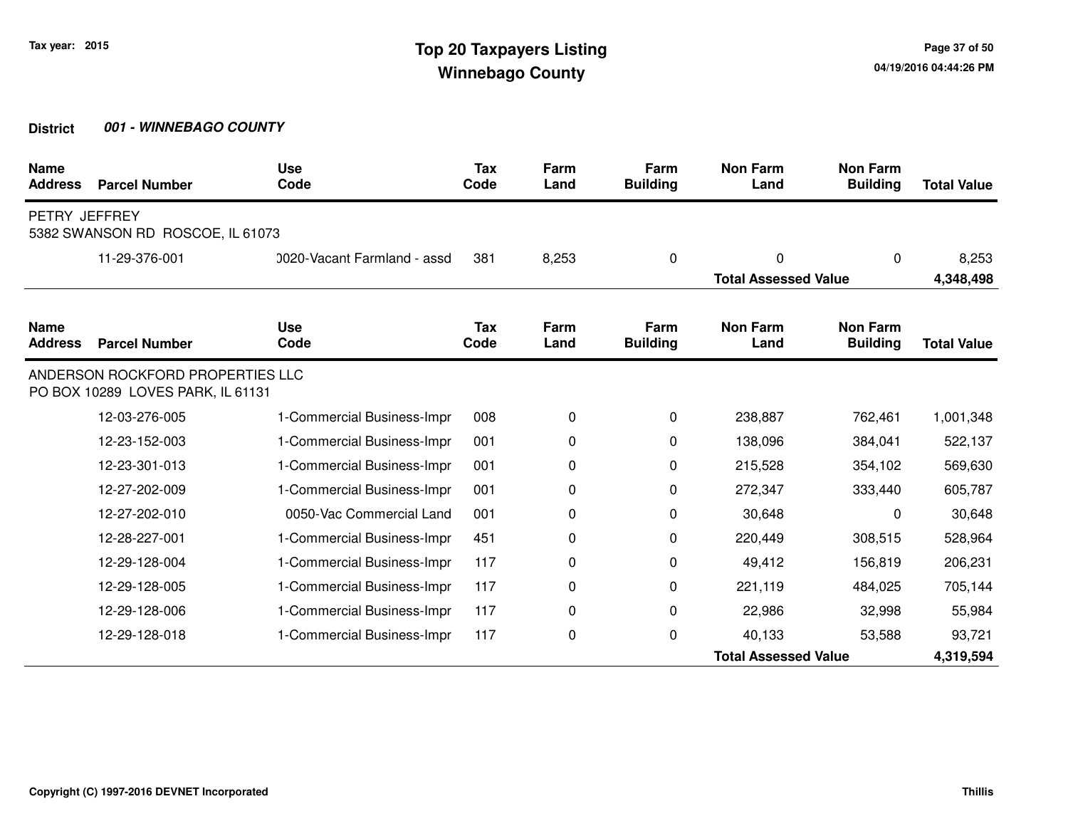# Top 20 Taxpayers Listing
## Winnebago County

Tax year: 2015

**District** ***001 - WINNEBAGO COUNTY***

| Name Address | Parcel Number | Use Code | Tax Code | Farm Land | Farm Building | Non Farm Land | Non Farm Building | Total Value |
|---|---|---|---|---|---|---|---|---|
| PETRY JEFFREY<br>5382 SWANSON RD ROSCOE, IL 61073 | | | | | | | | |
| | 11-29-376-001 | 0020-Vacant Farmland - assd | 381 | 8,253 | 0 | 0 | 0 | 8,253 |
| | | | | | | **Total Assessed Value** | | **4,348,498** |

| Name Address | Parcel Number | Use Code | Tax Code | Farm Land | Farm Building | Non Farm Land | Non Farm Building | Total Value |
|---|---|---|---|---|---|---|---|---|
| ANDERSON ROCKFORD PROPERTIES LLC<br>PO BOX 10289 LOVES PARK, IL 61131 | | | | | | | | |
| | 12-03-276-005 | 1-Commercial Business-Impr | 008 | 0 | 0 | 238,887 | 762,461 | 1,001,348 |
| | 12-23-152-003 | 1-Commercial Business-Impr | 001 | 0 | 0 | 138,096 | 384,041 | 522,137 |
| | 12-23-301-013 | 1-Commercial Business-Impr | 001 | 0 | 0 | 215,528 | 354,102 | 569,630 |
| | 12-27-202-009 | 1-Commercial Business-Impr | 001 | 0 | 0 | 272,347 | 333,440 | 605,787 |
| | 12-27-202-010 | 0050-Vac Commercial Land | 001 | 0 | 0 | 30,648 | 0 | 30,648 |
| | 12-28-227-001 | 1-Commercial Business-Impr | 451 | 0 | 0 | 220,449 | 308,515 | 528,964 |
| | 12-29-128-004 | 1-Commercial Business-Impr | 117 | 0 | 0 | 49,412 | 156,819 | 206,231 |
| | 12-29-128-005 | 1-Commercial Business-Impr | 117 | 0 | 0 | 221,119 | 484,025 | 705,144 |
| | 12-29-128-006 | 1-Commercial Business-Impr | 117 | 0 | 0 | 22,986 | 32,998 | 55,984 |
| | 12-29-128-018 | 1-Commercial Business-Impr | 117 | 0 | 0 | 40,133 | 53,588 | 93,721 |
| | | | | | | **Total Assessed Value** | | **4,319,594** |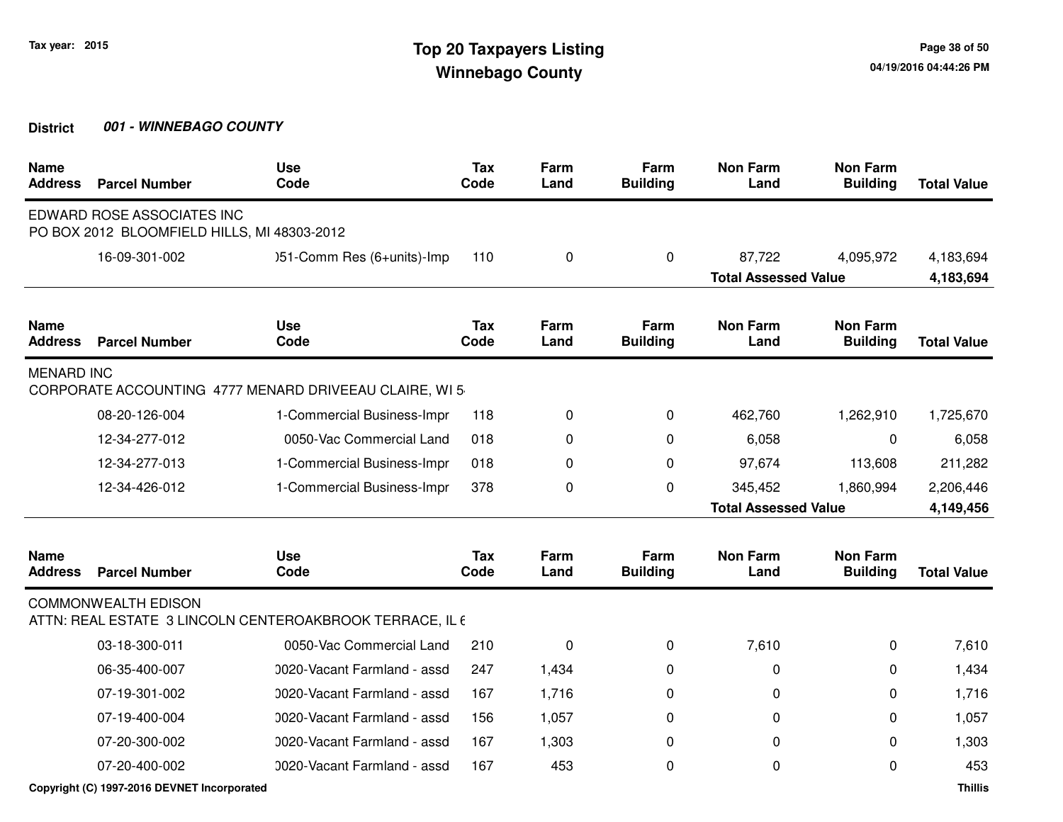# Top 20 Taxpayers Listing
## Winnebago County

Tax year: 2015

**District** ***001 - WINNEBAGO COUNTY***

| Name Address | Parcel Number | Use Code | Tax Code | Farm Land | Farm Building | Non Farm Land | Non Farm Building | Total Value |
|---|---|---|---|---|---|---|---|---|
| EDWARD ROSE ASSOCIATES INC<br>PO BOX 2012 BLOOMFIELD HILLS, MI 48303-2012 | | | | | | | | |
| | 16-09-301-002 | )51-Comm Res (6+units)-Imp | 110 | 0 | 0 | 87,722 | 4,095,972 | 4,183,694 |
| | | | | | | **Total Assessed Value** | | **4,183,694** |

| Name Address | Parcel Number | Use Code | Tax Code | Farm Land | Farm Building | Non Farm Land | Non Farm Building | Total Value |
|---|---|---|---|---|---|---|---|---|
| MENARD INC<br>CORPORATE ACCOUNTING 4777 MENARD DRIVEEAU CLAIRE, WI 5 | | | | | | | | |
| | 08-20-126-004 | 1-Commercial Business-Impr | 118 | 0 | 0 | 462,760 | 1,262,910 | 1,725,670 |
| | 12-34-277-012 | 0050-Vac Commercial Land | 018 | 0 | 0 | 6,058 | 0 | 6,058 |
| | 12-34-277-013 | 1-Commercial Business-Impr | 018 | 0 | 0 | 97,674 | 113,608 | 211,282 |
| | 12-34-426-012 | 1-Commercial Business-Impr | 378 | 0 | 0 | 345,452 | 1,860,994 | 2,206,446 |
| | | | | | | **Total Assessed Value** | | **4,149,456** |

| Name Address | Parcel Number | Use Code | Tax Code | Farm Land | Farm Building | Non Farm Land | Non Farm Building | Total Value |
|---|---|---|---|---|---|---|---|---|
| COMMONWEALTH EDISON<br>ATTN: REAL ESTATE 3 LINCOLN CENTEROAKBROOK TERRACE, IL 6 | | | | | | | | |
| | 03-18-300-011 | 0050-Vac Commercial Land | 210 | 0 | 0 | 7,610 | 0 | 7,610 |
| | 06-35-400-007 | )020-Vacant Farmland - assd | 247 | 1,434 | 0 | 0 | 0 | 1,434 |
| | 07-19-301-002 | )020-Vacant Farmland - assd | 167 | 1,716 | 0 | 0 | 0 | 1,716 |
| | 07-19-400-004 | )020-Vacant Farmland - assd | 156 | 1,057 | 0 | 0 | 0 | 1,057 |
| | 07-20-300-002 | )020-Vacant Farmland - assd | 167 | 1,303 | 0 | 0 | 0 | 1,303 |
| | 07-20-400-002 | )020-Vacant Farmland - assd | 167 | 453 | 0 | 0 | 0 | 453 |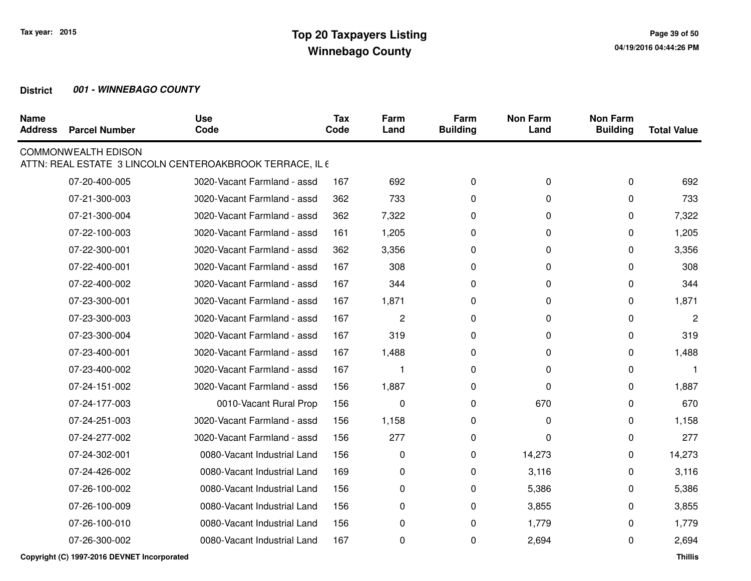# Top 20 Taxpayers Listing
## Winnebago County

Tax year: 2015

**District** ***001 - WINNEBAGO COUNTY***

| Name Address | Parcel Number | Use Code | Tax Code | Farm Land | Farm Building | Non Farm Land | Non Farm Building | Total Value |
|---|---|---|---|---|---|---|---|---|
| COMMONWEALTH EDISON | | | | | | | | |
| ATTN: REAL ESTATE 3 LINCOLN CENTEROAKBROOK TERRACE, IL 6 | | | | | | | | |
| | 07-20-400-005 | 0020-Vacant Farmland - assd | 167 | 692 | 0 | 0 | 0 | 692 |
| | 07-21-300-003 | 0020-Vacant Farmland - assd | 362 | 733 | 0 | 0 | 0 | 733 |
| | 07-21-300-004 | 0020-Vacant Farmland - assd | 362 | 7,322 | 0 | 0 | 0 | 7,322 |
| | 07-22-100-003 | 0020-Vacant Farmland - assd | 161 | 1,205 | 0 | 0 | 0 | 1,205 |
| | 07-22-300-001 | 0020-Vacant Farmland - assd | 362 | 3,356 | 0 | 0 | 0 | 3,356 |
| | 07-22-400-001 | 0020-Vacant Farmland - assd | 167 | 308 | 0 | 0 | 0 | 308 |
| | 07-22-400-002 | 0020-Vacant Farmland - assd | 167 | 344 | 0 | 0 | 0 | 344 |
| | 07-23-300-001 | 0020-Vacant Farmland - assd | 167 | 1,871 | 0 | 0 | 0 | 1,871 |
| | 07-23-300-003 | 0020-Vacant Farmland - assd | 167 | 2 | 0 | 0 | 0 | 2 |
| | 07-23-300-004 | 0020-Vacant Farmland - assd | 167 | 319 | 0 | 0 | 0 | 319 |
| | 07-23-400-001 | 0020-Vacant Farmland - assd | 167 | 1,488 | 0 | 0 | 0 | 1,488 |
| | 07-23-400-002 | 0020-Vacant Farmland - assd | 167 | 1 | 0 | 0 | 0 | 1 |
| | 07-24-151-002 | 0020-Vacant Farmland - assd | 156 | 1,887 | 0 | 0 | 0 | 1,887 |
| | 07-24-177-003 | 0010-Vacant Rural Prop | 156 | 0 | 0 | 670 | 0 | 670 |
| | 07-24-251-003 | 0020-Vacant Farmland - assd | 156 | 1,158 | 0 | 0 | 0 | 1,158 |
| | 07-24-277-002 | 0020-Vacant Farmland - assd | 156 | 277 | 0 | 0 | 0 | 277 |
| | 07-24-302-001 | 0080-Vacant Industrial Land | 156 | 0 | 0 | 14,273 | 0 | 14,273 |
| | 07-24-426-002 | 0080-Vacant Industrial Land | 169 | 0 | 0 | 3,116 | 0 | 3,116 |
| | 07-26-100-002 | 0080-Vacant Industrial Land | 156 | 0 | 0 | 5,386 | 0 | 5,386 |
| | 07-26-100-009 | 0080-Vacant Industrial Land | 156 | 0 | 0 | 3,855 | 0 | 3,855 |
| | 07-26-100-010 | 0080-Vacant Industrial Land | 156 | 0 | 0 | 1,779 | 0 | 1,779 |
| | 07-26-300-002 | 0080-Vacant Industrial Land | 167 | 0 | 0 | 2,694 | 0 | 2,694 |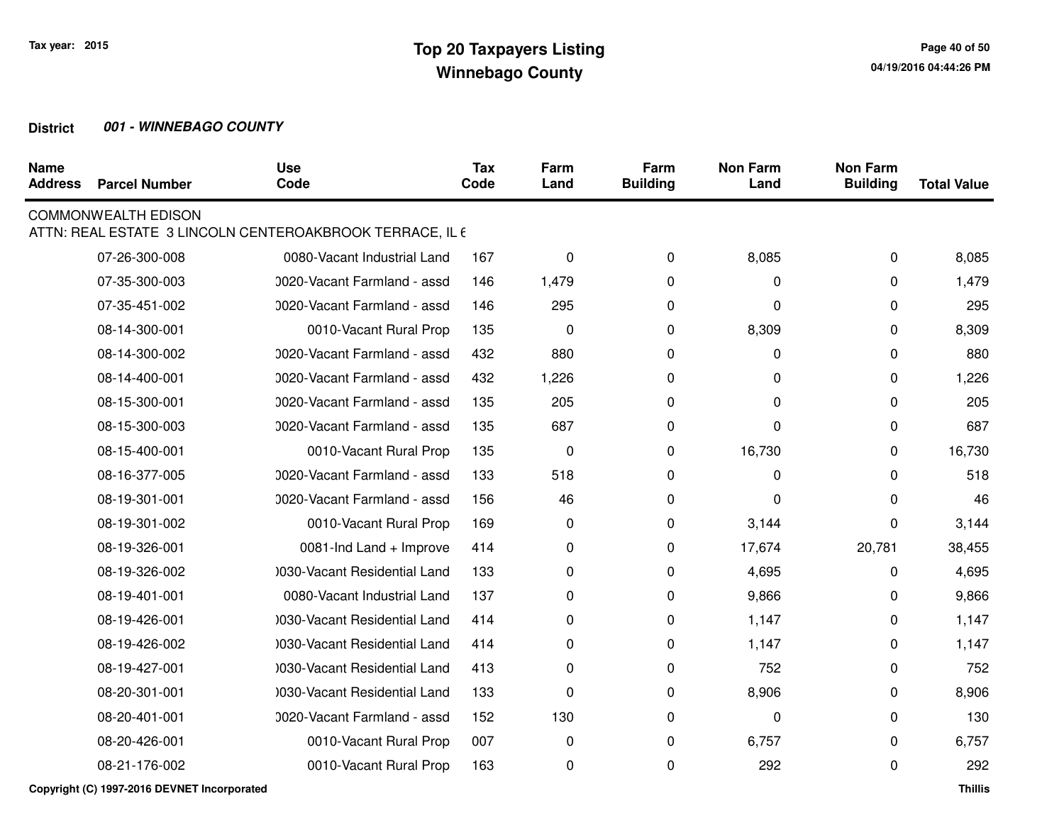# Top 20 Taxpayers Listing
## Winnebago County

Tax year: 2015

**District** ***001 - WINNEBAGO COUNTY***

| Name Address | Parcel Number | Use Code | Tax Code | Farm Land | Farm Building | Non Farm Land | Non Farm Building | Total Value |
|---|---|---|---|---|---|---|---|---|
| COMMONWEALTH EDISON | | | | | | | | |
| ATTN: REAL ESTATE 3 LINCOLN CENTEROAKBROOK TERRACE, IL 6 | | | | | | | | |
| | 07-26-300-008 | 0080-Vacant Industrial Land | 167 | 0 | 0 | 8,085 | 0 | 8,085 |
| | 07-35-300-003 | 0020-Vacant Farmland - assd | 146 | 1,479 | 0 | 0 | 0 | 1,479 |
| | 07-35-451-002 | 0020-Vacant Farmland - assd | 146 | 295 | 0 | 0 | 0 | 295 |
| | 08-14-300-001 | 0010-Vacant Rural Prop | 135 | 0 | 0 | 8,309 | 0 | 8,309 |
| | 08-14-300-002 | 0020-Vacant Farmland - assd | 432 | 880 | 0 | 0 | 0 | 880 |
| | 08-14-400-001 | 0020-Vacant Farmland - assd | 432 | 1,226 | 0 | 0 | 0 | 1,226 |
| | 08-15-300-001 | 0020-Vacant Farmland - assd | 135 | 205 | 0 | 0 | 0 | 205 |
| | 08-15-300-003 | 0020-Vacant Farmland - assd | 135 | 687 | 0 | 0 | 0 | 687 |
| | 08-15-400-001 | 0010-Vacant Rural Prop | 135 | 0 | 0 | 16,730 | 0 | 16,730 |
| | 08-16-377-005 | 0020-Vacant Farmland - assd | 133 | 518 | 0 | 0 | 0 | 518 |
| | 08-19-301-001 | 0020-Vacant Farmland - assd | 156 | 46 | 0 | 0 | 0 | 46 |
| | 08-19-301-002 | 0010-Vacant Rural Prop | 169 | 0 | 0 | 3,144 | 0 | 3,144 |
| | 08-19-326-001 | 0081-Ind Land + Improve | 414 | 0 | 0 | 17,674 | 20,781 | 38,455 |
| | 08-19-326-002 | 0030-Vacant Residential Land | 133 | 0 | 0 | 4,695 | 0 | 4,695 |
| | 08-19-401-001 | 0080-Vacant Industrial Land | 137 | 0 | 0 | 9,866 | 0 | 9,866 |
| | 08-19-426-001 | 0030-Vacant Residential Land | 414 | 0 | 0 | 1,147 | 0 | 1,147 |
| | 08-19-426-002 | 0030-Vacant Residential Land | 414 | 0 | 0 | 1,147 | 0 | 1,147 |
| | 08-19-427-001 | 0030-Vacant Residential Land | 413 | 0 | 0 | 752 | 0 | 752 |
| | 08-20-301-001 | 0030-Vacant Residential Land | 133 | 0 | 0 | 8,906 | 0 | 8,906 |
| | 08-20-401-001 | 0020-Vacant Farmland - assd | 152 | 130 | 0 | 0 | 0 | 130 |
| | 08-20-426-001 | 0010-Vacant Rural Prop | 007 | 0 | 0 | 6,757 | 0 | 6,757 |
| | 08-21-176-002 | 0010-Vacant Rural Prop | 163 | 0 | 0 | 292 | 0 | 292 |

Copyright (C) 1997-2016 DEVNET Incorporated

Thillis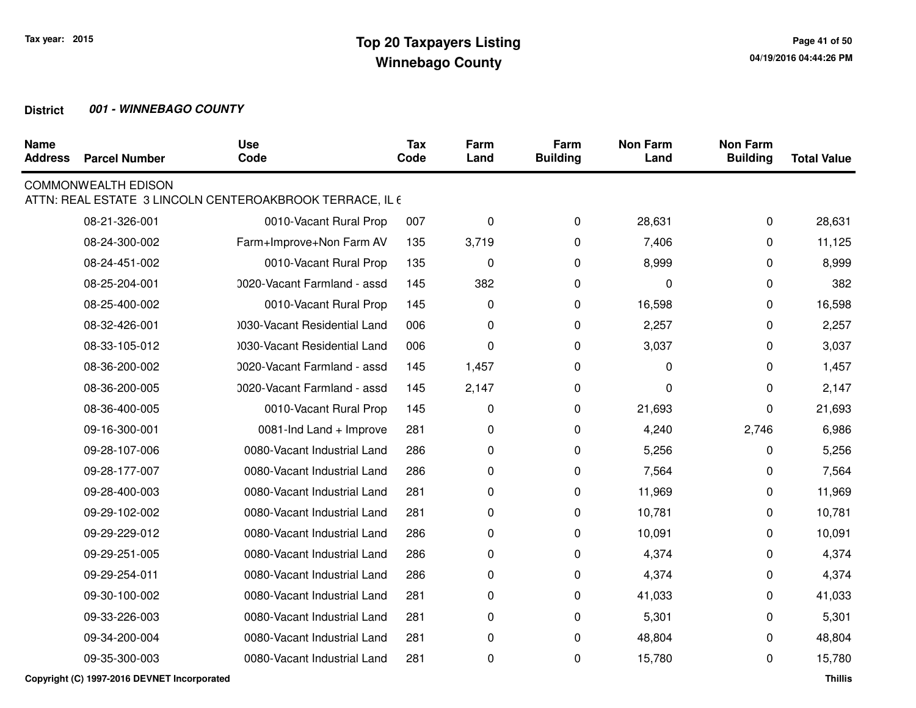**Tax year: 2015**

# Top 20 Taxpayers Listing
## Winnebago County

**District** ***001 - WINNEBAGO COUNTY***

| Name Address | Parcel Number | Use Code | Tax Code | Farm Land | Farm Building | Non Farm Land | Non Farm Building | Total Value |
|---|---|---|---|---|---|---|---|---|
| COMMONWEALTH EDISON | | | | | | | | |
| ATTN: REAL ESTATE 3 LINCOLN CENTEROAKBROOK TERRACE, IL 6 | | | | | | | | |
| | 08-21-326-001 | 0010-Vacant Rural Prop | 007 | 0 | 0 | 28,631 | 0 | 28,631 |
| | 08-24-300-002 | Farm+Improve+Non Farm AV | 135 | 3,719 | 0 | 7,406 | 0 | 11,125 |
| | 08-24-451-002 | 0010-Vacant Rural Prop | 135 | 0 | 0 | 8,999 | 0 | 8,999 |
| | 08-25-204-001 | 0020-Vacant Farmland - assd | 145 | 382 | 0 | 0 | 0 | 382 |
| | 08-25-400-002 | 0010-Vacant Rural Prop | 145 | 0 | 0 | 16,598 | 0 | 16,598 |
| | 08-32-426-001 | 0030-Vacant Residential Land | 006 | 0 | 0 | 2,257 | 0 | 2,257 |
| | 08-33-105-012 | 0030-Vacant Residential Land | 006 | 0 | 0 | 3,037 | 0 | 3,037 |
| | 08-36-200-002 | 0020-Vacant Farmland - assd | 145 | 1,457 | 0 | 0 | 0 | 1,457 |
| | 08-36-200-005 | 0020-Vacant Farmland - assd | 145 | 2,147 | 0 | 0 | 0 | 2,147 |
| | 08-36-400-005 | 0010-Vacant Rural Prop | 145 | 0 | 0 | 21,693 | 0 | 21,693 |
| | 09-16-300-001 | 0081-Ind Land + Improve | 281 | 0 | 0 | 4,240 | 2,746 | 6,986 |
| | 09-28-107-006 | 0080-Vacant Industrial Land | 286 | 0 | 0 | 5,256 | 0 | 5,256 |
| | 09-28-177-007 | 0080-Vacant Industrial Land | 286 | 0 | 0 | 7,564 | 0 | 7,564 |
| | 09-28-400-003 | 0080-Vacant Industrial Land | 281 | 0 | 0 | 11,969 | 0 | 11,969 |
| | 09-29-102-002 | 0080-Vacant Industrial Land | 281 | 0 | 0 | 10,781 | 0 | 10,781 |
| | 09-29-229-012 | 0080-Vacant Industrial Land | 286 | 0 | 0 | 10,091 | 0 | 10,091 |
| | 09-29-251-005 | 0080-Vacant Industrial Land | 286 | 0 | 0 | 4,374 | 0 | 4,374 |
| | 09-29-254-011 | 0080-Vacant Industrial Land | 286 | 0 | 0 | 4,374 | 0 | 4,374 |
| | 09-30-100-002 | 0080-Vacant Industrial Land | 281 | 0 | 0 | 41,033 | 0 | 41,033 |
| | 09-33-226-003 | 0080-Vacant Industrial Land | 281 | 0 | 0 | 5,301 | 0 | 5,301 |
| | 09-34-200-004 | 0080-Vacant Industrial Land | 281 | 0 | 0 | 48,804 | 0 | 48,804 |
| | 09-35-300-003 | 0080-Vacant Industrial Land | 281 | 0 | 0 | 15,780 | 0 | 15,780 |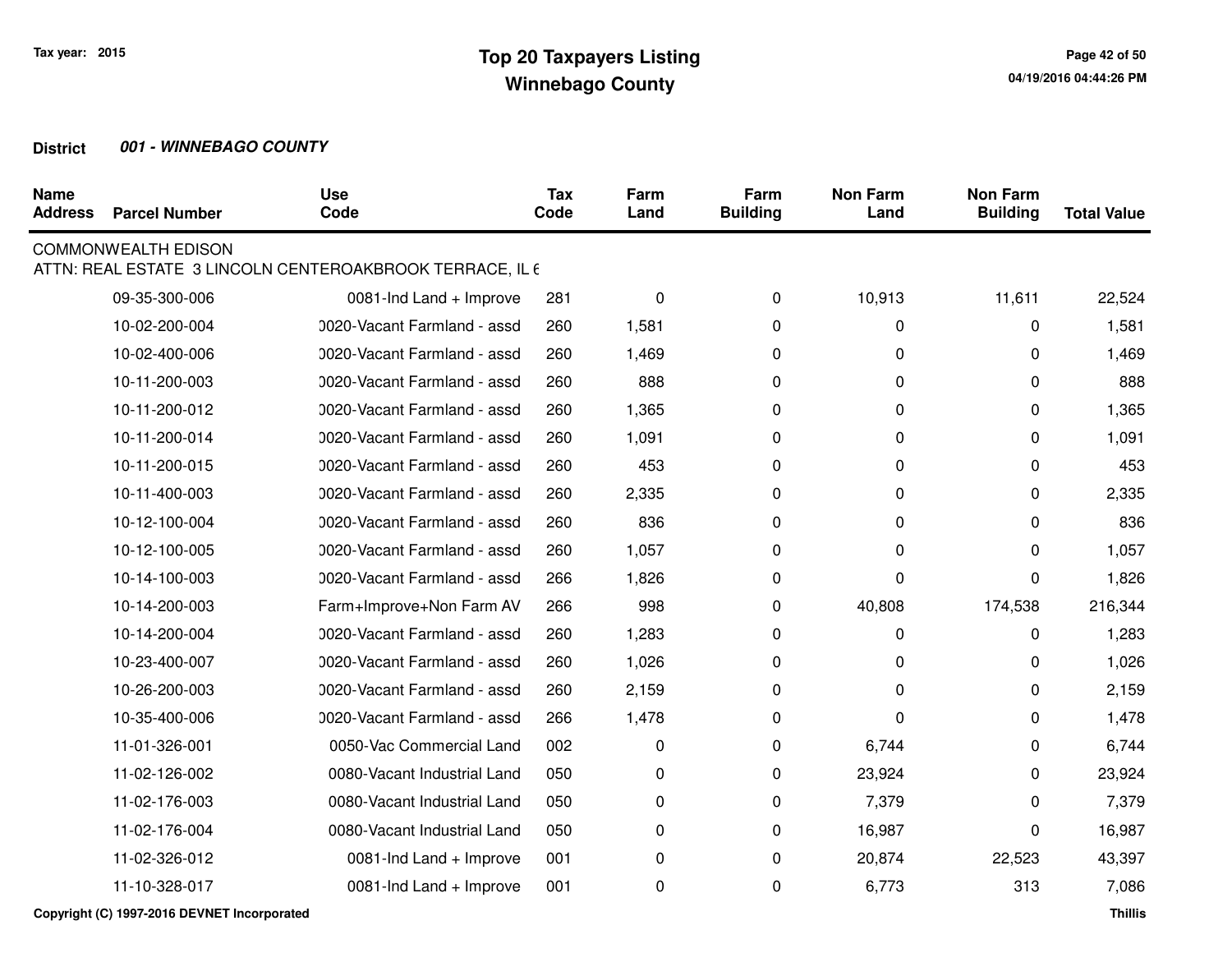# Top 20 Taxpayers Listing
## Winnebago County

Tax year: 2015

**District** ***001 - WINNEBAGO COUNTY***

| Name Address | Parcel Number | Use Code | Tax Code | Farm Land | Farm Building | Non Farm Land | Non Farm Building | Total Value |
|---|---|---|---|---|---|---|---|---|
| COMMONWEALTH EDISON | | | | | | | | |
| ATTN: REAL ESTATE 3 LINCOLN CENTEROAKBROOK TERRACE, IL 6 | | | | | | | | |
| | 09-35-300-006 | 0081-Ind Land + Improve | 281 | 0 | 0 | 10,913 | 11,611 | 22,524 |
| | 10-02-200-004 | 0020-Vacant Farmland - assd | 260 | 1,581 | 0 | 0 | 0 | 1,581 |
| | 10-02-400-006 | 0020-Vacant Farmland - assd | 260 | 1,469 | 0 | 0 | 0 | 1,469 |
| | 10-11-200-003 | 0020-Vacant Farmland - assd | 260 | 888 | 0 | 0 | 0 | 888 |
| | 10-11-200-012 | 0020-Vacant Farmland - assd | 260 | 1,365 | 0 | 0 | 0 | 1,365 |
| | 10-11-200-014 | 0020-Vacant Farmland - assd | 260 | 1,091 | 0 | 0 | 0 | 1,091 |
| | 10-11-200-015 | 0020-Vacant Farmland - assd | 260 | 453 | 0 | 0 | 0 | 453 |
| | 10-11-400-003 | 0020-Vacant Farmland - assd | 260 | 2,335 | 0 | 0 | 0 | 2,335 |
| | 10-12-100-004 | 0020-Vacant Farmland - assd | 260 | 836 | 0 | 0 | 0 | 836 |
| | 10-12-100-005 | 0020-Vacant Farmland - assd | 260 | 1,057 | 0 | 0 | 0 | 1,057 |
| | 10-14-100-003 | 0020-Vacant Farmland - assd | 266 | 1,826 | 0 | 0 | 0 | 1,826 |
| | 10-14-200-003 | Farm+Improve+Non Farm AV | 266 | 998 | 0 | 40,808 | 174,538 | 216,344 |
| | 10-14-200-004 | 0020-Vacant Farmland - assd | 260 | 1,283 | 0 | 0 | 0 | 1,283 |
| | 10-23-400-007 | 0020-Vacant Farmland - assd | 260 | 1,026 | 0 | 0 | 0 | 1,026 |
| | 10-26-200-003 | 0020-Vacant Farmland - assd | 260 | 2,159 | 0 | 0 | 0 | 2,159 |
| | 10-35-400-006 | 0020-Vacant Farmland - assd | 266 | 1,478 | 0 | 0 | 0 | 1,478 |
| | 11-01-326-001 | 0050-Vac Commercial Land | 002 | 0 | 0 | 6,744 | 0 | 6,744 |
| | 11-02-126-002 | 0080-Vacant Industrial Land | 050 | 0 | 0 | 23,924 | 0 | 23,924 |
| | 11-02-176-003 | 0080-Vacant Industrial Land | 050 | 0 | 0 | 7,379 | 0 | 7,379 |
| | 11-02-176-004 | 0080-Vacant Industrial Land | 050 | 0 | 0 | 16,987 | 0 | 16,987 |
| | 11-02-326-012 | 0081-Ind Land + Improve | 001 | 0 | 0 | 20,874 | 22,523 | 43,397 |
| | 11-10-328-017 | 0081-Ind Land + Improve | 001 | 0 | 0 | 6,773 | 313 | 7,086 |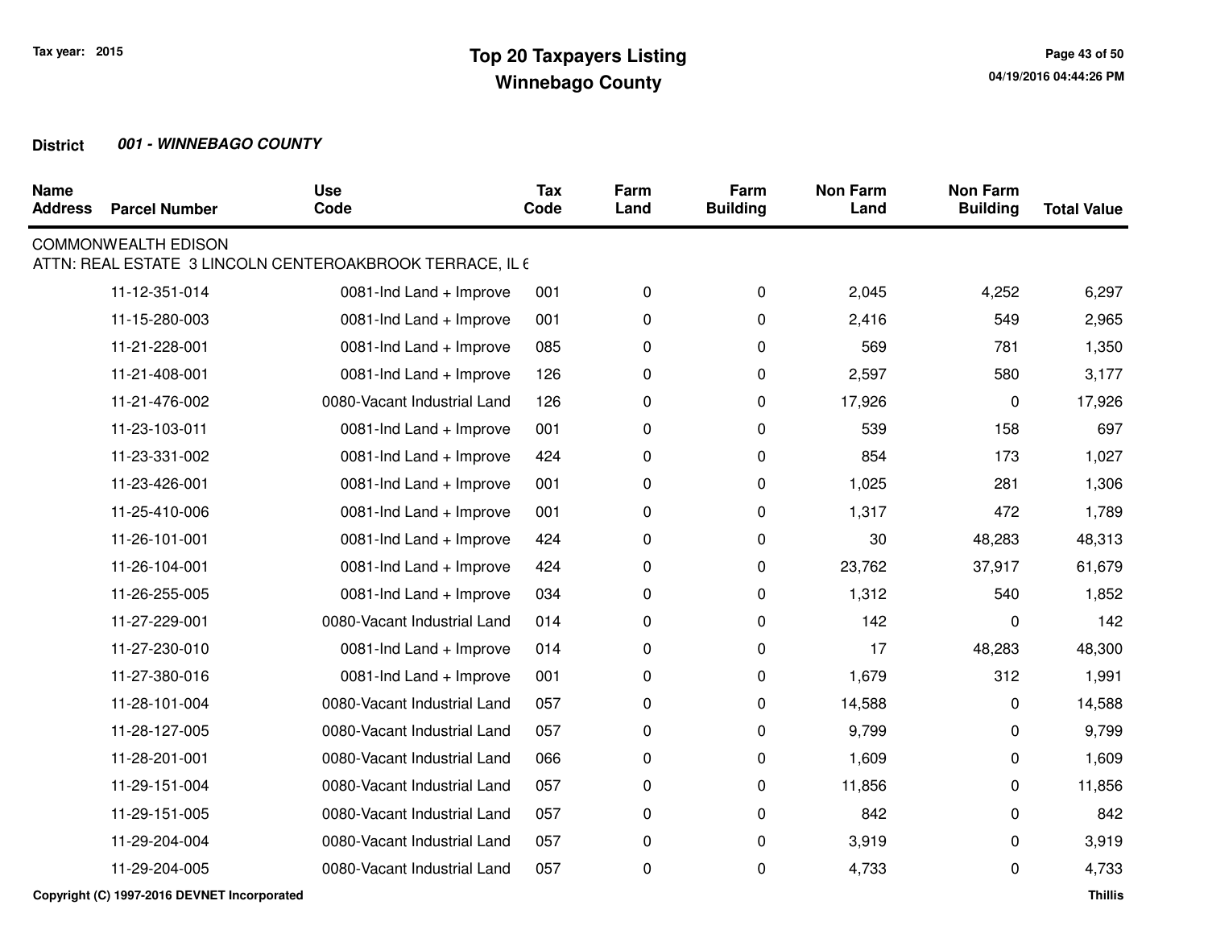# Top 20 Taxpayers Listing
## Winnebago County

Tax year: 2015

**District** ***001 - WINNEBAGO COUNTY***

| Name Address | Parcel Number | Use Code | Tax Code | Farm Land | Farm Building | Non Farm Land | Non Farm Building | Total Value |
|---|---|---|---|---|---|---|---|---|
| COMMONWEALTH EDISON | | | | | | | | |
| ATTN: REAL ESTATE 3 LINCOLN CENTEROAKBROOK TERRACE, IL 6 | | | | | | | | |
| | 11-12-351-014 | 0081-Ind Land + Improve | 001 | 0 | 0 | 2,045 | 4,252 | 6,297 |
| | 11-15-280-003 | 0081-Ind Land + Improve | 001 | 0 | 0 | 2,416 | 549 | 2,965 |
| | 11-21-228-001 | 0081-Ind Land + Improve | 085 | 0 | 0 | 569 | 781 | 1,350 |
| | 11-21-408-001 | 0081-Ind Land + Improve | 126 | 0 | 0 | 2,597 | 580 | 3,177 |
| | 11-21-476-002 | 0080-Vacant Industrial Land | 126 | 0 | 0 | 17,926 | 0 | 17,926 |
| | 11-23-103-011 | 0081-Ind Land + Improve | 001 | 0 | 0 | 539 | 158 | 697 |
| | 11-23-331-002 | 0081-Ind Land + Improve | 424 | 0 | 0 | 854 | 173 | 1,027 |
| | 11-23-426-001 | 0081-Ind Land + Improve | 001 | 0 | 0 | 1,025 | 281 | 1,306 |
| | 11-25-410-006 | 0081-Ind Land + Improve | 001 | 0 | 0 | 1,317 | 472 | 1,789 |
| | 11-26-101-001 | 0081-Ind Land + Improve | 424 | 0 | 0 | 30 | 48,283 | 48,313 |
| | 11-26-104-001 | 0081-Ind Land + Improve | 424 | 0 | 0 | 23,762 | 37,917 | 61,679 |
| | 11-26-255-005 | 0081-Ind Land + Improve | 034 | 0 | 0 | 1,312 | 540 | 1,852 |
| | 11-27-229-001 | 0080-Vacant Industrial Land | 014 | 0 | 0 | 142 | 0 | 142 |
| | 11-27-230-010 | 0081-Ind Land + Improve | 014 | 0 | 0 | 17 | 48,283 | 48,300 |
| | 11-27-380-016 | 0081-Ind Land + Improve | 001 | 0 | 0 | 1,679 | 312 | 1,991 |
| | 11-28-101-004 | 0080-Vacant Industrial Land | 057 | 0 | 0 | 14,588 | 0 | 14,588 |
| | 11-28-127-005 | 0080-Vacant Industrial Land | 057 | 0 | 0 | 9,799 | 0 | 9,799 |
| | 11-28-201-001 | 0080-Vacant Industrial Land | 066 | 0 | 0 | 1,609 | 0 | 1,609 |
| | 11-29-151-004 | 0080-Vacant Industrial Land | 057 | 0 | 0 | 11,856 | 0 | 11,856 |
| | 11-29-151-005 | 0080-Vacant Industrial Land | 057 | 0 | 0 | 842 | 0 | 842 |
| | 11-29-204-004 | 0080-Vacant Industrial Land | 057 | 0 | 0 | 3,919 | 0 | 3,919 |
| | 11-29-204-005 | 0080-Vacant Industrial Land | 057 | 0 | 0 | 4,733 | 0 | 4,733 |

Copyright (C) 1997-2016 DEVNET Incorporated

Thillis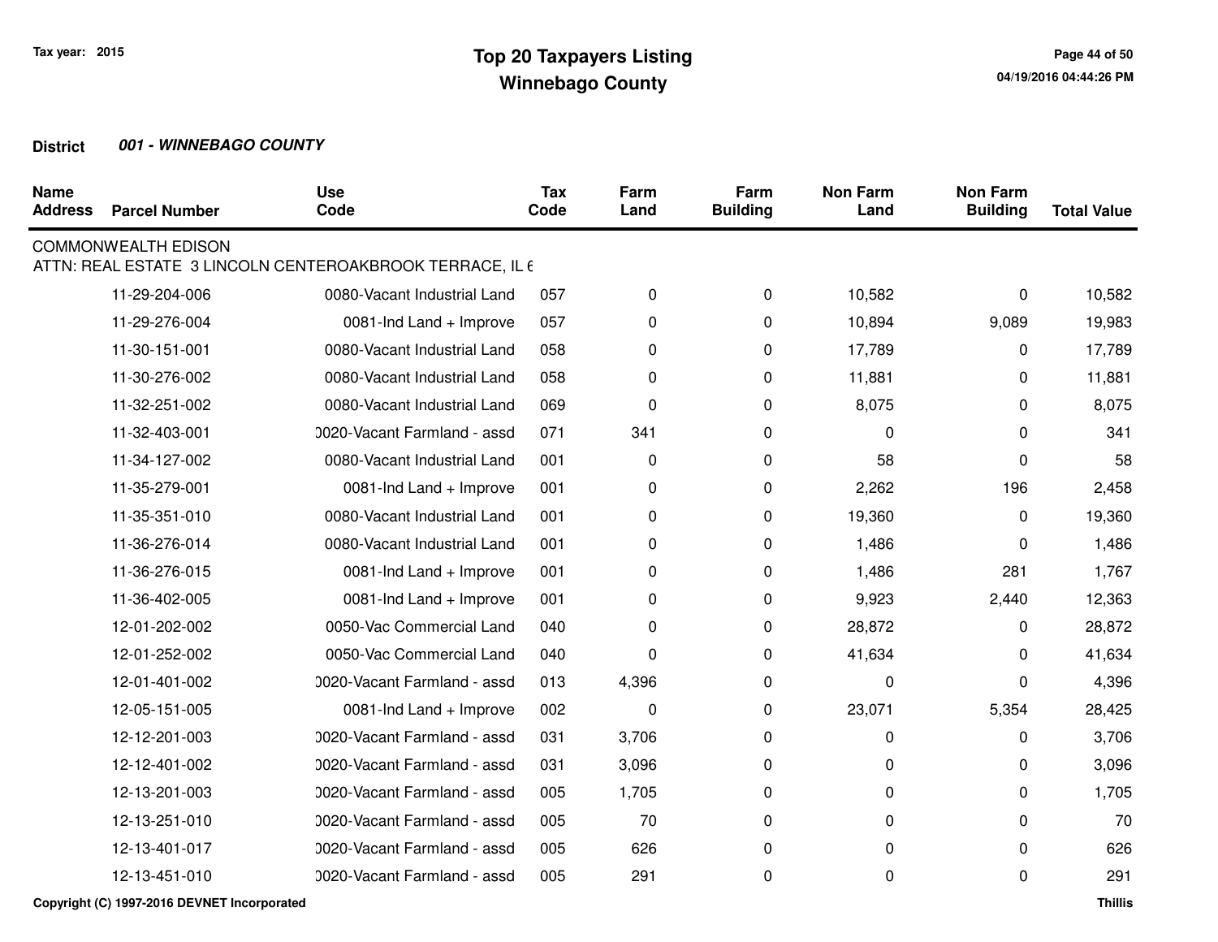**District** ***001 - WINNEBAGO COUNTY***

| Name Address | Parcel Number | Use Code | Tax Code | Farm Land | Farm Building | Non Farm Land | Non Farm Building | Total Value |
|---|---|---|---|---|---|---|---|---|
| COMMONWEALTH EDISON | | | | | | | | |
| ATTN: REAL ESTATE 3 LINCOLN CENTEROAKBROOK TERRACE, IL 6 | | | | | | | | |
| | 11-29-204-006 | 0080-Vacant Industrial Land | 057 | 0 | 0 | 10,582 | 0 | 10,582 |
| | 11-29-276-004 | 0081-Ind Land + Improve | 057 | 0 | 0 | 10,894 | 9,089 | 19,983 |
| | 11-30-151-001 | 0080-Vacant Industrial Land | 058 | 0 | 0 | 17,789 | 0 | 17,789 |
| | 11-30-276-002 | 0080-Vacant Industrial Land | 058 | 0 | 0 | 11,881 | 0 | 11,881 |
| | 11-32-251-002 | 0080-Vacant Industrial Land | 069 | 0 | 0 | 8,075 | 0 | 8,075 |
| | 11-32-403-001 | 0020-Vacant Farmland - assd | 071 | 341 | 0 | 0 | 0 | 341 |
| | 11-34-127-002 | 0080-Vacant Industrial Land | 001 | 0 | 0 | 58 | 0 | 58 |
| | 11-35-279-001 | 0081-Ind Land + Improve | 001 | 0 | 0 | 2,262 | 196 | 2,458 |
| | 11-35-351-010 | 0080-Vacant Industrial Land | 001 | 0 | 0 | 19,360 | 0 | 19,360 |
| | 11-36-276-014 | 0080-Vacant Industrial Land | 001 | 0 | 0 | 1,486 | 0 | 1,486 |
| | 11-36-276-015 | 0081-Ind Land + Improve | 001 | 0 | 0 | 1,486 | 281 | 1,767 |
| | 11-36-402-005 | 0081-Ind Land + Improve | 001 | 0 | 0 | 9,923 | 2,440 | 12,363 |
| | 12-01-202-002 | 0050-Vac Commercial Land | 040 | 0 | 0 | 28,872 | 0 | 28,872 |
| | 12-01-252-002 | 0050-Vac Commercial Land | 040 | 0 | 0 | 41,634 | 0 | 41,634 |
| | 12-01-401-002 | 0020-Vacant Farmland - assd | 013 | 4,396 | 0 | 0 | 0 | 4,396 |
| | 12-05-151-005 | 0081-Ind Land + Improve | 002 | 0 | 0 | 23,071 | 5,354 | 28,425 |
| | 12-12-201-003 | 0020-Vacant Farmland - assd | 031 | 3,706 | 0 | 0 | 0 | 3,706 |
| | 12-12-401-002 | 0020-Vacant Farmland - assd | 031 | 3,096 | 0 | 0 | 0 | 3,096 |
| | 12-13-201-003 | 0020-Vacant Farmland - assd | 005 | 1,705 | 0 | 0 | 0 | 1,705 |
| | 12-13-251-010 | 0020-Vacant Farmland - assd | 005 | 70 | 0 | 0 | 0 | 70 |
| | 12-13-401-017 | 0020-Vacant Farmland - assd | 005 | 626 | 0 | 0 | 0 | 626 |
| | 12-13-451-010 | 0020-Vacant Farmland - assd | 005 | 291 | 0 | 0 | 0 | 291 |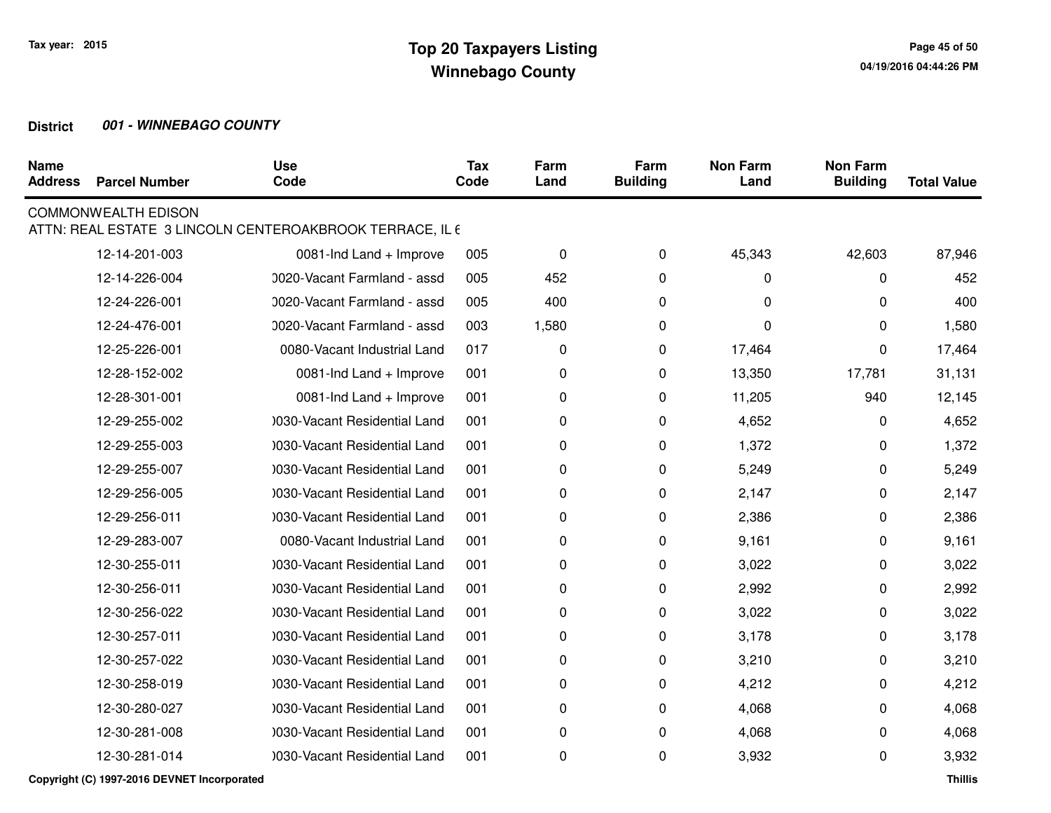Tax year: 2015

# Top 20 Taxpayers Listing
## Winnebago County

**District** ***001 - WINNEBAGO COUNTY***

| Name Address | Parcel Number | Use Code | Tax Code | Farm Land | Farm Building | Non Farm Land | Non Farm Building | Total Value |
|---|---|---|---|---|---|---|---|---|
| COMMONWEALTH EDISON | | | | | | | | |
| ATTN: REAL ESTATE 3 LINCOLN CENTEROAKBROOK TERRACE, IL 6 | | | | | | | | |
| | 12-14-201-003 | 0081-Ind Land + Improve | 005 | 0 | 0 | 45,343 | 42,603 | 87,946 |
| | 12-14-226-004 | )020-Vacant Farmland - assd | 005 | 452 | 0 | 0 | 0 | 452 |
| | 12-24-226-001 | )020-Vacant Farmland - assd | 005 | 400 | 0 | 0 | 0 | 400 |
| | 12-24-476-001 | )020-Vacant Farmland - assd | 003 | 1,580 | 0 | 0 | 0 | 1,580 |
| | 12-25-226-001 | 0080-Vacant Industrial Land | 017 | 0 | 0 | 17,464 | 0 | 17,464 |
| | 12-28-152-002 | 0081-Ind Land + Improve | 001 | 0 | 0 | 13,350 | 17,781 | 31,131 |
| | 12-28-301-001 | 0081-Ind Land + Improve | 001 | 0 | 0 | 11,205 | 940 | 12,145 |
| | 12-29-255-002 | )030-Vacant Residential Land | 001 | 0 | 0 | 4,652 | 0 | 4,652 |
| | 12-29-255-003 | )030-Vacant Residential Land | 001 | 0 | 0 | 1,372 | 0 | 1,372 |
| | 12-29-255-007 | )030-Vacant Residential Land | 001 | 0 | 0 | 5,249 | 0 | 5,249 |
| | 12-29-256-005 | )030-Vacant Residential Land | 001 | 0 | 0 | 2,147 | 0 | 2,147 |
| | 12-29-256-011 | )030-Vacant Residential Land | 001 | 0 | 0 | 2,386 | 0 | 2,386 |
| | 12-29-283-007 | 0080-Vacant Industrial Land | 001 | 0 | 0 | 9,161 | 0 | 9,161 |
| | 12-30-255-011 | )030-Vacant Residential Land | 001 | 0 | 0 | 3,022 | 0 | 3,022 |
| | 12-30-256-011 | )030-Vacant Residential Land | 001 | 0 | 0 | 2,992 | 0 | 2,992 |
| | 12-30-256-022 | )030-Vacant Residential Land | 001 | 0 | 0 | 3,022 | 0 | 3,022 |
| | 12-30-257-011 | )030-Vacant Residential Land | 001 | 0 | 0 | 3,178 | 0 | 3,178 |
| | 12-30-257-022 | )030-Vacant Residential Land | 001 | 0 | 0 | 3,210 | 0 | 3,210 |
| | 12-30-258-019 | )030-Vacant Residential Land | 001 | 0 | 0 | 4,212 | 0 | 4,212 |
| | 12-30-280-027 | )030-Vacant Residential Land | 001 | 0 | 0 | 4,068 | 0 | 4,068 |
| | 12-30-281-008 | )030-Vacant Residential Land | 001 | 0 | 0 | 4,068 | 0 | 4,068 |
| | 12-30-281-014 | )030-Vacant Residential Land | 001 | 0 | 0 | 3,932 | 0 | 3,932 |

Copyright (C) 1997-2016 DEVNET Incorporated

Thillis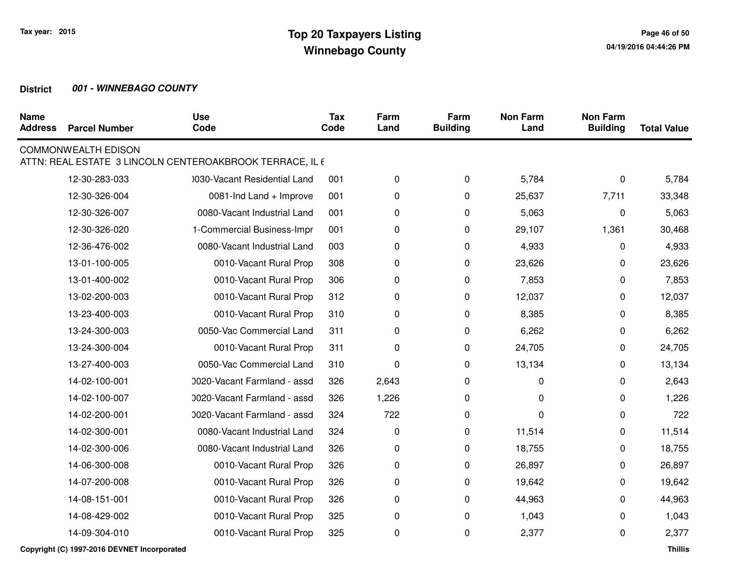# Top 20 Taxpayers Listing
## Winnebago County

Tax year: 2015

**District** ***001 - WINNEBAGO COUNTY***

| Name Address | Parcel Number | Use Code | Tax Code | Farm Land | Farm Building | Non Farm Land | Non Farm Building | Total Value |
|---|---|---|---|---|---|---|---|---|
| COMMONWEALTH EDISON | | | | | | | | |
| ATTN: REAL ESTATE 3 LINCOLN CENTEROAKBROOK TERRACE, IL 6 | | | | | | | | |
| | 12-30-283-033 | )030-Vacant Residential Land | 001 | 0 | 0 | 5,784 | 0 | 5,784 |
| | 12-30-326-004 | 0081-Ind Land + Improve | 001 | 0 | 0 | 25,637 | 7,711 | 33,348 |
| | 12-30-326-007 | 0080-Vacant Industrial Land | 001 | 0 | 0 | 5,063 | 0 | 5,063 |
| | 12-30-326-020 | 1-Commercial Business-Impr | 001 | 0 | 0 | 29,107 | 1,361 | 30,468 |
| | 12-36-476-002 | 0080-Vacant Industrial Land | 003 | 0 | 0 | 4,933 | 0 | 4,933 |
| | 13-01-100-005 | 0010-Vacant Rural Prop | 308 | 0 | 0 | 23,626 | 0 | 23,626 |
| | 13-01-400-002 | 0010-Vacant Rural Prop | 306 | 0 | 0 | 7,853 | 0 | 7,853 |
| | 13-02-200-003 | 0010-Vacant Rural Prop | 312 | 0 | 0 | 12,037 | 0 | 12,037 |
| | 13-23-400-003 | 0010-Vacant Rural Prop | 310 | 0 | 0 | 8,385 | 0 | 8,385 |
| | 13-24-300-003 | 0050-Vac Commercial Land | 311 | 0 | 0 | 6,262 | 0 | 6,262 |
| | 13-24-300-004 | 0010-Vacant Rural Prop | 311 | 0 | 0 | 24,705 | 0 | 24,705 |
| | 13-27-400-003 | 0050-Vac Commercial Land | 310 | 0 | 0 | 13,134 | 0 | 13,134 |
| | 14-02-100-001 | )020-Vacant Farmland - assd | 326 | 2,643 | 0 | 0 | 0 | 2,643 |
| | 14-02-100-007 | )020-Vacant Farmland - assd | 326 | 1,226 | 0 | 0 | 0 | 1,226 |
| | 14-02-200-001 | )020-Vacant Farmland - assd | 324 | 722 | 0 | 0 | 0 | 722 |
| | 14-02-300-001 | 0080-Vacant Industrial Land | 324 | 0 | 0 | 11,514 | 0 | 11,514 |
| | 14-02-300-006 | 0080-Vacant Industrial Land | 326 | 0 | 0 | 18,755 | 0 | 18,755 |
| | 14-06-300-008 | 0010-Vacant Rural Prop | 326 | 0 | 0 | 26,897 | 0 | 26,897 |
| | 14-07-200-008 | 0010-Vacant Rural Prop | 326 | 0 | 0 | 19,642 | 0 | 19,642 |
| | 14-08-151-001 | 0010-Vacant Rural Prop | 326 | 0 | 0 | 44,963 | 0 | 44,963 |
| | 14-08-429-002 | 0010-Vacant Rural Prop | 325 | 0 | 0 | 1,043 | 0 | 1,043 |
| | 14-09-304-010 | 0010-Vacant Rural Prop | 325 | 0 | 0 | 2,377 | 0 | 2,377 |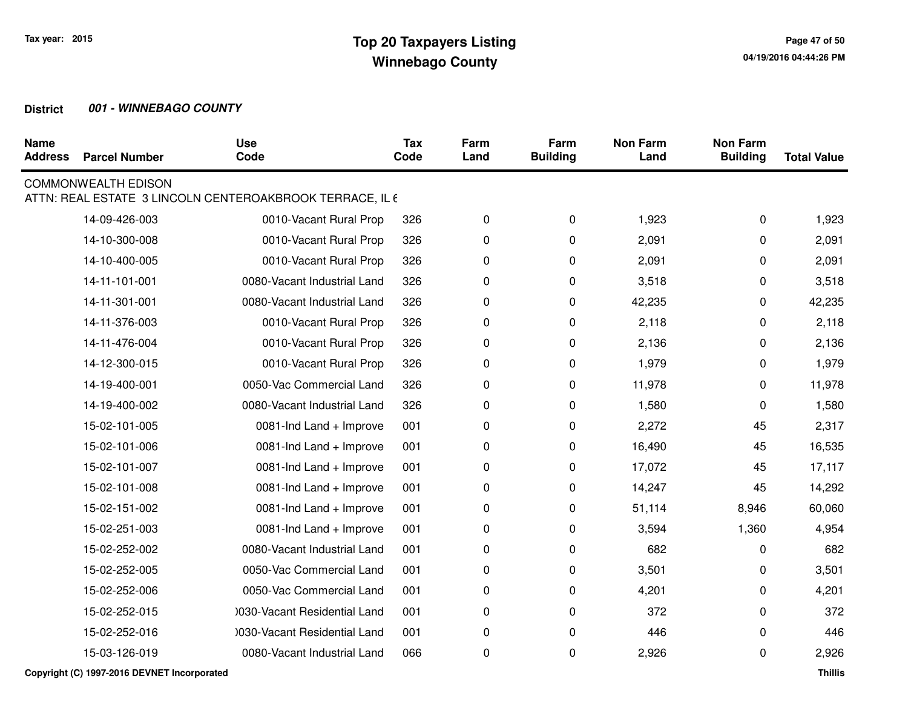# Top 20 Taxpayers Listing
## Winnebago County

Tax year: 2015

**District** ***001 - WINNEBAGO COUNTY***

| Name Address | Parcel Number | Use Code | Tax Code | Farm Land | Farm Building | Non Farm Land | Non Farm Building | Total Value |
|---|---|---|---|---|---|---|---|---|
| COMMONWEALTH EDISON | | | | | | | | |
| ATTN: REAL ESTATE 3 LINCOLN CENTEROAKBROOK TERRACE, IL 6 | | | | | | | | |
| | 14-09-426-003 | 0010-Vacant Rural Prop | 326 | 0 | 0 | 1,923 | 0 | 1,923 |
| | 14-10-300-008 | 0010-Vacant Rural Prop | 326 | 0 | 0 | 2,091 | 0 | 2,091 |
| | 14-10-400-005 | 0010-Vacant Rural Prop | 326 | 0 | 0 | 2,091 | 0 | 2,091 |
| | 14-11-101-001 | 0080-Vacant Industrial Land | 326 | 0 | 0 | 3,518 | 0 | 3,518 |
| | 14-11-301-001 | 0080-Vacant Industrial Land | 326 | 0 | 0 | 42,235 | 0 | 42,235 |
| | 14-11-376-003 | 0010-Vacant Rural Prop | 326 | 0 | 0 | 2,118 | 0 | 2,118 |
| | 14-11-476-004 | 0010-Vacant Rural Prop | 326 | 0 | 0 | 2,136 | 0 | 2,136 |
| | 14-12-300-015 | 0010-Vacant Rural Prop | 326 | 0 | 0 | 1,979 | 0 | 1,979 |
| | 14-19-400-001 | 0050-Vac Commercial Land | 326 | 0 | 0 | 11,978 | 0 | 11,978 |
| | 14-19-400-002 | 0080-Vacant Industrial Land | 326 | 0 | 0 | 1,580 | 0 | 1,580 |
| | 15-02-101-005 | 0081-Ind Land + Improve | 001 | 0 | 0 | 2,272 | 45 | 2,317 |
| | 15-02-101-006 | 0081-Ind Land + Improve | 001 | 0 | 0 | 16,490 | 45 | 16,535 |
| | 15-02-101-007 | 0081-Ind Land + Improve | 001 | 0 | 0 | 17,072 | 45 | 17,117 |
| | 15-02-101-008 | 0081-Ind Land + Improve | 001 | 0 | 0 | 14,247 | 45 | 14,292 |
| | 15-02-151-002 | 0081-Ind Land + Improve | 001 | 0 | 0 | 51,114 | 8,946 | 60,060 |
| | 15-02-251-003 | 0081-Ind Land + Improve | 001 | 0 | 0 | 3,594 | 1,360 | 4,954 |
| | 15-02-252-002 | 0080-Vacant Industrial Land | 001 | 0 | 0 | 682 | 0 | 682 |
| | 15-02-252-005 | 0050-Vac Commercial Land | 001 | 0 | 0 | 3,501 | 0 | 3,501 |
| | 15-02-252-006 | 0050-Vac Commercial Land | 001 | 0 | 0 | 4,201 | 0 | 4,201 |
| | 15-02-252-015 | )030-Vacant Residential Land | 001 | 0 | 0 | 372 | 0 | 372 |
| | 15-02-252-016 | )030-Vacant Residential Land | 001 | 0 | 0 | 446 | 0 | 446 |
| | 15-03-126-019 | 0080-Vacant Industrial Land | 066 | 0 | 0 | 2,926 | 0 | 2,926 |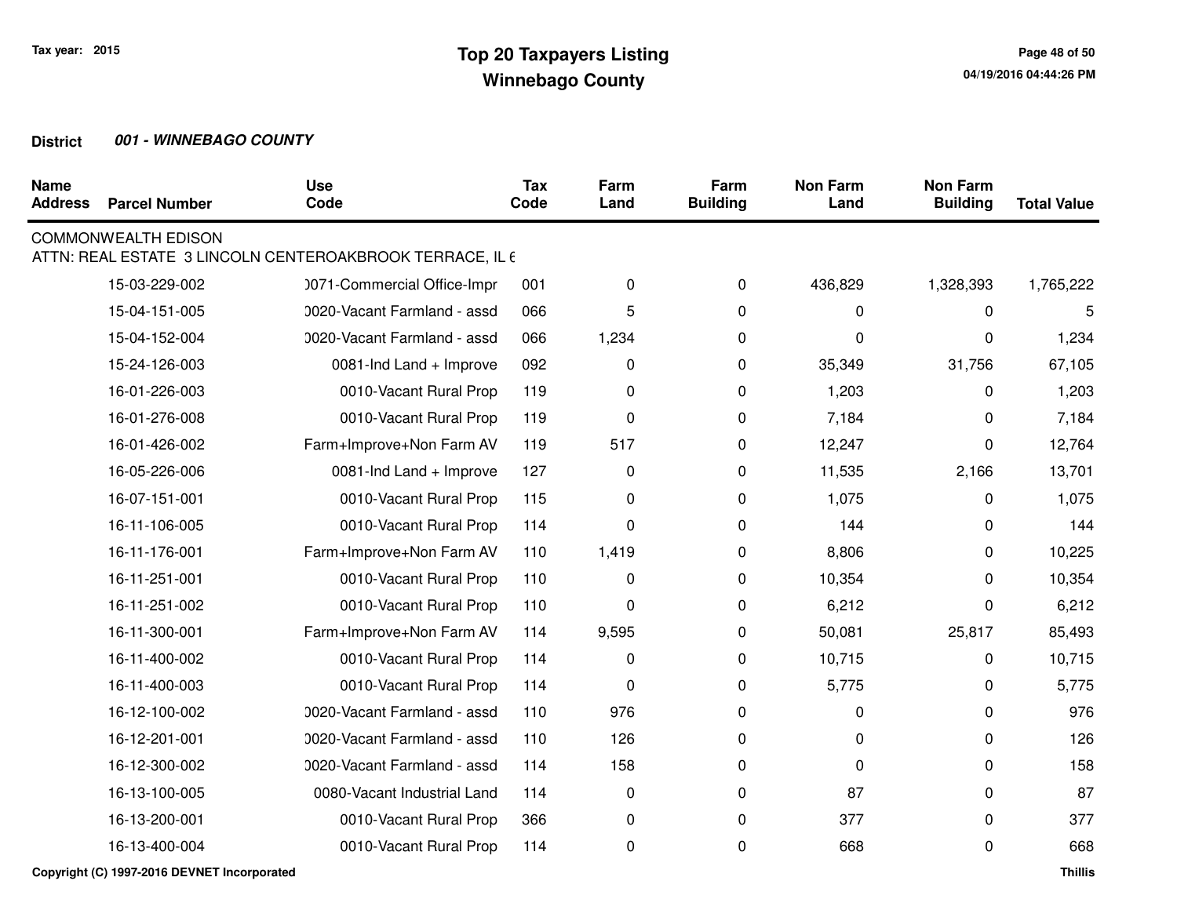# Top 20 Taxpayers Listing
## Winnebago County

Tax year: 2015

04/19/2016 04:44:26 PM

**District** ***001 - WINNEBAGO COUNTY***

| Name Address | Parcel Number | Use Code | Tax Code | Farm Land | Farm Building | Non Farm Land | Non Farm Building | Total Value |
|---|---|---|---|---|---|---|---|---|
| COMMONWEALTH EDISON | | | | | | | | |
| ATTN: REAL ESTATE 3 LINCOLN CENTEROAKBROOK TERRACE, IL 6 | | | | | | | | |
| | 15-03-229-002 | )071-Commercial Office-Impr | 001 | 0 | 0 | 436,829 | 1,328,393 | 1,765,222 |
| | 15-04-151-005 | )020-Vacant Farmland - assd | 066 | 5 | 0 | 0 | 0 | 5 |
| | 15-04-152-004 | )020-Vacant Farmland - assd | 066 | 1,234 | 0 | 0 | 0 | 1,234 |
| | 15-24-126-003 | 0081-Ind Land + Improve | 092 | 0 | 0 | 35,349 | 31,756 | 67,105 |
| | 16-01-226-003 | 0010-Vacant Rural Prop | 119 | 0 | 0 | 1,203 | 0 | 1,203 |
| | 16-01-276-008 | 0010-Vacant Rural Prop | 119 | 0 | 0 | 7,184 | 0 | 7,184 |
| | 16-01-426-002 | Farm+Improve+Non Farm AV | 119 | 517 | 0 | 12,247 | 0 | 12,764 |
| | 16-05-226-006 | 0081-Ind Land + Improve | 127 | 0 | 0 | 11,535 | 2,166 | 13,701 |
| | 16-07-151-001 | 0010-Vacant Rural Prop | 115 | 0 | 0 | 1,075 | 0 | 1,075 |
| | 16-11-106-005 | 0010-Vacant Rural Prop | 114 | 0 | 0 | 144 | 0 | 144 |
| | 16-11-176-001 | Farm+Improve+Non Farm AV | 110 | 1,419 | 0 | 8,806 | 0 | 10,225 |
| | 16-11-251-001 | 0010-Vacant Rural Prop | 110 | 0 | 0 | 10,354 | 0 | 10,354 |
| | 16-11-251-002 | 0010-Vacant Rural Prop | 110 | 0 | 0 | 6,212 | 0 | 6,212 |
| | 16-11-300-001 | Farm+Improve+Non Farm AV | 114 | 9,595 | 0 | 50,081 | 25,817 | 85,493 |
| | 16-11-400-002 | 0010-Vacant Rural Prop | 114 | 0 | 0 | 10,715 | 0 | 10,715 |
| | 16-11-400-003 | 0010-Vacant Rural Prop | 114 | 0 | 0 | 5,775 | 0 | 5,775 |
| | 16-12-100-002 | )020-Vacant Farmland - assd | 110 | 976 | 0 | 0 | 0 | 976 |
| | 16-12-201-001 | )020-Vacant Farmland - assd | 110 | 126 | 0 | 0 | 0 | 126 |
| | 16-12-300-002 | )020-Vacant Farmland - assd | 114 | 158 | 0 | 0 | 0 | 158 |
| | 16-13-100-005 | 0080-Vacant Industrial Land | 114 | 0 | 0 | 87 | 0 | 87 |
| | 16-13-200-001 | 0010-Vacant Rural Prop | 366 | 0 | 0 | 377 | 0 | 377 |
| | 16-13-400-004 | 0010-Vacant Rural Prop | 114 | 0 | 0 | 668 | 0 | 668 |

Copyright (C) 1997-2016 DEVNET Incorporated

Thillis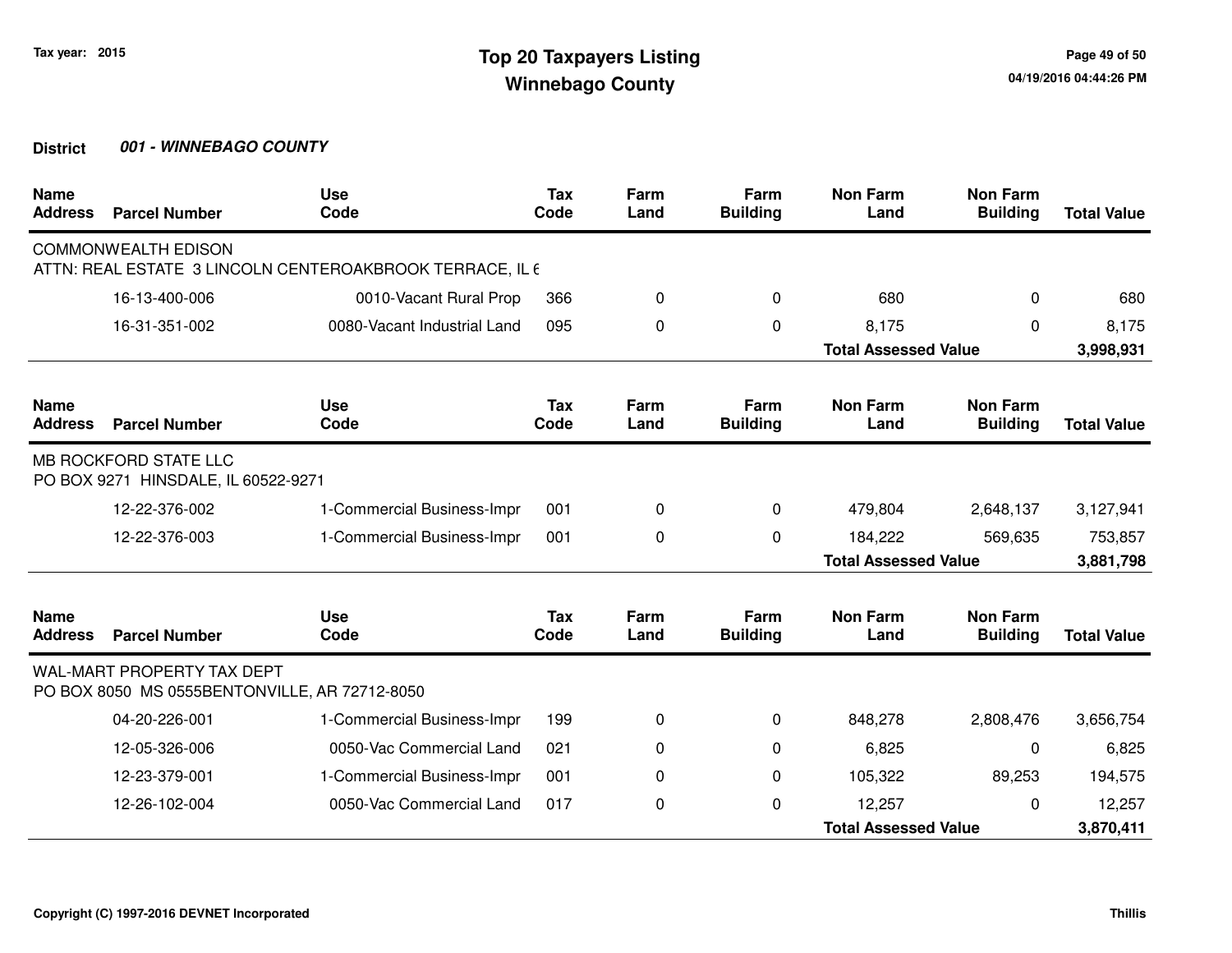**Tax year: 2015**

# Top 20 Taxpayers Listing
## Winnebago County

**District** ***001 - WINNEBAGO COUNTY***

| Name Address | Parcel Number | Use Code | Tax Code | Farm Land | Farm Building | Non Farm Land | Non Farm Building | Total Value |
|---|---|---|---|---|---|---|---|---|
| COMMONWEALTH EDISON | | | | | | | | |
| ATTN: REAL ESTATE 3 LINCOLN CENTEROAKBROOK TERRACE, IL 6 | | | | | | | | |
| | 16-13-400-006 | 0010-Vacant Rural Prop | 366 | 0 | 0 | 680 | 0 | 680 |
| | 16-31-351-002 | 0080-Vacant Industrial Land | 095 | 0 | 0 | 8,175 | 0 | 8,175 |
| | | | | | | **Total Assessed Value** | | **3,998,931** |

| Name Address | Parcel Number | Use Code | Tax Code | Farm Land | Farm Building | Non Farm Land | Non Farm Building | Total Value |
|---|---|---|---|---|---|---|---|---|
| MB ROCKFORD STATE LLC | | | | | | | | |
| PO BOX 9271 HINSDALE, IL 60522-9271 | | | | | | | | |
| | 12-22-376-002 | 1-Commercial Business-Impr | 001 | 0 | 0 | 479,804 | 2,648,137 | 3,127,941 |
| | 12-22-376-003 | 1-Commercial Business-Impr | 001 | 0 | 0 | 184,222 | 569,635 | 753,857 |
| | | | | | | **Total Assessed Value** | | **3,881,798** |

| Name Address | Parcel Number | Use Code | Tax Code | Farm Land | Farm Building | Non Farm Land | Non Farm Building | Total Value |
|---|---|---|---|---|---|---|---|---|
| WAL-MART PROPERTY TAX DEPT | | | | | | | | |
| PO BOX 8050 MS 0555BENTONVILLE, AR 72712-8050 | | | | | | | | |
| | 04-20-226-001 | 1-Commercial Business-Impr | 199 | 0 | 0 | 848,278 | 2,808,476 | 3,656,754 |
| | 12-05-326-006 | 0050-Vac Commercial Land | 021 | 0 | 0 | 6,825 | 0 | 6,825 |
| | 12-23-379-001 | 1-Commercial Business-Impr | 001 | 0 | 0 | 105,322 | 89,253 | 194,575 |
| | 12-26-102-004 | 0050-Vac Commercial Land | 017 | 0 | 0 | 12,257 | 0 | 12,257 |
| | | | | | | **Total Assessed Value** | | **3,870,411** |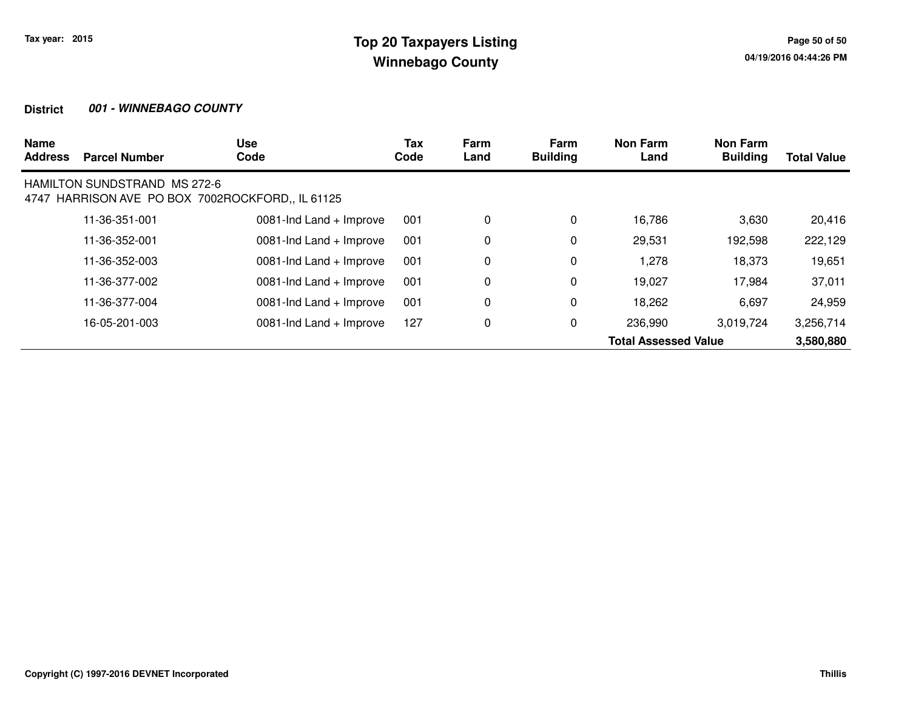Tax year: 2015

# Top 20 Taxpayers Listing
## Winnebago County

04/19/2016 04:44:26 PM

**District** ***001 - WINNEBAGO COUNTY***

| Name Address | Parcel Number | Use Code | Tax Code | Farm Land | Farm Building | Non Farm Land | Non Farm Building | Total Value |
|---|---|---|---|---|---|---|---|---|
| HAMILTON SUNDSTRAND MS 272-6<br>4747 HARRISON AVE PO BOX 7002ROCKFORD,, IL 61125 | | | | | | | | |
| | 11-36-351-001 | 0081-Ind Land + Improve | 001 | 0 | 0 | 16,786 | 3,630 | 20,416 |
| | 11-36-352-001 | 0081-Ind Land + Improve | 001 | 0 | 0 | 29,531 | 192,598 | 222,129 |
| | 11-36-352-003 | 0081-Ind Land + Improve | 001 | 0 | 0 | 1,278 | 18,373 | 19,651 |
| | 11-36-377-002 | 0081-Ind Land + Improve | 001 | 0 | 0 | 19,027 | 17,984 | 37,011 |
| | 11-36-377-004 | 0081-Ind Land + Improve | 001 | 0 | 0 | 18,262 | 6,697 | 24,959 |
| | 16-05-201-003 | 0081-Ind Land + Improve | 127 | 0 | 0 | 236,990 | 3,019,724 | 3,256,714 |
| | | | | | | **Total Assessed Value** | | **3,580,880** |

Copyright (C) 1997-2016 DEVNET Incorporated

Thillis